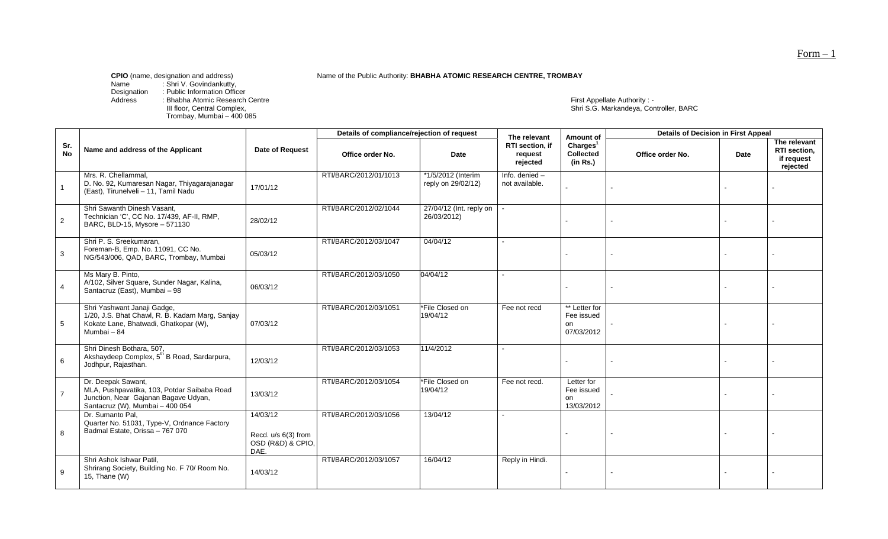Form – 1

**CPIO** (name, designation and address)

Name : Shri V. Govindankutty,
Designation : Public Information Officer
Address : Bhabha Atomic Research Centre
III floor, Central Complex,
Trombay, Mumbai – 400 085

Name of the Public Authority: **BHABHA ATOMIC RESEARCH CENTRE, TROMBAY**

First Appellate Authority : -
Shri S.G. Markandeya, Controller, BARC

| Sr. No | Name and address of the Applicant | Date of Request | Details of compliance/rejection of request | | The relevant RTI section, if request rejected | Amount of Charges[1] Collected (in Rs.) | Details of Decision in First Appeal | | |
|---|---|---|---|---|---|---|---|---|---|
| | | | Office order No. | Date | | | Office order No. | Date | The relevant RTI section, if request rejected |
| 1 | Mrs. R. Chellammal, D. No. 92, Kumaresan Nagar, Thiyagarajanagar (East), Tirunelveli – 11, Tamil Nadu | 17/01/12 | RTI/BARC/2012/01/1013 | *1/5/2012 (Interim reply on 29/02/12) | Info. denied – not available. | - | - | - | - |
| 2 | Shri Sawanth Dinesh Vasant, Technician 'C', CC No. 17/439, AF-II, RMP, BARC, BLD-15, Mysore – 571130 | 28/02/12 | RTI/BARC/2012/02/1044 | 27/04/12 (Int. reply on 26/03/2012) | - | - | - | - | - |
| 3 | Shri P. S. Sreekumaran, Foreman-B, Emp. No. 11091, CC No. NG/543/006, QAD, BARC, Trombay, Mumbai | 05/03/12 | RTI/BARC/2012/03/1047 | 04/04/12 | - | - | - | - | - |
| 4 | Ms Mary B. Pinto, A/102, Silver Square, Sunder Nagar, Kalina, Santacruz (East), Mumbai – 98 | 06/03/12 | RTI/BARC/2012/03/1050 | 04/04/12 | - | - | - | - | - |
| 5 | Shri Yashwant Janaji Gadge, 1/20, J.S. Bhat Chawl, R. B. Kadam Marg, Sanjay Kokate Lane, Bhatwadi, Ghatkopar (W), Mumbai – 84 | 07/03/12 | RTI/BARC/2012/03/1051 | *File Closed on 19/04/12 | Fee not recd | ** Letter for Fee issued on 07/03/2012 | - | - | - |
| 6 | Shri Dinesh Bothara, 507, Akshaydeep Complex, 5th B Road, Sardarpura, Jodhpur, Rajasthan. | 12/03/12 | RTI/BARC/2012/03/1053 | 11/4/2012 | - | - | - | - | - |
| 7 | Dr. Deepak Sawant, MLA, Pushpavatika, 103, Potdar Saibaba Road Junction, Near Gajanan Bagave Udyan, Santacruz (W), Mumbai – 400 054 | 13/03/12 | RTI/BARC/2012/03/1054 | *File Closed on 19/04/12 | Fee not recd. | Letter for Fee issued on 13/03/2012 | - | - | - |
| 8 | Dr. Sumanto Pal, Quarter No. 51031, Type-V, Ordnance Factory Badmal Estate, Orissa – 767 070 | 14/03/12 Recd. u/s 6(3) from OSD (R&D) & CPIO, DAE. | RTI/BARC/2012/03/1056 | 13/04/12 | - | - | - | - | - |
| 9 | Shri Ashok Ishwar Patil, Shrirang Society, Building No. F 70/ Room No. 15, Thane (W) | 14/03/12 | RTI/BARC/2012/03/1057 | 16/04/12 | Reply in Hindi. | - | - | - | - |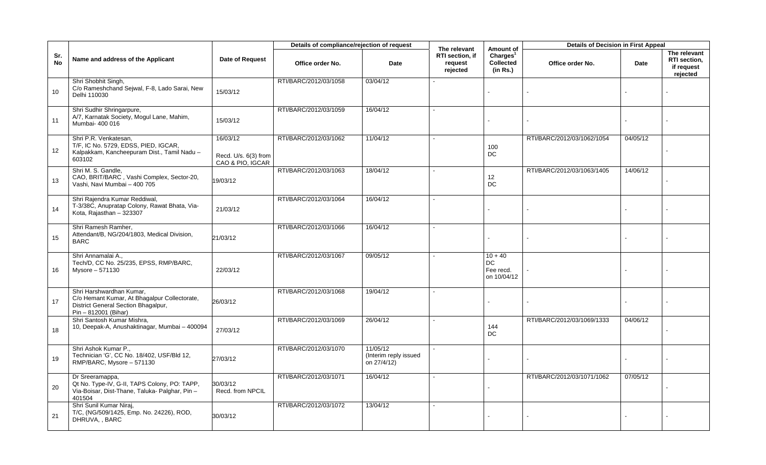| Sr. No | Name and address of the Applicant | Date of Request | Details of compliance/rejection of request | | The relevant RTI section, if request rejected | Amount of Charges[1] Collected (in Rs.) | Details of Decision in First Appeal | | |
|---|---|---|---|---|---|---|---|---|---|
| | | | Office order No. | Date | | | Office order No. | Date | The relevant RTI section, if request rejected |
| 10 | Shri Shobhit Singh, C/o Rameshchand Sejwal, F-8, Lado Sarai, New Delhi 110030 | 15/03/12 | RTI/BARC/2012/03/1058 | 03/04/12 | - | - | - | - | - |
| 11 | Shri Sudhir Shringarpure, A/7, Karnatak Society, Mogul Lane, Mahim, Mumbai- 400 016 | 15/03/12 | RTI/BARC/2012/03/1059 | 16/04/12 | - | - | - | - | - |
| 12 | Shri P.R. Venkatesan, T/F, IC No. 5729, EDSS, PIED, IGCAR, Kalpakkam, Kancheepuram Dist., Tamil Nadu – 603102 | 16/03/12 Recd. U/s. 6(3) from CAO & PIO, IGCAR | RTI/BARC/2012/03/1062 | 11/04/12 | - | 100 DC | RTI/BARC/2012/03/1062/1054 | 04/05/12 | - |
| 13 | Shri M. S. Gandle, CAO, BRIT/BARC , Vashi Complex, Sector-20, Vashi, Navi Mumbai – 400 705 | 19/03/12 | RTI/BARC/2012/03/1063 | 18/04/12 | - | 12 DC | RTI/BARC/2012/03/1063/1405 | 14/06/12 | - |
| 14 | Shri Rajendra Kumar Reddiwal, T-3/38C, Anupratap Colony, Rawat Bhata, Via-Kota, Rajasthan – 323307 | 21/03/12 | RTI/BARC/2012/03/1064 | 16/04/12 | - | - | - | - | - |
| 15 | Shri Ramesh Ramher, Attendant/B, NG/204/1803, Medical Division, BARC | 21/03/12 | RTI/BARC/2012/03/1066 | 16/04/12 | - | - | - | - | - |
| 16 | Shri Annamalai A., Tech/D, CC No. 25/235, EPSS, RMP/BARC, Mysore – 571130 | 22/03/12 | RTI/BARC/2012/03/1067 | 09/05/12 | - | 10 + 40 DC Fee recd. on 10/04/12 | - | - | - |
| 17 | Shri Harshwardhan Kumar, C/o Hemant Kumar, At Bhagalpur Collectorate, District General Section Bhagalpur, Pin – 812001 (Bihar) | 26/03/12 | RTI/BARC/2012/03/1068 | 19/04/12 | - | - | - | - | - |
| 18 | Shri Santosh Kumar Mishra, 10, Deepak-A, Anushaktinagar, Mumbai – 400094 | 27/03/12 | RTI/BARC/2012/03/1069 | 26/04/12 | - | 144 DC | RTI/BARC/2012/03/1069/1333 | 04/06/12 | - |
| 19 | Shri Ashok Kumar P., Technician 'G', CC No. 18/402, USF/Bld 12, RMP/BARC, Mysore – 571130 | 27/03/12 | RTI/BARC/2012/03/1070 | 11/05/12 (Interim reply issued on 27/4/12) | - | - | - | - | - |
| 20 | Dr Sreeramappa, Qt No. Type-IV, G-II, TAPS Colony, PO: TAPP, Via-Boisar, Dist-Thane, Taluka- Palghar, Pin – 401504 | 30/03/12 Recd. from NPCIL | RTI/BARC/2012/03/1071 | 16/04/12 | - | - | RTI/BARC/2012/03/1071/1062 | 07/05/12 | - |
| 21 | Shri Sunil Kumar Niraj, T/C, (NG/509/1425, Emp. No. 24226), ROD, DHRUVA, , BARC | 30/03/12 | RTI/BARC/2012/03/1072 | 13/04/12 | - | - | - | - | - |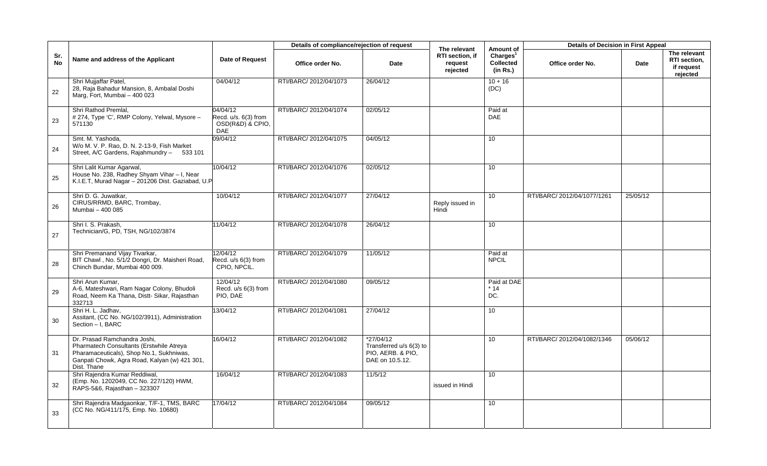| Sr. No | Name and address of the Applicant | Date of Request | Details of compliance/rejection of request | | The relevant RTI section, if request rejected | Amount of Charges[1] Collected (in Rs.) | Details of Decision in First Appeal | | |
|---|---|---|---|---|---|---|---|---|---|
| | | | Office order No. | Date | | | Office order No. | Date | The relevant RTI section, if request rejected |
| 22 | Shri Mujjaffar Patel, 28, Raja Bahadur Mansion, 8, Ambalal Doshi Marg, Fort, Mumbai – 400 023 | 04/04/12 | RTI/BARC/ 2012/04/1073 | 26/04/12 | | 10 + 16 (DC) | | | |
| 23 | Shri Rathod Premlal, # 274, Type 'C', RMP Colony, Yelwal, Mysore – 571130 | 04/04/12 Recd. u/s. 6(3) from OSD(R&D) & CPIO, DAE | RTI/BARC/ 2012/04/1074 | 02/05/12 | | Paid at DAE | | | |
| 24 | Smt. M. Yashoda, W/o M. V. P. Rao, D. N. 2-13-9, Fish Market Street, A/C Gardens, Rajahmundry – 533 101 | 09/04/12 | RTI/BARC/ 2012/04/1075 | 04/05/12 | | 10 | | | |
| 25 | Shri Lalit Kumar Agarwal, House No. 238, Radhey Shyam Vihar – I, Near K.I.E.T, Murad Nagar – 201206 Dist. Gaziabad, U.P | 10/04/12 | RTI/BARC/ 2012/04/1076 | 02/05/12 | | 10 | | | |
| 26 | Shri D. G. Juwatkar, CIRUS/RRMD, BARC, Trombay, Mumbai – 400 085 | 10/04/12 | RTI/BARC/ 2012/04/1077 | 27/04/12 | Reply issued in Hindi | 10 | RTI/BARC/ 2012/04/1077/1261 | 25/05/12 | |
| 27 | Shri I. S. Prakash, Technician/G, PD, TSH, NG/102/3874 | 11/04/12 | RTI/BARC/ 2012/04/1078 | 26/04/12 | | 10 | | | |
| 28 | Shri Premanand Vijay Tivarkar, BIT Chawl , No. 5/1/2 Dongri, Dr. Maisheri Road, Chinch Bundar, Mumbai 400 009. | 12/04/12 Recd. u/s 6(3) from CPIO, NPCIL. | RTI/BARC/ 2012/04/1079 | 11/05/12 | | Paid at NPCIL | | | |
| 29 | Shri Arun Kumar, A-6, Mateshwari, Ram Nagar Colony, Bhudoli Road, Neem Ka Thana, Distt- Sikar, Rajasthan 332713 | 12/04/12 Recd. u/s 6(3) from PIO, DAE | RTI/BARC/ 2012/04/1080 | 09/05/12 | | Paid at DAE * 14 DC. | | | |
| 30 | Shri H. L. Jadhav, Assitant, (CC No. NG/102/3911), Administration Section – I, BARC | 13/04/12 | RTI/BARC/ 2012/04/1081 | 27/04/12 | | 10 | | | |
| 31 | Dr. Prasad Ramchandra Joshi, Pharmatech Consultants (Erstwhile Atreya Pharamaceuticals), Shop No.1, Sukhniwas, Ganpati Chowk, Agra Road, Kalyan (w) 421 301, Dist. Thane | 16/04/12 | RTI/BARC/ 2012/04/1082 | *27/04/12 Transferred u/s 6(3) to PIO, AERB. & PIO, DAE on 10.5.12. | | 10 | RTI/BARC/ 2012/04/1082/1346 | 05/06/12 | |
| 32 | Shri Rajendra Kumar Reddiwal, (Emp. No. 1202049, CC No. 227/120) HWM, RAPS-5&6, Rajasthan – 323307 | 16/04/12 | RTI/BARC/ 2012/04/1083 | 11/5/12 | issued in Hindi | 10 | | | |
| 33 | Shri Rajendra Madgaonkar, T/F-1, TMS, BARC (CC No. NG/411/175, Emp. No. 10680) | 17/04/12 | RTI/BARC/ 2012/04/1084 | 09/05/12 | | 10 | | | |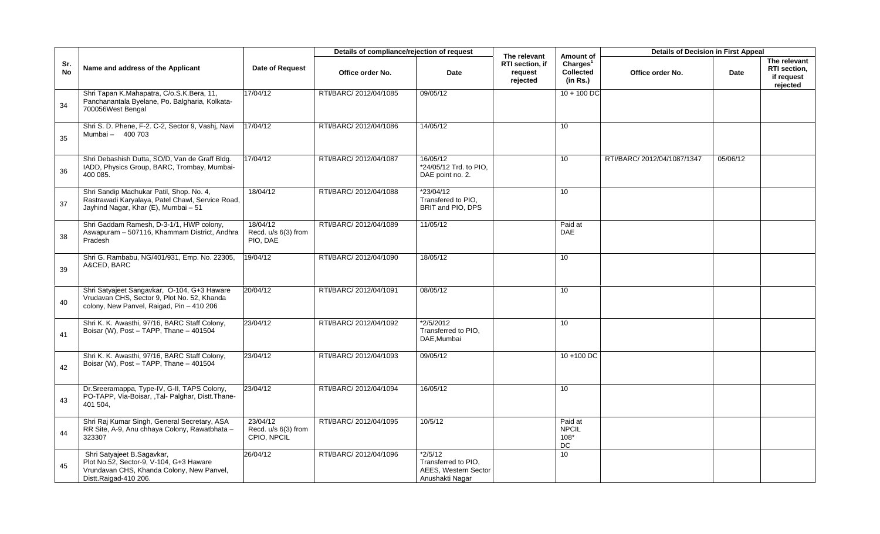| Sr. No | Name and address of the Applicant | Date of Request | Details of compliance/rejection of request | | The relevant RTI section, if request rejected | Amount of Charges[1] Collected (in Rs.) | Details of Decision in First Appeal | | |
|---|---|---|---|---|---|---|---|---|---|
| | | | Office order No. | Date | | | Office order No. | Date | The relevant RTI section, if request rejected |
| 34 | Shri Tapan K.Mahapatra, C/o.S.K.Bera, 11, Panchanantala Byelane, Po. Balgharia, Kolkata-700056West Bengal | 17/04/12 | RTI/BARC/ 2012/04/1085 | 09/05/12 | | 10 + 100 DC | | | |
| 35 | Shri S. D. Phene, F-2. C-2, Sector 9, Vashj, Navi Mumbai – 400 703 | 17/04/12 | RTI/BARC/ 2012/04/1086 | 14/05/12 | | 10 | | | |
| 36 | Shri Debashish Dutta, SO/D, Van de Graff Bldg. IADD, Physics Group, BARC, Trombay, Mumbai-400 085. | 17/04/12 | RTI/BARC/ 2012/04/1087 | 16/05/12 *24/05/12 Trd. to PIO, DAE point no. 2. | | 10 | RTI/BARC/ 2012/04/1087/1347 | 05/06/12 | |
| 37 | Shri Sandip Madhukar Patil, Shop. No. 4, Rastrawadi Karyalaya, Patel Chawl, Service Road, Jayhind Nagar, Khar (E), Mumbai – 51 | 18/04/12 | RTI/BARC/ 2012/04/1088 | *23/04/12 Transfered to PIO, BRIT and PIO, DPS | | 10 | | | |
| 38 | Shri Gaddam Ramesh, D-3-1/1, HWP colony, Aswapuram – 507116, Khammam District, Andhra Pradesh | 18/04/12 Recd. u/s 6(3) from PIO, DAE | RTI/BARC/ 2012/04/1089 | 11/05/12 | | Paid at DAE | | | |
| 39 | Shri G. Rambabu, NG/401/931, Emp. No. 22305, A&CED, BARC | 19/04/12 | RTI/BARC/ 2012/04/1090 | 18/05/12 | | 10 | | | |
| 40 | Shri Satyajeet Sangavkar, O-104, G+3 Haware Vrudavan CHS, Sector 9, Plot No. 52, Khanda colony, New Panvel, Raigad, Pin – 410 206 | 20/04/12 | RTI/BARC/ 2012/04/1091 | 08/05/12 | | 10 | | | |
| 41 | Shri K. K. Awasthi, 97/16, BARC Staff Colony, Boisar (W), Post – TAPP, Thane – 401504 | 23/04/12 | RTI/BARC/ 2012/04/1092 | *2/5/2012 Transferred to PIO, DAE,Mumbai | | 10 | | | |
| 42 | Shri K. K. Awasthi, 97/16, BARC Staff Colony, Boisar (W), Post – TAPP, Thane – 401504 | 23/04/12 | RTI/BARC/ 2012/04/1093 | 09/05/12 | | 10 +100 DC | | | |
| 43 | Dr.Sreeramappa, Type-IV, G-II, TAPS Colony, PO-TAPP, Via-Boisar, ,Tal- Palghar, Distt.Thane-401 504, | 23/04/12 | RTI/BARC/ 2012/04/1094 | 16/05/12 | | 10 | | | |
| 44 | Shri Raj Kumar Singh, General Secretary, ASA RR Site, A-9, Anu chhaya Colony, Rawatbhata – 323307 | 23/04/12 Recd. u/s 6(3) from CPIO, NPCIL | RTI/BARC/ 2012/04/1095 | 10/5/12 | | Paid at NPCIL 108* DC | | | |
| 45 | Shri Satyajeet B.Sagavkar, Plot No.52, Sector-9, V-104, G+3 Haware Vrundavan CHS, Khanda Colony, New Panvel, Distt.Raigad-410 206. | 26/04/12 | RTI/BARC/ 2012/04/1096 | *2/5/12 Transferred to PIO, AEES, Western Sector Anushakti Nagar | | 10 | | | |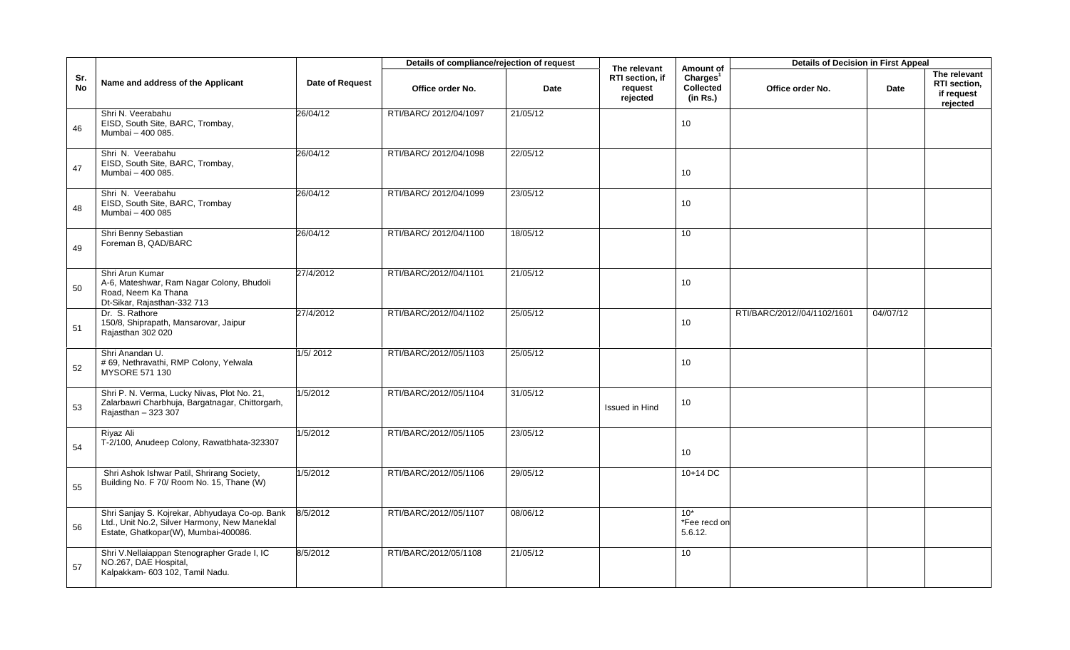| Sr. No | Name and address of the Applicant | Date of Request | Details of compliance/rejection of request | | The relevant RTI section, if request rejected | Amount of Charges[1] Collected (in Rs.) | Details of Decision in First Appeal | | |
|---|---|---|---|---|---|---|---|---|---|
| | | | Office order No. | Date | | | Office order No. | Date | The relevant RTI section, if request rejected |
| 46 | Shri N. Veerabahu EISD, South Site, BARC, Trombay, Mumbai – 400 085. | 26/04/12 | RTI/BARC/ 2012/04/1097 | 21/05/12 | | 10 | | | |
| 47 | Shri N. Veerabahu EISD, South Site, BARC, Trombay, Mumbai – 400 085. | 26/04/12 | RTI/BARC/ 2012/04/1098 | 22/05/12 | | 10 | | | |
| 48 | Shri N. Veerabahu EISD, South Site, BARC, Trombay Mumbai – 400 085 | 26/04/12 | RTI/BARC/ 2012/04/1099 | 23/05/12 | | 10 | | | |
| 49 | Shri Benny Sebastian Foreman B, QAD/BARC | 26/04/12 | RTI/BARC/ 2012/04/1100 | 18/05/12 | | 10 | | | |
| 50 | Shri Arun Kumar A-6, Mateshwar, Ram Nagar Colony, Bhudoli Road, Neem Ka Thana Dt-Sikar, Rajasthan-332 713 | 27/4/2012 | RTI/BARC/2012//04/1101 | 21/05/12 | | 10 | | | |
| 51 | Dr. S. Rathore 150/8, Shiprapath, Mansarovar, Jaipur Rajasthan 302 020 | 27/4/2012 | RTI/BARC/2012//04/1102 | 25/05/12 | | 10 | RTI/BARC/2012//04/1102/1601 | 04//07/12 | |
| 52 | Shri Anandan U. # 69, Nethravathi, RMP Colony, Yelwala MYSORE 571 130 | 1/5/ 2012 | RTI/BARC/2012//05/1103 | 25/05/12 | | 10 | | | |
| 53 | Shri P. N. Verma, Lucky Nivas, Plot No. 21, Zalarbawri Charbhuja, Bargatnagar, Chittorgarh, Rajasthan – 323 307 | 1/5/2012 | RTI/BARC/2012//05/1104 | 31/05/12 | Issued in Hind | 10 | | | |
| 54 | Riyaz Ali T-2/100, Anudeep Colony, Rawatbhata-323307 | 1/5/2012 | RTI/BARC/2012//05/1105 | 23/05/12 | | 10 | | | |
| 55 | Shri Ashok Ishwar Patil, Shrirang Society, Building No. F 70/ Room No. 15, Thane (W) | 1/5/2012 | RTI/BARC/2012//05/1106 | 29/05/12 | | 10+14 DC | | | |
| 56 | Shri Sanjay S. Kojrekar, Abhyudaya Co-op. Bank Ltd., Unit No.2, Silver Harmony, New Maneklal Estate, Ghatkopar(W), Mumbai-400086. | 8/5/2012 | RTI/BARC/2012//05/1107 | 08/06/12 | | 10* *Fee recd on 5.6.12. | | | |
| 57 | Shri V.Nellaiappan Stenographer Grade I, IC NO.267, DAE Hospital, Kalpakkam- 603 102, Tamil Nadu. | 8/5/2012 | RTI/BARC/2012/05/1108 | 21/05/12 | | 10 | | | |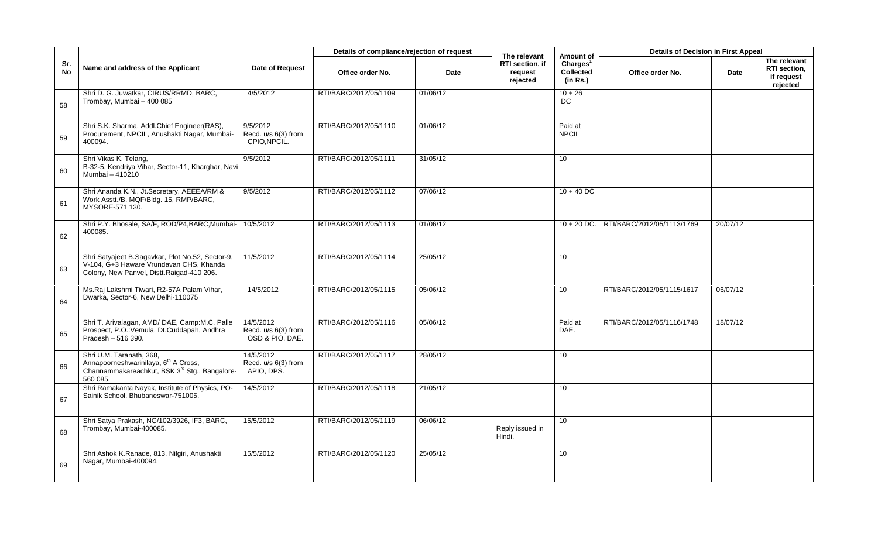| Sr. No | Name and address of the Applicant | Date of Request | Details of compliance/rejection of request | | The relevant RTI section, if request rejected | Amount of Charges[1] Collected (in Rs.) | Details of Decision in First Appeal | | |
|---|---|---|---|---|---|---|---|---|---|
| | | | Office order No. | Date | | | Office order No. | Date | The relevant RTI section, if request rejected |
| 58 | Shri D. G. Juwatkar, CIRUS/RRMD, BARC, Trombay, Mumbai – 400 085 | 4/5/2012 | RTI/BARC/2012/05/1109 | 01/06/12 | | 10 + 26 DC | | | |
| 59 | Shri S.K. Sharma, Addl.Chief Engineer(RAS), Procurement, NPCIL, Anushakti Nagar, Mumbai-400094. | 9/5/2012 Recd. u/s 6(3) from CPIO,NPCIL. | RTI/BARC/2012/05/1110 | 01/06/12 | | Paid at NPCIL | | | |
| 60 | Shri Vikas K. Telang, B-32-5, Kendriya Vihar, Sector-11, Kharghar, Navi Mumbai – 410210 | 9/5/2012 | RTI/BARC/2012/05/1111 | 31/05/12 | | 10 | | | |
| 61 | Shri Ananda K.N., Jt.Secretary, AEEEA/RM & Work Asstt./B, MQF/Bldg. 15, RMP/BARC, MYSORE-571 130. | 9/5/2012 | RTI/BARC/2012/05/1112 | 07/06/12 | | 10 + 40 DC | | | |
| 62 | Shri P.Y. Bhosale, SA/F, ROD/P4,BARC,Mumbai-400085. | 10/5/2012 | RTI/BARC/2012/05/1113 | 01/06/12 | | 10 + 20 DC. | RTI/BARC/2012/05/1113/1769 | 20/07/12 | |
| 63 | Shri Satyajeet B.Sagavkar, Plot No.52, Sector-9, V-104, G+3 Haware Vrundavan CHS, Khanda Colony, New Panvel, Distt.Raigad-410 206. | 11/5/2012 | RTI/BARC/2012/05/1114 | 25/05/12 | | 10 | | | |
| 64 | Ms.Raj Lakshmi Tiwari, R2-57A Palam Vihar, Dwarka, Sector-6, New Delhi-110075 | 14/5/2012 | RTI/BARC/2012/05/1115 | 05/06/12 | | 10 | RTI/BARC/2012/05/1115/1617 | 06/07/12 | |
| 65 | Shri T. Arivalagan, AMD/ DAE, Camp:M.C. Palle Prospect, P.O.:Vemula, Dt.Cuddapah, Andhra Pradesh – 516 390. | 14/5/2012 Recd. u/s 6(3) from OSD & PIO, DAE. | RTI/BARC/2012/05/1116 | 05/06/12 | | Paid at DAE. | RTI/BARC/2012/05/1116/1748 | 18/07/12 | |
| 66 | Shri U.M. Taranath, 368, Annapoorneshwarinilaya, 6th A Cross, Channammakareachkut, BSK 3rd Stg., Bangalore-560 085. | 14/5/2012 Recd. u/s 6(3) from APIO, DPS. | RTI/BARC/2012/05/1117 | 28/05/12 | | 10 | | | |
| 67 | Shri Ramakanta Nayak, Institute of Physics, PO-Sainik School, Bhubaneswar-751005. | 14/5/2012 | RTI/BARC/2012/05/1118 | 21/05/12 | | 10 | | | |
| 68 | Shri Satya Prakash, NG/102/3926, IF3, BARC, Trombay, Mumbai-400085. | 15/5/2012 | RTI/BARC/2012/05/1119 | 06/06/12 | Reply issued in Hindi. | 10 | | | |
| 69 | Shri Ashok K.Ranade, 813, Nilgiri, Anushakti Nagar, Mumbai-400094. | 15/5/2012 | RTI/BARC/2012/05/1120 | 25/05/12 | | 10 | | | |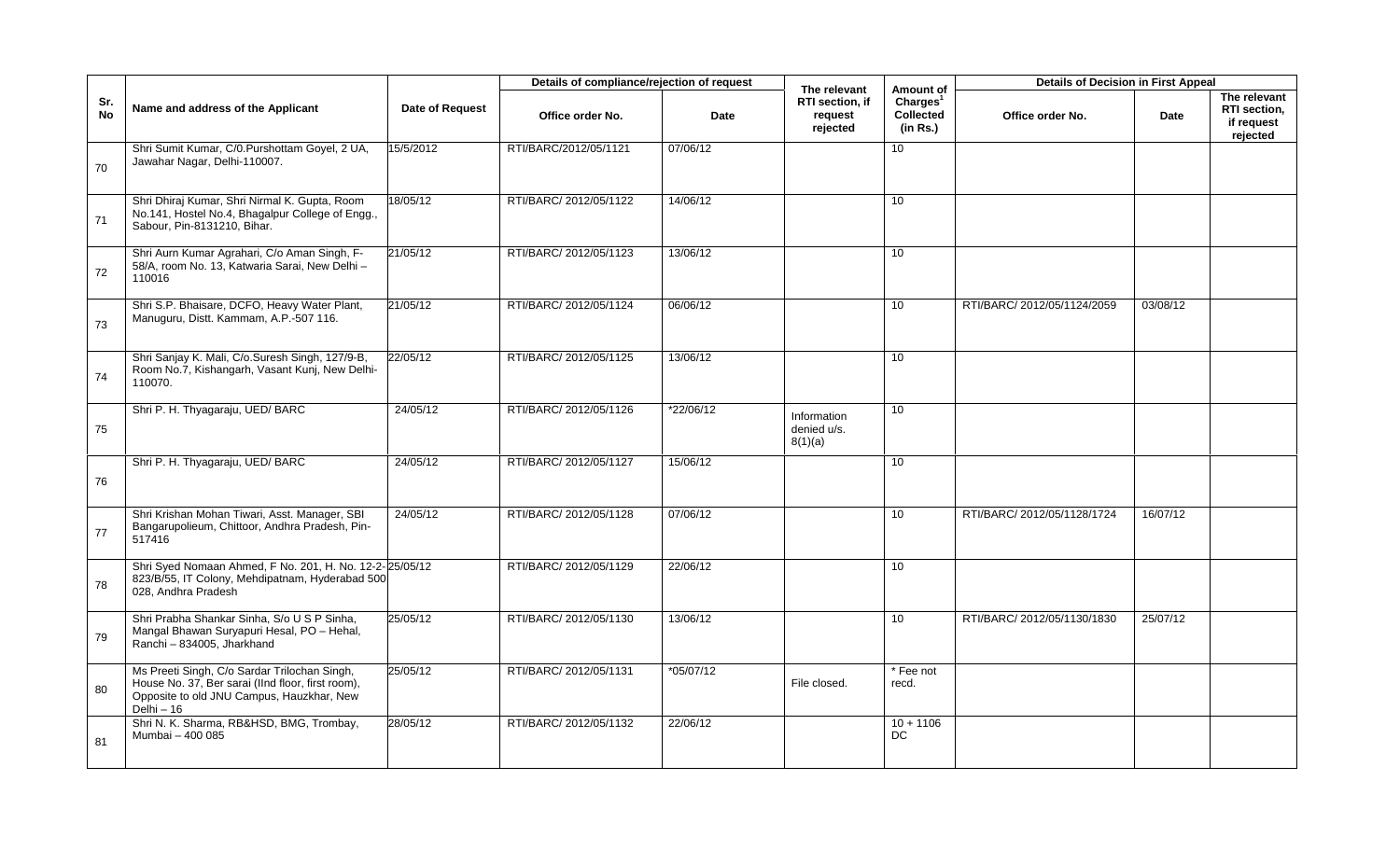| Sr. No | Name and address of the Applicant | Date of Request | Details of compliance/rejection of request | | The relevant RTI section, if request rejected | Amount of Charges[1] Collected (in Rs.) | Details of Decision in First Appeal | | |
|---|---|---|---|---|---|---|---|---|---|
| | | | Office order No. | Date | | | Office order No. | Date | The relevant RTI section, if request rejected |
| 70 | Shri Sumit Kumar, C/0.Purshottam Goyel, 2 UA, Jawahar Nagar, Delhi-110007. | 15/5/2012 | RTI/BARC/2012/05/1121 | 07/06/12 | | 10 | | | |
| 71 | Shri Dhiraj Kumar, Shri Nirmal K. Gupta, Room No.141, Hostel No.4, Bhagalpur College of Engg., Sabour, Pin-8131210, Bihar. | 18/05/12 | RTI/BARC/ 2012/05/1122 | 14/06/12 | | 10 | | | |
| 72 | Shri Aurn Kumar Agrahari, C/o Aman Singh, F-58/A, room No. 13, Katwaria Sarai, New Delhi – 110016 | 21/05/12 | RTI/BARC/ 2012/05/1123 | 13/06/12 | | 10 | | | |
| 73 | Shri S.P. Bhaisare, DCFO, Heavy Water Plant, Manuguru, Distt. Kammam, A.P.-507 116. | 21/05/12 | RTI/BARC/ 2012/05/1124 | 06/06/12 | | 10 | RTI/BARC/ 2012/05/1124/2059 | 03/08/12 | |
| 74 | Shri Sanjay K. Mali, C/o.Suresh Singh, 127/9-B, Room No.7, Kishangarh, Vasant Kunj, New Delhi-110070. | 22/05/12 | RTI/BARC/ 2012/05/1125 | 13/06/12 | | 10 | | | |
| 75 | Shri P. H. Thyagaraju, UED/ BARC | 24/05/12 | RTI/BARC/ 2012/05/1126 | *22/06/12 | Information denied u/s. 8(1)(a) | 10 | | | |
| 76 | Shri P. H. Thyagaraju, UED/ BARC | 24/05/12 | RTI/BARC/ 2012/05/1127 | 15/06/12 | | 10 | | | |
| 77 | Shri Krishan Mohan Tiwari, Asst. Manager, SBI Bangarupolieum, Chittoor, Andhra Pradesh, Pin-517416 | 24/05/12 | RTI/BARC/ 2012/05/1128 | 07/06/12 | | 10 | RTI/BARC/ 2012/05/1128/1724 | 16/07/12 | |
| 78 | Shri Syed Nomaan Ahmed, F No. 201, H. No. 12-2-823/B/55, IT Colony, Mehdipatnam, Hyderabad 500 028, Andhra Pradesh | 25/05/12 | RTI/BARC/ 2012/05/1129 | 22/06/12 | | 10 | | | |
| 79 | Shri Prabha Shankar Sinha, S/o U S P Sinha, Mangal Bhawan Suryapuri Hesal, PO – Hehal, Ranchi – 834005, Jharkhand | 25/05/12 | RTI/BARC/ 2012/05/1130 | 13/06/12 | | 10 | RTI/BARC/ 2012/05/1130/1830 | 25/07/12 | |
| 80 | Ms Preeti Singh, C/o Sardar Trilochan Singh, House No. 37, Ber sarai (IInd floor, first room), Opposite to old JNU Campus, Hauzkhar, New Delhi – 16 | 25/05/12 | RTI/BARC/ 2012/05/1131 | *05/07/12 | File closed. | * Fee not recd. | | | |
| 81 | Shri N. K. Sharma, RB&HSD, BMG, Trombay, Mumbai – 400 085 | 28/05/12 | RTI/BARC/ 2012/05/1132 | 22/06/12 | | 10 + 1106 DC | | | |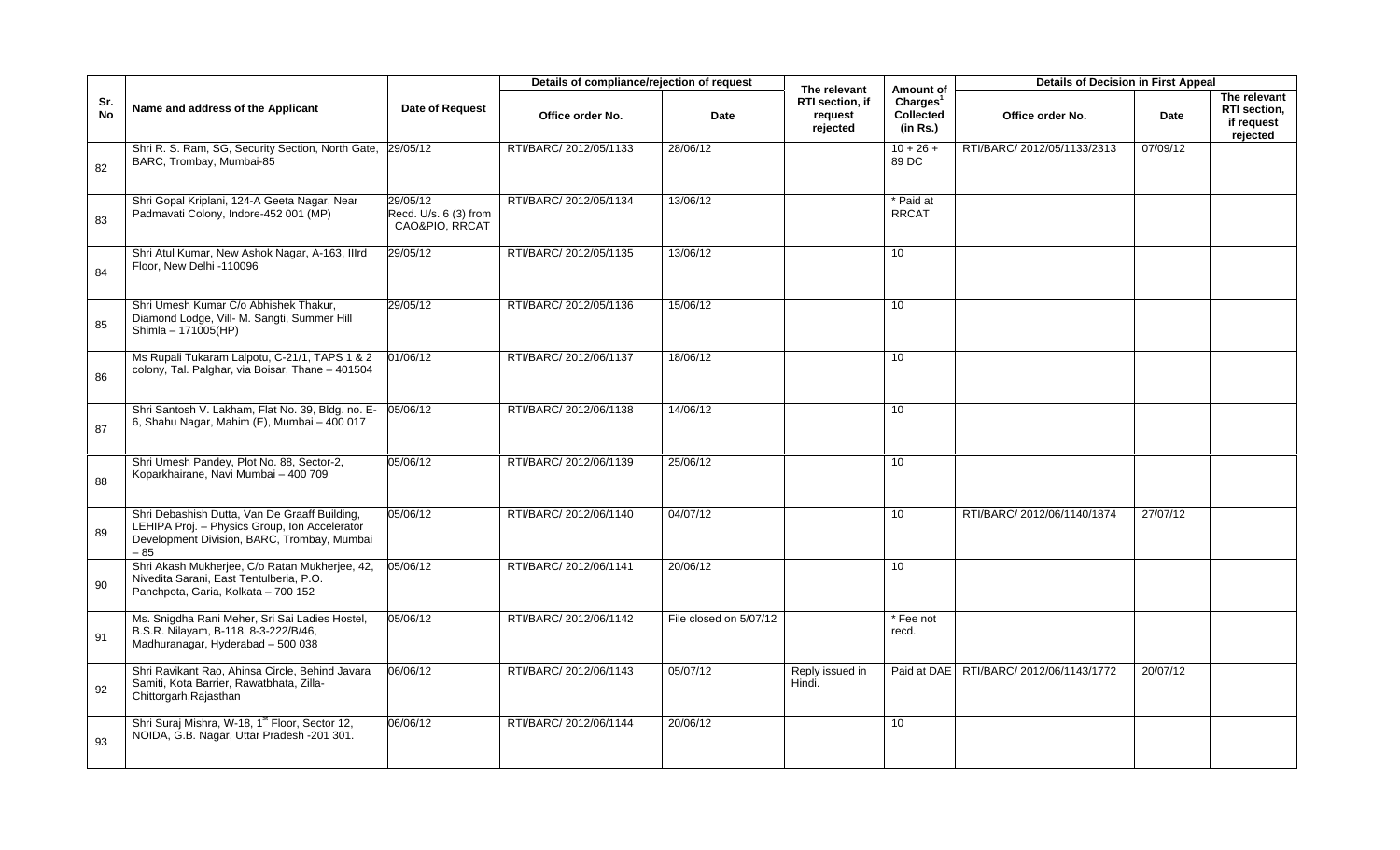| Sr. No | Name and address of the Applicant | Date of Request | Details of compliance/rejection of request | | The relevant RTI section, if request rejected | Amount of Charges[1] Collected (in Rs.) | Details of Decision in First Appeal | | |
|---|---|---|---|---|---|---|---|---|---|
| | | | Office order No. | Date | | | Office order No. | Date | The relevant RTI section, if request rejected |
| 82 | Shri R. S. Ram, SG, Security Section, North Gate, BARC, Trombay, Mumbai-85 | 29/05/12 | RTI/BARC/ 2012/05/1133 | 28/06/12 | | 10 + 26 + 89 DC | RTI/BARC/ 2012/05/1133/2313 | 07/09/12 | |
| 83 | Shri Gopal Kriplani, 124-A Geeta Nagar, Near Padmavati Colony, Indore-452 001 (MP) | 29/05/12 Recd. U/s. 6 (3) from CAO&PIO, RRCAT | RTI/BARC/ 2012/05/1134 | 13/06/12 | | * Paid at RRCAT | | | |
| 84 | Shri Atul Kumar, New Ashok Nagar, A-163, IIIrd Floor, New Delhi -110096 | 29/05/12 | RTI/BARC/ 2012/05/1135 | 13/06/12 | | 10 | | | |
| 85 | Shri Umesh Kumar C/o Abhishek Thakur, Diamond Lodge, Vill- M. Sangti, Summer Hill Shimla – 171005(HP) | 29/05/12 | RTI/BARC/ 2012/05/1136 | 15/06/12 | | 10 | | | |
| 86 | Ms Rupali Tukaram Lalpotu, C-21/1, TAPS 1 & 2 colony, Tal. Palghar, via Boisar, Thane – 401504 | 01/06/12 | RTI/BARC/ 2012/06/1137 | 18/06/12 | | 10 | | | |
| 87 | Shri Santosh V. Lakham, Flat No. 39, Bldg. no. E-6, Shahu Nagar, Mahim (E), Mumbai – 400 017 | 05/06/12 | RTI/BARC/ 2012/06/1138 | 14/06/12 | | 10 | | | |
| 88 | Shri Umesh Pandey, Plot No. 88, Sector-2, Koparkhairane, Navi Mumbai – 400 709 | 05/06/12 | RTI/BARC/ 2012/06/1139 | 25/06/12 | | 10 | | | |
| 89 | Shri Debashish Dutta, Van De Graaff Building, LEHIPA Proj. – Physics Group, Ion Accelerator Development Division, BARC, Trombay, Mumbai – 85 | 05/06/12 | RTI/BARC/ 2012/06/1140 | 04/07/12 | | 10 | RTI/BARC/ 2012/06/1140/1874 | 27/07/12 | |
| 90 | Shri Akash Mukherjee, C/o Ratan Mukherjee, 42, Nivedita Sarani, East Tentulberia, P.O. Panchpota, Garia, Kolkata – 700 152 | 05/06/12 | RTI/BARC/ 2012/06/1141 | 20/06/12 | | 10 | | | |
| 91 | Ms. Snigdha Rani Meher, Sri Sai Ladies Hostel, B.S.R. Nilayam, B-118, 8-3-222/B/46, Madhuranagar, Hyderabad – 500 038 | 05/06/12 | RTI/BARC/ 2012/06/1142 | File closed on 5/07/12 | | * Fee not recd. | | | |
| 92 | Shri Ravikant Rao, Ahinsa Circle, Behind Javara Samiti, Kota Barrier, Rawatbhata, Zilla-Chittorgarh,Rajasthan | 06/06/12 | RTI/BARC/ 2012/06/1143 | 05/07/12 | Reply issued in Hindi. | Paid at DAE | RTI/BARC/ 2012/06/1143/1772 | 20/07/12 | |
| 93 | Shri Suraj Mishra, W-18, 1st Floor, Sector 12, NOIDA, G.B. Nagar, Uttar Pradesh -201 301. | 06/06/12 | RTI/BARC/ 2012/06/1144 | 20/06/12 | | 10 | | | |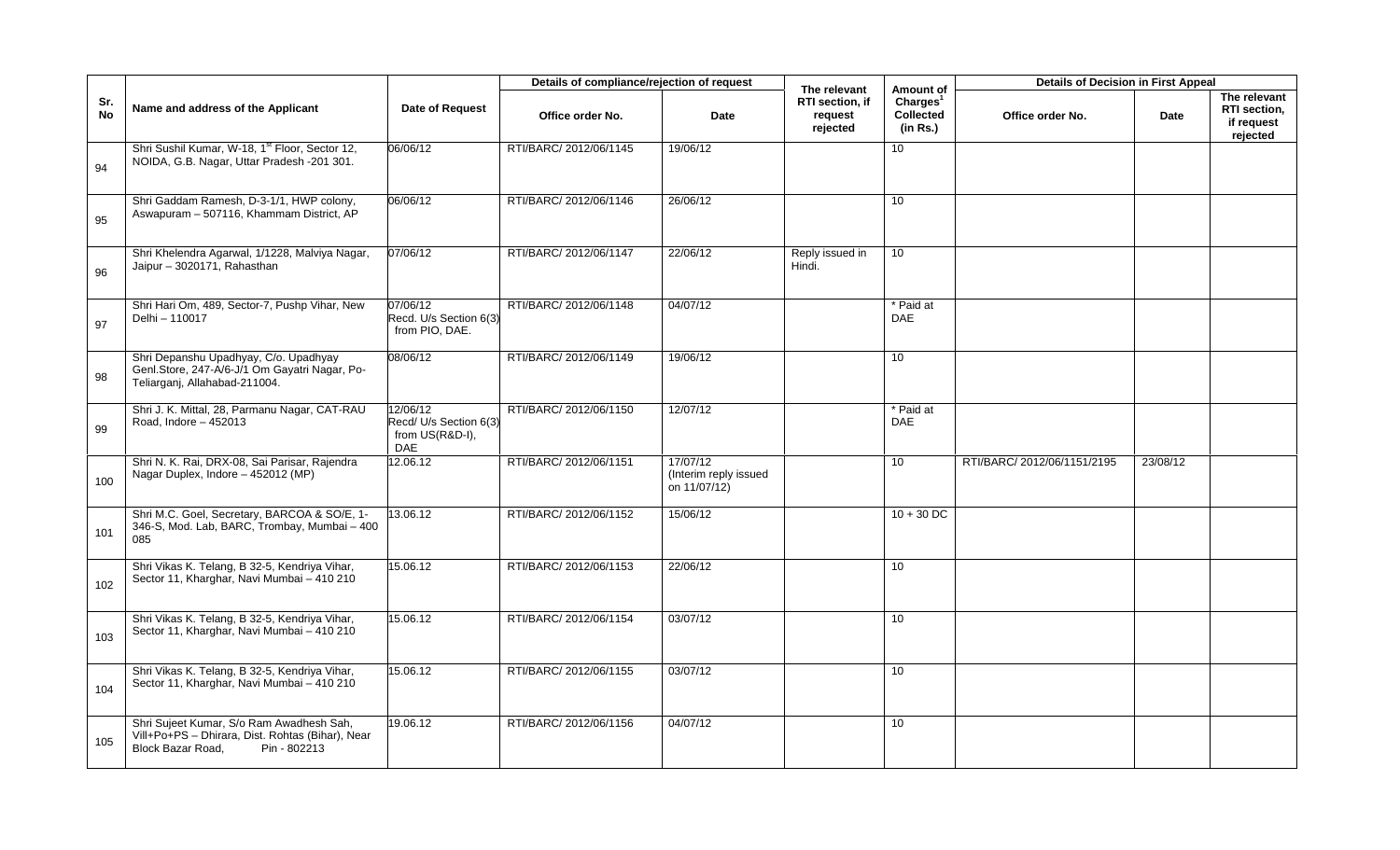| Sr. No | Name and address of the Applicant | Date of Request | Details of compliance/rejection of request | | The relevant RTI section, if request rejected | Amount of Charges[1] Collected (in Rs.) | Details of Decision in First Appeal | | |
|---|---|---|---|---|---|---|---|---|---|
| | | | Office order No. | Date | | | Office order No. | Date | The relevant RTI section, if request rejected |
| 94 | Shri Sushil Kumar, W-18, 1st Floor, Sector 12, NOIDA, G.B. Nagar, Uttar Pradesh -201 301. | 06/06/12 | RTI/BARC/ 2012/06/1145 | 19/06/12 | | 10 | | | |
| 95 | Shri Gaddam Ramesh, D-3-1/1, HWP colony, Aswapuram – 507116, Khammam District, AP | 06/06/12 | RTI/BARC/ 2012/06/1146 | 26/06/12 | | 10 | | | |
| 96 | Shri Khelendra Agarwal, 1/1228, Malviya Nagar, Jaipur – 3020171, Rahasthan | 07/06/12 | RTI/BARC/ 2012/06/1147 | 22/06/12 | Reply issued in Hindi. | 10 | | | |
| 97 | Shri Hari Om, 489, Sector-7, Pushp Vihar, New Delhi – 110017 | 07/06/12 Recd. U/s Section 6(3) from PIO, DAE. | RTI/BARC/ 2012/06/1148 | 04/07/12 | | * Paid at DAE | | | |
| 98 | Shri Depanshu Upadhyay, C/o. Upadhyay Genl.Store, 247-A/6-J/1 Om Gayatri Nagar, Po-Teliarganj, Allahabad-211004. | 08/06/12 | RTI/BARC/ 2012/06/1149 | 19/06/12 | | 10 | | | |
| 99 | Shri J. K. Mittal, 28, Parmanu Nagar, CAT-RAU Road, Indore – 452013 | 12/06/12 Recd/ U/s Section 6(3) from US(R&D-I), DAE | RTI/BARC/ 2012/06/1150 | 12/07/12 | | * Paid at DAE | | | |
| 100 | Shri N. K. Rai, DRX-08, Sai Parisar, Rajendra Nagar Duplex, Indore – 452012 (MP) | 12.06.12 | RTI/BARC/ 2012/06/1151 | 17/07/12 (Interim reply issued on 11/07/12) | | 10 | RTI/BARC/ 2012/06/1151/2195 | 23/08/12 | |
| 101 | Shri M.C. Goel, Secretary, BARCOA & SO/E, 1-346-S, Mod. Lab, BARC, Trombay, Mumbai – 400 085 | 13.06.12 | RTI/BARC/ 2012/06/1152 | 15/06/12 | | 10 + 30 DC | | | |
| 102 | Shri Vikas K. Telang, B 32-5, Kendriya Vihar, Sector 11, Kharghar, Navi Mumbai – 410 210 | 15.06.12 | RTI/BARC/ 2012/06/1153 | 22/06/12 | | 10 | | | |
| 103 | Shri Vikas K. Telang, B 32-5, Kendriya Vihar, Sector 11, Kharghar, Navi Mumbai – 410 210 | 15.06.12 | RTI/BARC/ 2012/06/1154 | 03/07/12 | | 10 | | | |
| 104 | Shri Vikas K. Telang, B 32-5, Kendriya Vihar, Sector 11, Kharghar, Navi Mumbai – 410 210 | 15.06.12 | RTI/BARC/ 2012/06/1155 | 03/07/12 | | 10 | | | |
| 105 | Shri Sujeet Kumar, S/o Ram Awadhesh Sah, Vill+Po+PS – Dhirara, Dist. Rohtas (Bihar), Near Block Bazar Road, Pin - 802213 | 19.06.12 | RTI/BARC/ 2012/06/1156 | 04/07/12 | | 10 | | | |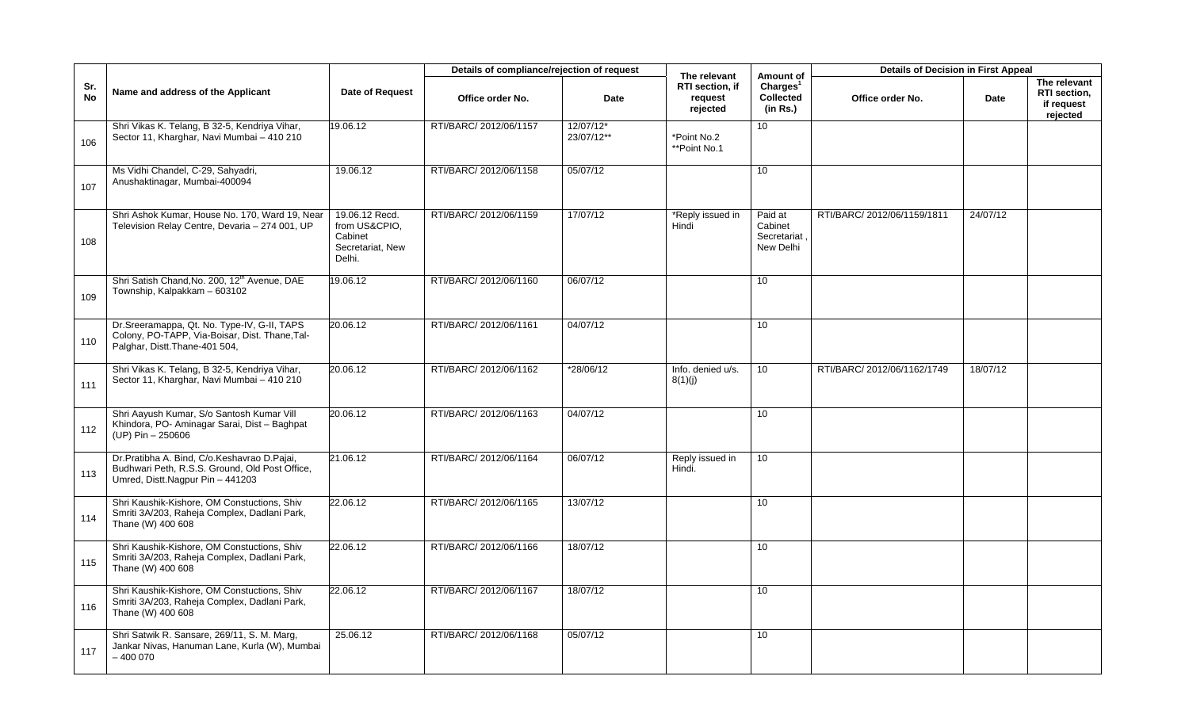| Sr. No | Name and address of the Applicant | Date of Request | Details of compliance/rejection of request | | The relevant RTI section, if request rejected | Amount of Charges[1] Collected (in Rs.) | Details of Decision in First Appeal | | |
|---|---|---|---|---|---|---|---|---|---|
| | | | Office order No. | Date | | | Office order No. | Date | The relevant RTI section, if request rejected |
| 106 | Shri Vikas K. Telang, B 32-5, Kendriya Vihar, Sector 11, Kharghar, Navi Mumbai – 410 210 | 19.06.12 | RTI/BARC/ 2012/06/1157 | 12/07/12* 23/07/12** | *Point No.2 **Point No.1 | 10 | | | |
| 107 | Ms Vidhi Chandel, C-29, Sahyadri, Anushaktinagar, Mumbai-400094 | 19.06.12 | RTI/BARC/ 2012/06/1158 | 05/07/12 | | 10 | | | |
| 108 | Shri Ashok Kumar, House No. 170, Ward 19, Near Television Relay Centre, Devaria – 274 001, UP | 19.06.12 Recd. from US&CPIO, Cabinet Secretariat, New Delhi. | RTI/BARC/ 2012/06/1159 | 17/07/12 | *Reply issued in Hindi | Paid at Cabinet Secretariat , New Delhi | RTI/BARC/ 2012/06/1159/1811 | 24/07/12 | |
| 109 | Shri Satish Chand,No. 200, 12th Avenue, DAE Township, Kalpakkam – 603102 | 19.06.12 | RTI/BARC/ 2012/06/1160 | 06/07/12 | | 10 | | | |
| 110 | Dr.Sreeramappa, Qt. No. Type-IV, G-II, TAPS Colony, PO-TAPP, Via-Boisar, Dist. Thane,Tal-Palghar, Distt.Thane-401 504, | 20.06.12 | RTI/BARC/ 2012/06/1161 | 04/07/12 | | 10 | | | |
| 111 | Shri Vikas K. Telang, B 32-5, Kendriya Vihar, Sector 11, Kharghar, Navi Mumbai – 410 210 | 20.06.12 | RTI/BARC/ 2012/06/1162 | *28/06/12 | Info. denied u/s. 8(1)(j) | 10 | RTI/BARC/ 2012/06/1162/1749 | 18/07/12 | |
| 112 | Shri Aayush Kumar, S/o Santosh Kumar Vill Khindora, PO- Aminagar Sarai, Dist – Baghpat (UP) Pin – 250606 | 20.06.12 | RTI/BARC/ 2012/06/1163 | 04/07/12 | | 10 | | | |
| 113 | Dr.Pratibha A. Bind, C/o.Keshavrao D.Pajai, Budhwari Peth, R.S.S. Ground, Old Post Office, Umred, Distt.Nagpur Pin – 441203 | 21.06.12 | RTI/BARC/ 2012/06/1164 | 06/07/12 | Reply issued in Hindi. | 10 | | | |
| 114 | Shri Kaushik-Kishore, OM Constuctions, Shiv Smriti 3A/203, Raheja Complex, Dadlani Park, Thane (W) 400 608 | 22.06.12 | RTI/BARC/ 2012/06/1165 | 13/07/12 | | 10 | | | |
| 115 | Shri Kaushik-Kishore, OM Constuctions, Shiv Smriti 3A/203, Raheja Complex, Dadlani Park, Thane (W) 400 608 | 22.06.12 | RTI/BARC/ 2012/06/1166 | 18/07/12 | | 10 | | | |
| 116 | Shri Kaushik-Kishore, OM Constuctions, Shiv Smriti 3A/203, Raheja Complex, Dadlani Park, Thane (W) 400 608 | 22.06.12 | RTI/BARC/ 2012/06/1167 | 18/07/12 | | 10 | | | |
| 117 | Shri Satwik R. Sansare, 269/11, S. M. Marg, Jankar Nivas, Hanuman Lane, Kurla (W), Mumbai – 400 070 | 25.06.12 | RTI/BARC/ 2012/06/1168 | 05/07/12 | | 10 | | | |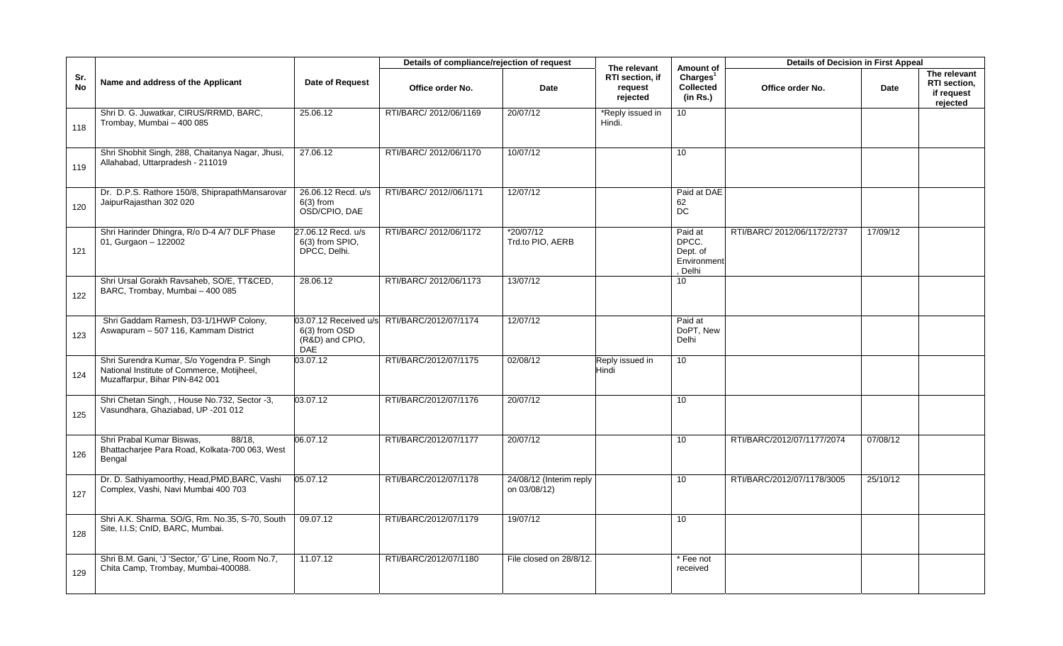| Sr. No | Name and address of the Applicant | Date of Request | Details of compliance/rejection of request | | The relevant RTI section, if request rejected | Amount of Charges[1] Collected (in Rs.) | Details of Decision in First Appeal | | |
|---|---|---|---|---|---|---|---|---|---|
| | | | Office order No. | Date | | | Office order No. | Date | The relevant RTI section, if request rejected |
| 118 | Shri D. G. Juwatkar, CIRUS/RRMD, BARC, Trombay, Mumbai – 400 085 | 25.06.12 | RTI/BARC/ 2012/06/1169 | 20/07/12 | *Reply issued in Hindi. | 10 | | | |
| 119 | Shri Shobhit Singh, 288, Chaitanya Nagar, Jhusi, Allahabad, Uttarpradesh - 211019 | 27.06.12 | RTI/BARC/ 2012/06/1170 | 10/07/12 | | 10 | | | |
| 120 | Dr. D.P.S. Rathore 150/8, ShiprapathMansarovar JaipurRajasthan 302 020 | 26.06.12 Recd. u/s 6(3) from OSD/CPIO, DAE | RTI/BARC/ 2012//06/1171 | 12/07/12 | | Paid at DAE 62 DC | | | |
| 121 | Shri Harinder Dhingra, R/o D-4 A/7 DLF Phase 01, Gurgaon – 122002 | 27.06.12 Recd. u/s 6(3) from SPIO, DPCC, Delhi. | RTI/BARC/ 2012/06/1172 | *20/07/12 Trd.to PIO, AERB | | Paid at DPCC. Dept. of Environment, Delhi | RTI/BARC/ 2012/06/1172/2737 | 17/09/12 | |
| 122 | Shri Ursal Gorakh Ravsaheb, SO/E, TT&CED, BARC, Trombay, Mumbai – 400 085 | 28.06.12 | RTI/BARC/ 2012/06/1173 | 13/07/12 | | 10 | | | |
| 123 | Shri Gaddam Ramesh, D3-1/1HWP Colony, Aswapuram – 507 116, Kammam District | 03.07.12 Received u/s 6(3) from OSD (R&D) and CPIO, DAE | RTI/BARC/2012/07/1174 | 12/07/12 | | Paid at DoPT, New Delhi | | | |
| 124 | Shri Surendra Kumar, S/o Yogendra P. Singh National Institute of Commerce, Motijheel, Muzaffarpur, Bihar PIN-842 001 | 03.07.12 | RTI/BARC/2012/07/1175 | 02/08/12 | Reply issued in Hindi | 10 | | | |
| 125 | Shri Chetan Singh, , House No.732, Sector -3, Vasundhara, Ghaziabad, UP -201 012 | 03.07.12 | RTI/BARC/2012/07/1176 | 20/07/12 | | 10 | | | |
| 126 | Shri Prabal Kumar Biswas, 88/18, Bhattacharjee Para Road, Kolkata-700 063, West Bengal | 06.07.12 | RTI/BARC/2012/07/1177 | 20/07/12 | | 10 | RTI/BARC/2012/07/1177/2074 | 07/08/12 | |
| 127 | Dr. D. Sathiyamoorthy, Head,PMD,BARC, Vashi Complex, Vashi, Navi Mumbai 400 703 | 05.07.12 | RTI/BARC/2012/07/1178 | 24/08/12 (Interim reply on 03/08/12) | | 10 | RTI/BARC/2012/07/1178/3005 | 25/10/12 | |
| 128 | Shri A.K. Sharma. SO/G, Rm. No.35, S-70, South Site, I.I.S; CnID, BARC, Mumbai. | 09.07.12 | RTI/BARC/2012/07/1179 | 19/07/12 | | 10 | | | |
| 129 | Shri B.M. Gani, 'J 'Sector,' G' Line, Room No.7, Chita Camp, Trombay, Mumbai-400088. | 11.07.12 | RTI/BARC/2012/07/1180 | File closed on 28/8/12. | | * Fee not received | | | |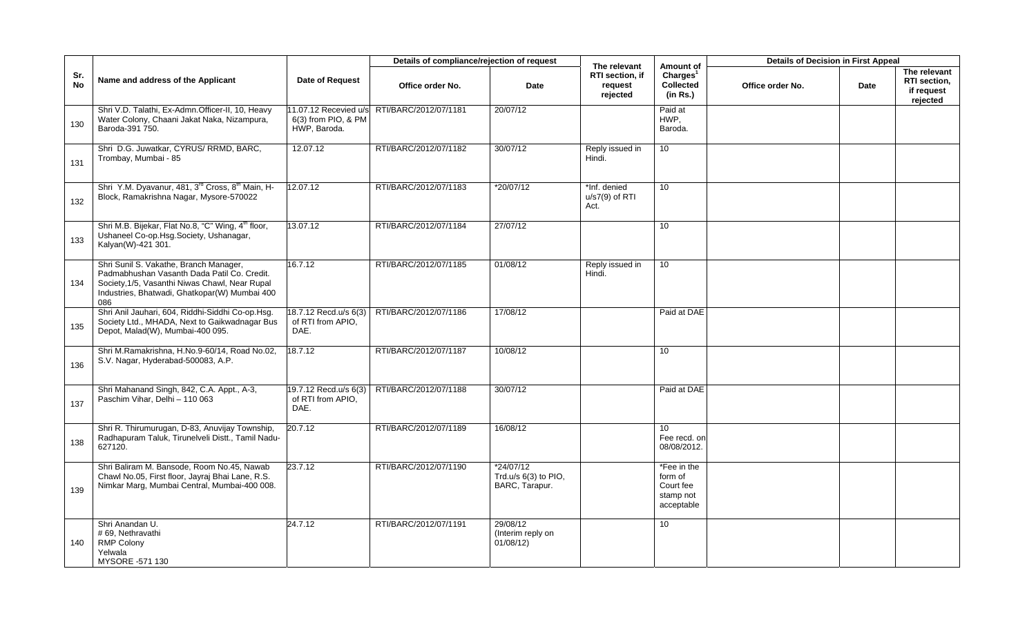| Sr. No | Name and address of the Applicant | Date of Request | Details of compliance/rejection of request | | The relevant RTI section, if request rejected | Amount of Charges[1] Collected (in Rs.) | Details of Decision in First Appeal | | |
|---|---|---|---|---|---|---|---|---|---|
| | | | Office order No. | Date | | | Office order No. | Date | The relevant RTI section, if request rejected |
| 130 | Shri V.D. Talathi, Ex-Admn.Officer-II, 10, Heavy Water Colony, Chaani Jakat Naka, Nizampura, Baroda-391 750. | 11.07.12 Recevied u/s 6(3) from PIO, & PM HWP, Baroda. | RTI/BARC/2012/07/1181 | 20/07/12 | | Paid at HWP, Baroda. | | | |
| 131 | Shri D.G. Juwatkar, CYRUS/ RRMD, BARC, Trombay, Mumbai - 85 | 12.07.12 | RTI/BARC/2012/07/1182 | 30/07/12 | Reply issued in Hindi. | 10 | | | |
| 132 | Shri Y.M. Dyavanur, 481, 3rd Cross, 8th Main, H-Block, Ramakrishna Nagar, Mysore-570022 | 12.07.12 | RTI/BARC/2012/07/1183 | *20/07/12 | *Inf. denied u/s7(9) of RTI Act. | 10 | | | |
| 133 | Shri M.B. Bijekar, Flat No.8, "C" Wing, 4th floor, Ushaneel Co-op.Hsg.Society, Ushanagar, Kalyan(W)-421 301. | 13.07.12 | RTI/BARC/2012/07/1184 | 27/07/12 | | 10 | | | |
| 134 | Shri Sunil S. Vakathe, Branch Manager, Padmabhushan Vasanth Dada Patil Co. Credit. Society,1/5, Vasanthi Niwas Chawl, Near Rupal Industries, Bhatwadi, Ghatkopar(W) Mumbai 400 086 | 16.7.12 | RTI/BARC/2012/07/1185 | 01/08/12 | Reply issued in Hindi. | 10 | | | |
| 135 | Shri Anil Jauhari, 604, Riddhi-Siddhi Co-op.Hsg. Society Ltd., MHADA, Next to Gaikwadnagar Bus Depot, Malad(W), Mumbai-400 095. | 18.7.12 Recd.u/s 6(3) of RTI from APIO, DAE. | RTI/BARC/2012/07/1186 | 17/08/12 | | Paid at DAE | | | |
| 136 | Shri M.Ramakrishna, H.No.9-60/14, Road No.02, S.V. Nagar, Hyderabad-500083, A.P. | 18.7.12 | RTI/BARC/2012/07/1187 | 10/08/12 | | 10 | | | |
| 137 | Shri Mahanand Singh, 842, C.A. Appt., A-3, Paschim Vihar, Delhi – 110 063 | 19.7.12 Recd.u/s 6(3) of RTI from APIO, DAE. | RTI/BARC/2012/07/1188 | 30/07/12 | | Paid at DAE | | | |
| 138 | Shri R. Thirumurugan, D-83, Anuvijay Township, Radhapuram Taluk, Tirunelveli Distt., Tamil Nadu-627120. | 20.7.12 | RTI/BARC/2012/07/1189 | 16/08/12 | | 10 Fee recd. on 08/08/2012. | | | |
| 139 | Shri Baliram M. Bansode, Room No.45, Nawab Chawl No.05, First floor, Jayraj Bhai Lane, R.S. Nimkar Marg, Mumbai Central, Mumbai-400 008. | 23.7.12 | RTI/BARC/2012/07/1190 | *24/07/12 Trd.u/s 6(3) to PIO, BARC, Tarapur. | | *Fee in the form of Court fee stamp not acceptable | | | |
| 140 | Shri Anandan U. # 69, Nethravathi RMP Colony Yelwala MYSORE -571 130 | 24.7.12 | RTI/BARC/2012/07/1191 | 29/08/12 (Interim reply on 01/08/12) | | 10 | | | |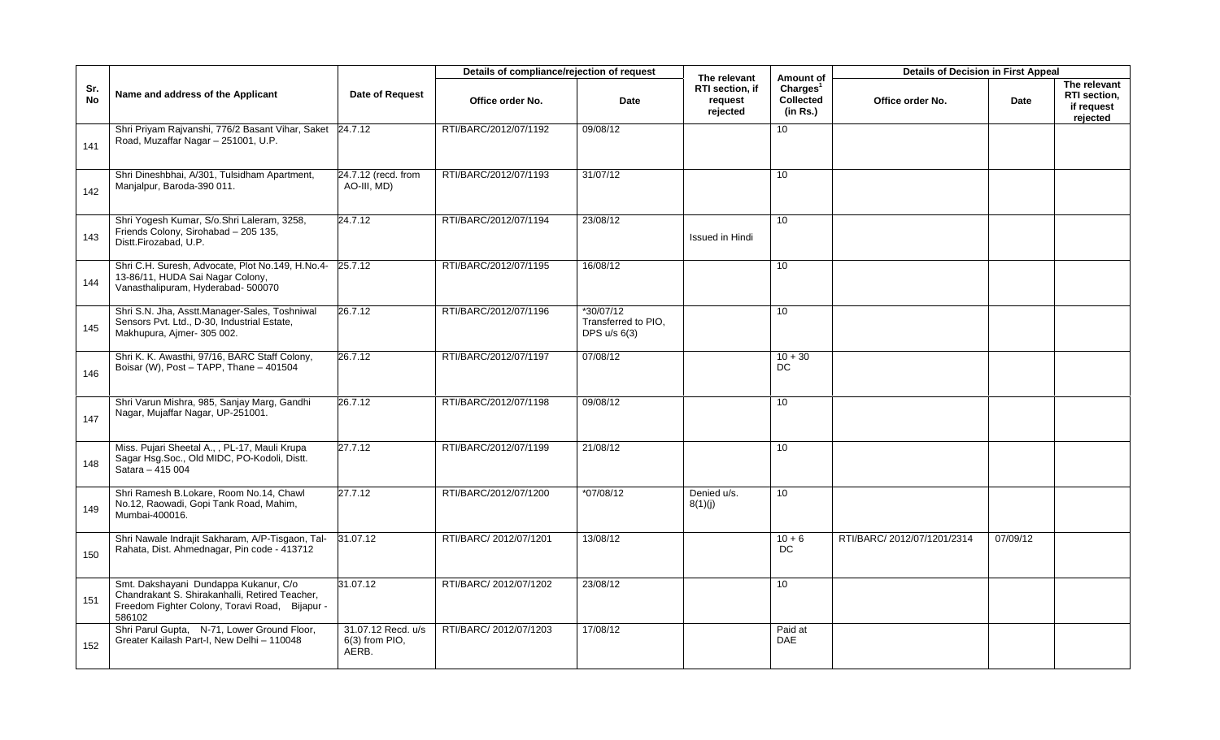| Sr. No | Name and address of the Applicant | Date of Request | Details of compliance/rejection of request | | The relevant RTI section, if request rejected | Amount of Charges[1] Collected (in Rs.) | Details of Decision in First Appeal | | |
|---|---|---|---|---|---|---|---|---|---|
| | | | Office order No. | Date | | | Office order No. | Date | The relevant RTI section, if request rejected |
| 141 | Shri Priyam Rajvanshi, 776/2 Basant Vihar, Saket Road, Muzaffar Nagar – 251001, U.P. | 24.7.12 | RTI/BARC/2012/07/1192 | 09/08/12 | | 10 | | | |
| 142 | Shri Dineshbhai, A/301, Tulsidham Apartment, Manjalpur, Baroda-390 011. | 24.7.12 (recd. from AO-III, MD) | RTI/BARC/2012/07/1193 | 31/07/12 | | 10 | | | |
| 143 | Shri Yogesh Kumar, S/o.Shri Laleram, 3258, Friends Colony, Sirohabad – 205 135, Distt.Firozabad, U.P. | 24.7.12 | RTI/BARC/2012/07/1194 | 23/08/12 | Issued in Hindi | 10 | | | |
| 144 | Shri C.H. Suresh, Advocate, Plot No.149, H.No.4-13-86/11, HUDA Sai Nagar Colony, Vanasthalipuram, Hyderabad- 500070 | 25.7.12 | RTI/BARC/2012/07/1195 | 16/08/12 | | 10 | | | |
| 145 | Shri S.N. Jha, Asstt.Manager-Sales, Toshniwal Sensors Pvt. Ltd., D-30, Industrial Estate, Makhupura, Ajmer- 305 002. | 26.7.12 | RTI/BARC/2012/07/1196 | *30/07/12 Transferred to PIO, DPS u/s 6(3) | | 10 | | | |
| 146 | Shri K. K. Awasthi, 97/16, BARC Staff Colony, Boisar (W), Post – TAPP, Thane – 401504 | 26.7.12 | RTI/BARC/2012/07/1197 | 07/08/12 | | 10 + 30 DC | | | |
| 147 | Shri Varun Mishra, 985, Sanjay Marg, Gandhi Nagar, Mujaffar Nagar, UP-251001. | 26.7.12 | RTI/BARC/2012/07/1198 | 09/08/12 | | 10 | | | |
| 148 | Miss. Pujari Sheetal A., , PL-17, Mauli Krupa Sagar Hsg.Soc., Old MIDC, PO-Kodoli, Distt. Satara – 415 004 | 27.7.12 | RTI/BARC/2012/07/1199 | 21/08/12 | | 10 | | | |
| 149 | Shri Ramesh B.Lokare, Room No.14, Chawl No.12, Raowadi, Gopi Tank Road, Mahim, Mumbai-400016. | 27.7.12 | RTI/BARC/2012/07/1200 | *07/08/12 | Denied u/s. 8(1)(j) | 10 | | | |
| 150 | Shri Nawale Indrajit Sakharam, A/P-Tisgaon, Tal-Rahata, Dist. Ahmednagar, Pin code - 413712 | 31.07.12 | RTI/BARC/ 2012/07/1201 | 13/08/12 | | 10 + 6 DC | RTI/BARC/ 2012/07/1201/2314 | 07/09/12 | |
| 151 | Smt. Dakshayani Dundappa Kukanur, C/o Chandrakant S. Shirakanhalli, Retired Teacher, Freedom Fighter Colony, Toravi Road, Bijapur - 586102 | 31.07.12 | RTI/BARC/ 2012/07/1202 | 23/08/12 | | 10 | | | |
| 152 | Shri Parul Gupta, N-71, Lower Ground Floor, Greater Kailash Part-I, New Delhi – 110048 | 31.07.12 Recd. u/s 6(3) from PIO, AERB. | RTI/BARC/ 2012/07/1203 | 17/08/12 | | Paid at DAE | | | |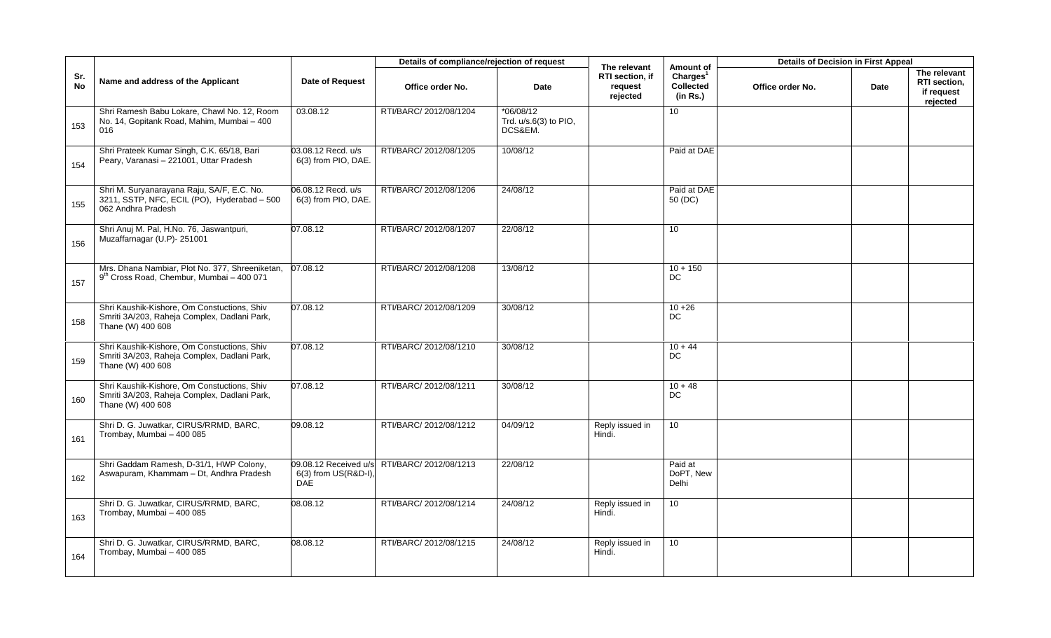| Sr. No | Name and address of the Applicant | Date of Request | Details of compliance/rejection of request | | The relevant RTI section, if request rejected | Amount of Charges[1] Collected (in Rs.) | Details of Decision in First Appeal | | |
|---|---|---|---|---|---|---|---|---|---|
| | | | Office order No. | Date | | | Office order No. | Date | The relevant RTI section, if request rejected |
| 153 | Shri Ramesh Babu Lokare, Chawl No. 12, Room No. 14, Gopitank Road, Mahim, Mumbai – 400 016 | 03.08.12 | RTI/BARC/ 2012/08/1204 | *06/08/12 Trd. u/s.6(3) to PIO, DCS&EM. | | 10 | | | |
| 154 | Shri Prateek Kumar Singh, C.K. 65/18, Bari Peary, Varanasi – 221001, Uttar Pradesh | 03.08.12 Recd. u/s 6(3) from PIO, DAE. | RTI/BARC/ 2012/08/1205 | 10/08/12 | | Paid at DAE | | | |
| 155 | Shri M. Suryanarayana Raju, SA/F, E.C. No. 3211, SSTP, NFC, ECIL (PO), Hyderabad – 500 062 Andhra Pradesh | 06.08.12 Recd. u/s 6(3) from PIO, DAE. | RTI/BARC/ 2012/08/1206 | 24/08/12 | | Paid at DAE 50 (DC) | | | |
| 156 | Shri Anuj M. Pal, H.No. 76, Jaswantpuri, Muzaffarnagar (U.P)- 251001 | 07.08.12 | RTI/BARC/ 2012/08/1207 | 22/08/12 | | 10 | | | |
| 157 | Mrs. Dhana Nambiar, Plot No. 377, Shreeniketan, 9th Cross Road, Chembur, Mumbai – 400 071 | 07.08.12 | RTI/BARC/ 2012/08/1208 | 13/08/12 | | 10 + 150 DC | | | |
| 158 | Shri Kaushik-Kishore, Om Constuctions, Shiv Smriti 3A/203, Raheja Complex, Dadlani Park, Thane (W) 400 608 | 07.08.12 | RTI/BARC/ 2012/08/1209 | 30/08/12 | | 10 +26 DC | | | |
| 159 | Shri Kaushik-Kishore, Om Constuctions, Shiv Smriti 3A/203, Raheja Complex, Dadlani Park, Thane (W) 400 608 | 07.08.12 | RTI/BARC/ 2012/08/1210 | 30/08/12 | | 10 + 44 DC | | | |
| 160 | Shri Kaushik-Kishore, Om Constuctions, Shiv Smriti 3A/203, Raheja Complex, Dadlani Park, Thane (W) 400 608 | 07.08.12 | RTI/BARC/ 2012/08/1211 | 30/08/12 | | 10 + 48 DC | | | |
| 161 | Shri D. G. Juwatkar, CIRUS/RRMD, BARC, Trombay, Mumbai – 400 085 | 09.08.12 | RTI/BARC/ 2012/08/1212 | 04/09/12 | Reply issued in Hindi. | 10 | | | |
| 162 | Shri Gaddam Ramesh, D-31/1, HWP Colony, Aswapuram, Khammam – Dt, Andhra Pradesh | 09.08.12 Received u/s 6(3) from US(R&D-I), DAE | RTI/BARC/ 2012/08/1213 | 22/08/12 | | Paid at DoPT, New Delhi | | | |
| 163 | Shri D. G. Juwatkar, CIRUS/RRMD, BARC, Trombay, Mumbai – 400 085 | 08.08.12 | RTI/BARC/ 2012/08/1214 | 24/08/12 | Reply issued in Hindi. | 10 | | | |
| 164 | Shri D. G. Juwatkar, CIRUS/RRMD, BARC, Trombay, Mumbai – 400 085 | 08.08.12 | RTI/BARC/ 2012/08/1215 | 24/08/12 | Reply issued in Hindi. | 10 | | | |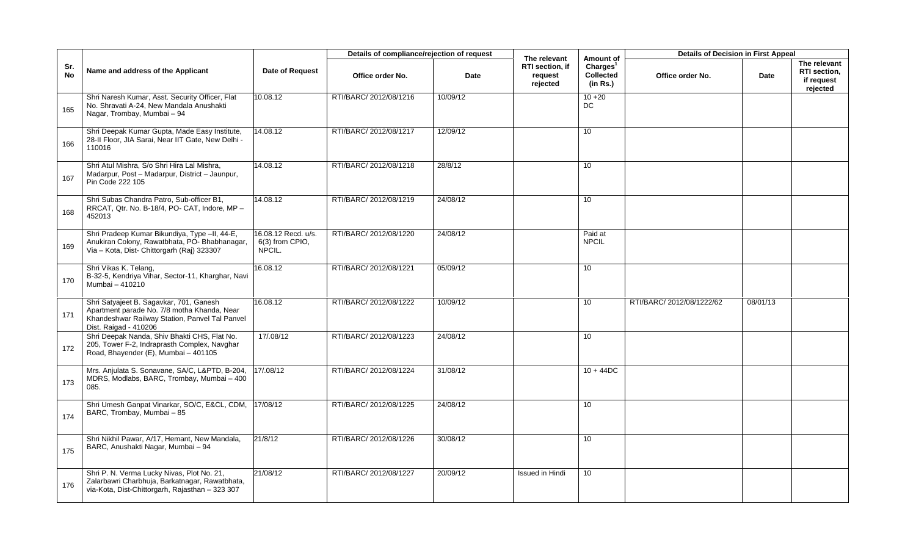| Sr. No | Name and address of the Applicant | Date of Request | Details of compliance/rejection of request | | The relevant RTI section, if request rejected | Amount of Charges[1] Collected (in Rs.) | Details of Decision in First Appeal | | |
|---|---|---|---|---|---|---|---|---|---|
| | | | Office order No. | Date | | | Office order No. | Date | The relevant RTI section, if request rejected |
| 165 | Shri Naresh Kumar, Asst. Security Officer, Flat No. Shravati A-24, New Mandala Anushakti Nagar, Trombay, Mumbai – 94 | 10.08.12 | RTI/BARC/ 2012/08/1216 | 10/09/12 | | 10 +20 DC | | | |
| 166 | Shri Deepak Kumar Gupta, Made Easy Institute, 28-II Floor, JIA Sarai, Near IIT Gate, New Delhi - 110016 | 14.08.12 | RTI/BARC/ 2012/08/1217 | 12/09/12 | | 10 | | | |
| 167 | Shri Atul Mishra, S/o Shri Hira Lal Mishra, Madarpur, Post – Madarpur, District – Jaunpur, Pin Code 222 105 | 14.08.12 | RTI/BARC/ 2012/08/1218 | 28/8/12 | | 10 | | | |
| 168 | Shri Subas Chandra Patro, Sub-officer B1, RRCAT, Qtr. No. B-18/4, PO- CAT, Indore, MP – 452013 | 14.08.12 | RTI/BARC/ 2012/08/1219 | 24/08/12 | | 10 | | | |
| 169 | Shri Pradeep Kumar Bikundiya, Type –II, 44-E, Anukiran Colony, Rawatbhata, PO- Bhabhanagar, Via – Kota, Dist- Chittorgarh (Raj) 323307 | 16.08.12 Recd. u/s. 6(3) from CPIO, NPCIL. | RTI/BARC/ 2012/08/1220 | 24/08/12 | | Paid at NPCIL | | | |
| 170 | Shri Vikas K. Telang, B-32-5, Kendriya Vihar, Sector-11, Kharghar, Navi Mumbai – 410210 | 16.08.12 | RTI/BARC/ 2012/08/1221 | 05/09/12 | | 10 | | | |
| 171 | Shri Satyajeet B. Sagavkar, 701, Ganesh Apartment parade No. 7/8 motha Khanda, Near Khandeshwar Railway Station, Panvel Tal Panvel Dist. Raigad - 410206 | 16.08.12 | RTI/BARC/ 2012/08/1222 | 10/09/12 | | 10 | RTI/BARC/ 2012/08/1222/62 | 08/01/13 | |
| 172 | Shri Deepak Nanda, Shiv Bhakti CHS, Flat No. 205, Tower F-2, Indraprasth Complex, Navghar Road, Bhayender (E), Mumbai – 401105 | 17/.08/12 | RTI/BARC/ 2012/08/1223 | 24/08/12 | | 10 | | | |
| 173 | Mrs. Anjulata S. Sonavane, SA/C, L&PTD, B-204, MDRS, Modlabs, BARC, Trombay, Mumbai – 400 085. | 17/.08/12 | RTI/BARC/ 2012/08/1224 | 31/08/12 | | 10 + 44DC | | | |
| 174 | Shri Umesh Ganpat Vinarkar, SO/C, E&CL, CDM, BARC, Trombay, Mumbai – 85 | 17/08/12 | RTI/BARC/ 2012/08/1225 | 24/08/12 | | 10 | | | |
| 175 | Shri Nikhil Pawar, A/17, Hemant, New Mandala, BARC, Anushakti Nagar, Mumbai – 94 | 21/8/12 | RTI/BARC/ 2012/08/1226 | 30/08/12 | | 10 | | | |
| 176 | Shri P. N. Verma Lucky Nivas, Plot No. 21, Zalarbawri Charbhuja, Barkatnagar, Rawatbhata, via-Kota, Dist-Chittorgarh, Rajasthan – 323 307 | 21/08/12 | RTI/BARC/ 2012/08/1227 | 20/09/12 | Issued in Hindi | 10 | | | |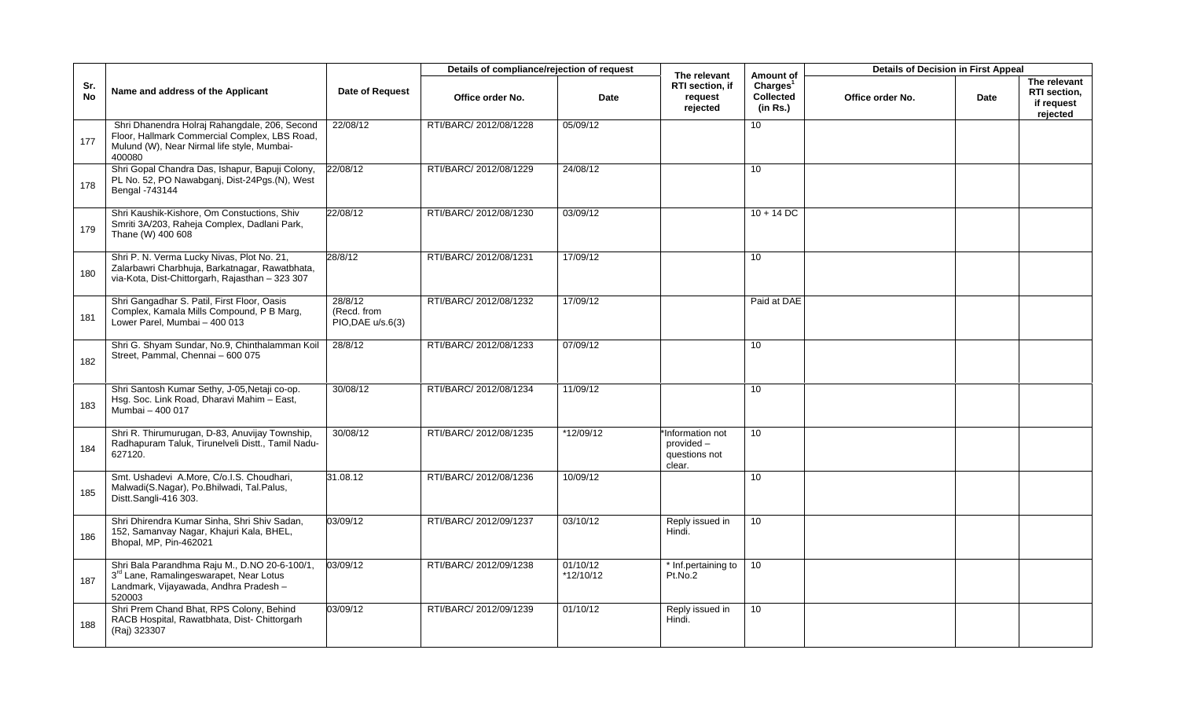| Sr. No | Name and address of the Applicant | Date of Request | Details of compliance/rejection of request | | The relevant RTI section, if request rejected | Amount of Charges[1] Collected (in Rs.) | Details of Decision in First Appeal | | |
|---|---|---|---|---|---|---|---|---|---|
| | | | Office order No. | Date | | | Office order No. | Date | The relevant RTI section, if request rejected |
| 177 | Shri Dhanendra Holraj Rahangdale, 206, Second Floor, Hallmark Commercial Complex, LBS Road, Mulund (W), Near Nirmal life style, Mumbai-400080 | 22/08/12 | RTI/BARC/ 2012/08/1228 | 05/09/12 | | 10 | | | |
| 178 | Shri Gopal Chandra Das, Ishapur, Bapuji Colony, PL No. 52, PO Nawabganj, Dist-24Pgs.(N), West Bengal -743144 | 22/08/12 | RTI/BARC/ 2012/08/1229 | 24/08/12 | | 10 | | | |
| 179 | Shri Kaushik-Kishore, Om Constuctions, Shiv Smriti 3A/203, Raheja Complex, Dadlani Park, Thane (W) 400 608 | 22/08/12 | RTI/BARC/ 2012/08/1230 | 03/09/12 | | 10 + 14 DC | | | |
| 180 | Shri P. N. Verma Lucky Nivas, Plot No. 21, Zalarbawri Charbhuja, Barkatnagar, Rawatbhata, via-Kota, Dist-Chittorgarh, Rajasthan – 323 307 | 28/8/12 | RTI/BARC/ 2012/08/1231 | 17/09/12 | | 10 | | | |
| 181 | Shri Gangadhar S. Patil, First Floor, Oasis Complex, Kamala Mills Compound, P B Marg, Lower Parel, Mumbai – 400 013 | 28/8/12 (Recd. from PIO,DAE u/s.6(3) | RTI/BARC/ 2012/08/1232 | 17/09/12 | | Paid at DAE | | | |
| 182 | Shri G. Shyam Sundar, No.9, Chinthalamman Koil Street, Pammal, Chennai – 600 075 | 28/8/12 | RTI/BARC/ 2012/08/1233 | 07/09/12 | | 10 | | | |
| 183 | Shri Santosh Kumar Sethy, J-05,Netaji co-op. Hsg. Soc. Link Road, Dharavi Mahim – East, Mumbai – 400 017 | 30/08/12 | RTI/BARC/ 2012/08/1234 | 11/09/12 | | 10 | | | |
| 184 | Shri R. Thirumurugan, D-83, Anuvijay Township, Radhapuram Taluk, Tirunelveli Distt., Tamil Nadu-627120. | 30/08/12 | RTI/BARC/ 2012/08/1235 | *12/09/12 | *Information not provided – questions not clear. | 10 | | | |
| 185 | Smt. Ushadevi A.More, C/o.I.S. Choudhari, Malwadi(S.Nagar), Po.Bhilwadi, Tal.Palus, Distt.Sangli-416 303. | 31.08.12 | RTI/BARC/ 2012/08/1236 | 10/09/12 | | 10 | | | |
| 186 | Shri Dhirendra Kumar Sinha, Shri Shiv Sadan, 152, Samanvay Nagar, Khajuri Kala, BHEL, Bhopal, MP, Pin-462021 | 03/09/12 | RTI/BARC/ 2012/09/1237 | 03/10/12 | Reply issued in Hindi. | 10 | | | |
| 187 | Shri Bala Parandhma Raju M., D.NO 20-6-100/1, 3rd Lane, Ramalingeswarapet, Near Lotus Landmark, Vijayawada, Andhra Pradesh – 520003 | 03/09/12 | RTI/BARC/ 2012/09/1238 | 01/10/12 *12/10/12 | * Inf.pertaining to Pt.No.2 | 10 | | | |
| 188 | Shri Prem Chand Bhat, RPS Colony, Behind RACB Hospital, Rawatbhata, Dist- Chittorgarh (Raj) 323307 | 03/09/12 | RTI/BARC/ 2012/09/1239 | 01/10/12 | Reply issued in Hindi. | 10 | | | |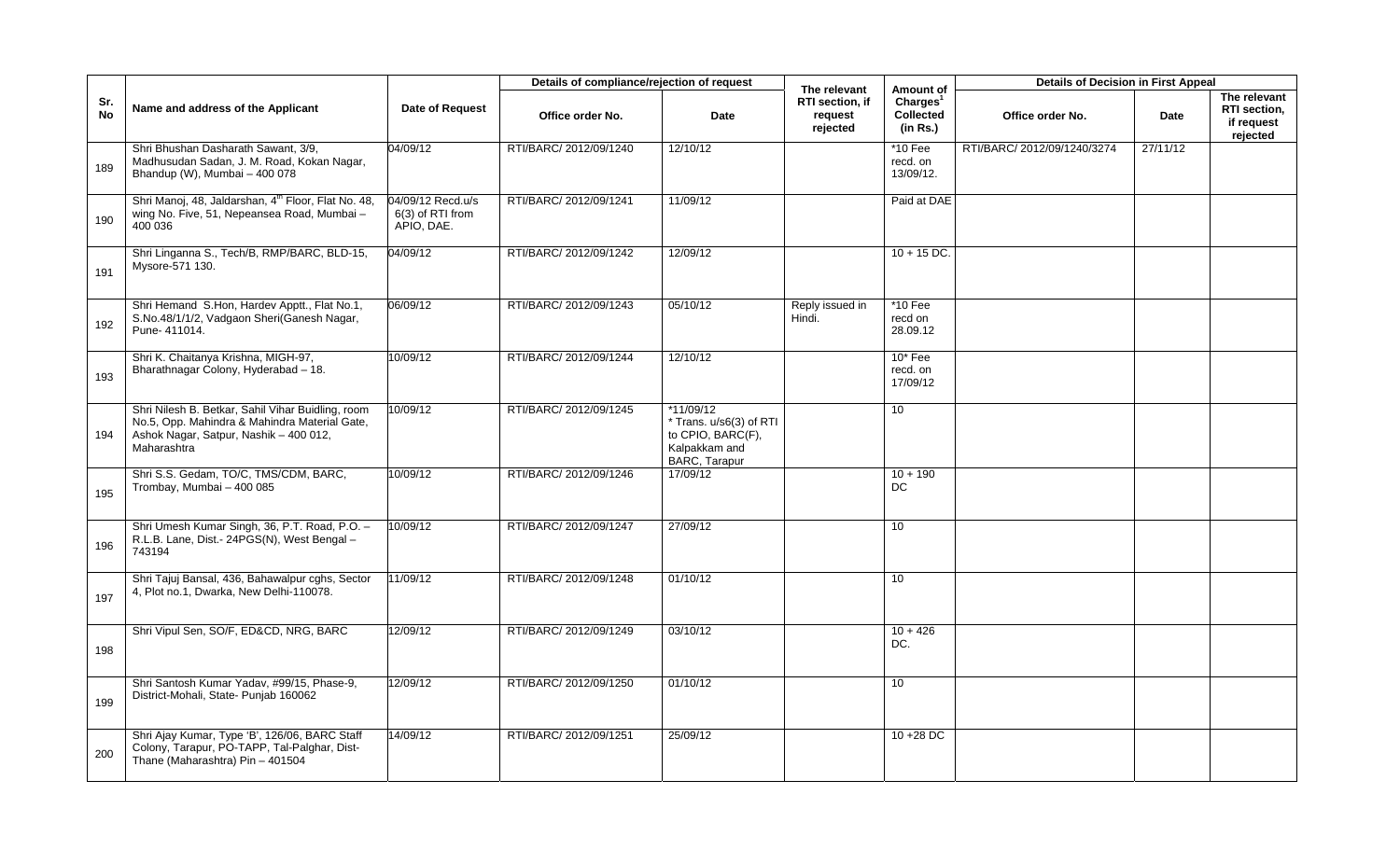| Sr. No | Name and address of the Applicant | Date of Request | Details of compliance/rejection of request | | The relevant RTI section, if request rejected | Amount of Charges[1] Collected (in Rs.) | Details of Decision in First Appeal | | |
|---|---|---|---|---|---|---|---|---|---|
| | | | Office order No. | Date | | | Office order No. | Date | The relevant RTI section, if request rejected |
| 189 | Shri Bhushan Dasharath Sawant, 3/9, Madhusudan Sadan, J. M. Road, Kokan Nagar, Bhandup (W), Mumbai – 400 078 | 04/09/12 | RTI/BARC/ 2012/09/1240 | 12/10/12 | | *10 Fee recd. on 13/09/12. | RTI/BARC/ 2012/09/1240/3274 | 27/11/12 | |
| 190 | Shri Manoj, 48, Jaldarshan, 4[th] Floor, Flat No. 48, wing No. Five, 51, Nepeansea Road, Mumbai – 400 036 | 04/09/12 Recd.u/s 6(3) of RTI from APIO, DAE. | RTI/BARC/ 2012/09/1241 | 11/09/12 | | Paid at DAE | | | |
| 191 | Shri Linganna S., Tech/B, RMP/BARC, BLD-15, Mysore-571 130. | 04/09/12 | RTI/BARC/ 2012/09/1242 | 12/09/12 | | 10 + 15 DC. | | | |
| 192 | Shri Hemand S.Hon, Hardev Apptt., Flat No.1, S.No.48/1/1/2, Vadgaon Sheri(Ganesh Nagar, Pune- 411014. | 06/09/12 | RTI/BARC/ 2012/09/1243 | 05/10/12 | Reply issued in Hindi. | *10 Fee recd on 28.09.12 | | | |
| 193 | Shri K. Chaitanya Krishna, MIGH-97, Bharathnagar Colony, Hyderabad – 18. | 10/09/12 | RTI/BARC/ 2012/09/1244 | 12/10/12 | | 10* Fee recd. on 17/09/12 | | | |
| 194 | Shri Nilesh B. Betkar, Sahil Vihar Buidling, room No.5, Opp. Mahindra & Mahindra Material Gate, Ashok Nagar, Satpur, Nashik – 400 012, Maharashtra | 10/09/12 | RTI/BARC/ 2012/09/1245 | *11/09/12 * Trans. u/s6(3) of RTI to CPIO, BARC(F), Kalpakkam and BARC, Tarapur | | 10 | | | |
| 195 | Shri S.S. Gedam, TO/C, TMS/CDM, BARC, Trombay, Mumbai – 400 085 | 10/09/12 | RTI/BARC/ 2012/09/1246 | 17/09/12 | | 10 + 190 DC | | | |
| 196 | Shri Umesh Kumar Singh, 36, P.T. Road, P.O. – R.L.B. Lane, Dist.- 24PGS(N), West Bengal – 743194 | 10/09/12 | RTI/BARC/ 2012/09/1247 | 27/09/12 | | 10 | | | |
| 197 | Shri Tajuj Bansal, 436, Bahawalpur cghs, Sector 4, Plot no.1, Dwarka, New Delhi-110078. | 11/09/12 | RTI/BARC/ 2012/09/1248 | 01/10/12 | | 10 | | | |
| 198 | Shri Vipul Sen, SO/F, ED&CD, NRG, BARC | 12/09/12 | RTI/BARC/ 2012/09/1249 | 03/10/12 | | 10 + 426 DC. | | | |
| 199 | Shri Santosh Kumar Yadav, #99/15, Phase-9, District-Mohali, State- Punjab 160062 | 12/09/12 | RTI/BARC/ 2012/09/1250 | 01/10/12 | | 10 | | | |
| 200 | Shri Ajay Kumar, Type 'B', 126/06, BARC Staff Colony, Tarapur, PO-TAPP, Tal-Palghar, Dist-Thane (Maharashtra) Pin – 401504 | 14/09/12 | RTI/BARC/ 2012/09/1251 | 25/09/12 | | 10 +28 DC | | | |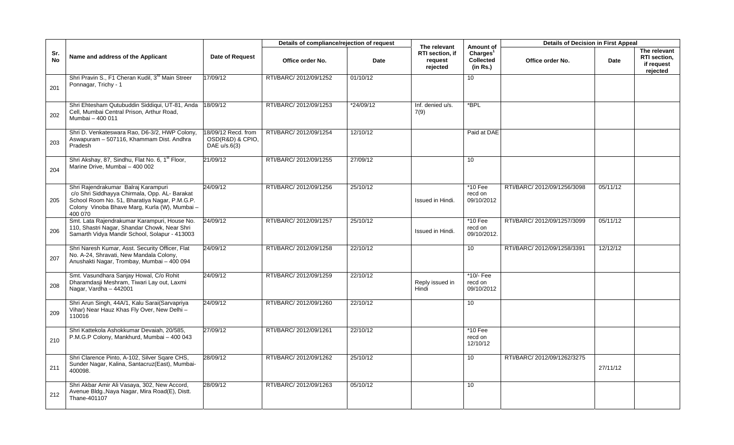| Sr. No | Name and address of the Applicant | Date of Request | Details of compliance/rejection of request | | The relevant RTI section, if request rejected | Amount of Charges[1] Collected (in Rs.) | Details of Decision in First Appeal | | |
|---|---|---|---|---|---|---|---|---|---|
| | | | Office order No. | Date | | | Office order No. | Date | The relevant RTI section, if request rejected |
| 201 | Shri Pravin S., F1 Cheran Kudil, 3rd Main Streer Ponnagar, Trichy - 1 | 17/09/12 | RTI/BARC/ 2012/09/1252 | 01/10/12 | | 10 | | | |
| 202 | Shri Ehtesham Qutubuddin Siddiqui, UT-81, Anda Cell, Mumbai Central Prison, Arthur Road, Mumbai – 400 011 | 18/09/12 | RTI/BARC/ 2012/09/1253 | *24/09/12 | Inf. denied u/s. 7(9) | *BPL | | | |
| 203 | Shri D. Venkateswara Rao, D6-3/2, HWP Colony, Aswapuram – 507116, Khammam Dist. Andhra Pradesh | 18/09/12 Recd. from OSD(R&D) & CPIO, DAE u/s.6(3) | RTI/BARC/ 2012/09/1254 | 12/10/12 | | Paid at DAE | | | |
| 204 | Shri Akshay, 87, Sindhu, Flat No. 6, 1st Floor, Marine Drive, Mumbai – 400 002 | 21/09/12 | RTI/BARC/ 2012/09/1255 | 27/09/12 | | 10 | | | |
| 205 | Shri Rajendrakumar Balraj Karampuri c/o Shri Siddhayya Chirmala, Opp. AL- Barakat School Room No. 51, Bharatiya Nagar, P.M.G.P. Colony Vinoba Bhave Marg, Kurla (W), Mumbai – 400 070 | 24/09/12 | RTI/BARC/ 2012/09/1256 | 25/10/12 | Issued in Hindi. | *10 Fee recd on 09/10/2012 | RTI/BARC/ 2012/09/1256/3098 | 05/11/12 | |
| 206 | Smt. Lata Rajendrakumar Karampuri, House No. 110, Shastri Nagar, Shandar Chowk, Near Shri Samarth Vidya Mandir School, Solapur - 413003 | 24/09/12 | RTI/BARC/ 2012/09/1257 | 25/10/12 | Issued in Hindi. | *10 Fee recd on 09/10/2012. | RTI/BARC/ 2012/09/1257/3099 | 05/11/12 | |
| 207 | Shri Naresh Kumar, Asst. Security Officer, Flat No. A-24, Shravati, New Mandala Colony, Anushakti Nagar, Trombay, Mumbai – 400 094 | 24/09/12 | RTI/BARC/ 2012/09/1258 | 22/10/12 | | 10 | RTI/BARC/ 2012/09/1258/3391 | 12/12/12 | |
| 208 | Smt. Vasundhara Sanjay Howal, C/o Rohit Dharamdasji Meshram, Tiwari Lay out, Laxmi Nagar, Vardha – 442001 | 24/09/12 | RTI/BARC/ 2012/09/1259 | 22/10/12 | Reply issued in Hindi | *10/- Fee recd on 09/10/2012 | | | |
| 209 | Shri Arun Singh, 44A/1, Kalu Sarai(Sarvapriya Vihar) Near Hauz Khas Fly Over, New Delhi – 110016 | 24/09/12 | RTI/BARC/ 2012/09/1260 | 22/10/12 | | 10 | | | |
| 210 | Shri Kattekola Ashokkumar Devaiah, 20/585, P.M.G.P Colony, Mankhurd, Mumbai – 400 043 | 27/09/12 | RTI/BARC/ 2012/09/1261 | 22/10/12 | | *10 Fee recd on 12/10/12 | | | |
| 211 | Shri Clarence Pinto, A-102, Silver Sqare CHS, Sunder Nagar, Kalina, Santacruz(East), Mumbai-400098. | 28/09/12 | RTI/BARC/ 2012/09/1262 | 25/10/12 | | 10 | RTI/BARC/ 2012/09/1262/3275 | 27/11/12 | |
| 212 | Shri Akbar Amir Ali Vasaya, 302, New Accord, Avenue Bldg.,Naya Nagar, Mira Road(E), Distt. Thane-401107 | 28/09/12 | RTI/BARC/ 2012/09/1263 | 05/10/12 | | 10 | | | |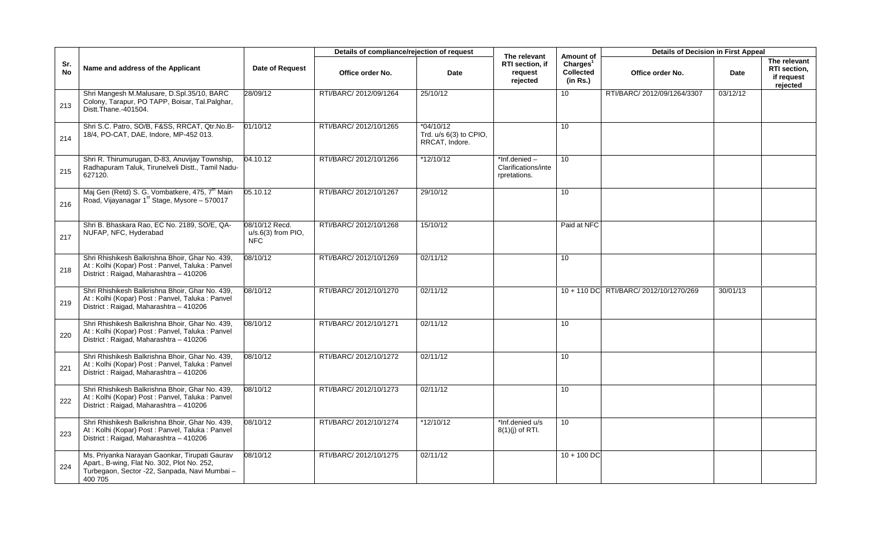| Sr. No | Name and address of the Applicant | Date of Request | Details of compliance/rejection of request | | The relevant RTI section, if request rejected | Amount of Charges[1] Collected (in Rs.) | Details of Decision in First Appeal | | |
|---|---|---|---|---|---|---|---|---|---|
| | | | Office order No. | Date | | | Office order No. | Date | The relevant RTI section, if request rejected |
| 213 | Shri Mangesh M.Malusare, D.Spl.35/10, BARC Colony, Tarapur, PO TAPP, Boisar, Tal.Palghar, Distt.Thane.-401504. | 28/09/12 | RTI/BARC/ 2012/09/1264 | 25/10/12 | | 10 | RTI/BARC/ 2012/09/1264/3307 | 03/12/12 | |
| 214 | Shri S.C. Patro, SO/B, F&SS, RRCAT, Qtr.No.B-18/4, PO-CAT, DAE, Indore, MP-452 013. | 01/10/12 | RTI/BARC/ 2012/10/1265 | *04/10/12 Trd. u/s 6(3) to CPIO, RRCAT, Indore. | | 10 | | | |
| 215 | Shri R. Thirumurugan, D-83, Anuvijay Township, Radhapuram Taluk, Tirunelveli Distt., Tamil Nadu-627120. | 04.10.12 | RTI/BARC/ 2012/10/1266 | *12/10/12 | *Inf.denied – Clarifications/interpretations. | 10 | | | |
| 216 | Maj Gen (Retd) S. G. Vombatkere, 475, 7th Main Road, Vijayanagar 1st Stage, Mysore – 570017 | 05.10.12 | RTI/BARC/ 2012/10/1267 | 29/10/12 | | 10 | | | |
| 217 | Shri B. Bhaskara Rao, EC No. 2189, SO/E, QA-NUFAP, NFC, Hyderabad | 08/10/12 Recd. u/s.6(3) from PIO, NFC | RTI/BARC/ 2012/10/1268 | 15/10/12 | | Paid at NFC | | | |
| 218 | Shri Rhishikesh Balkrishna Bhoir, Ghar No. 439, At : Kolhi (Kopar) Post : Panvel, Taluka : Panvel District : Raigad, Maharashtra – 410206 | 08/10/12 | RTI/BARC/ 2012/10/1269 | 02/11/12 | | 10 | | | |
| 219 | Shri Rhishikesh Balkrishna Bhoir, Ghar No. 439, At : Kolhi (Kopar) Post : Panvel, Taluka : Panvel District : Raigad, Maharashtra – 410206 | 08/10/12 | RTI/BARC/ 2012/10/1270 | 02/11/12 | | 10 + 110 DC | RTI/BARC/ 2012/10/1270/269 | 30/01/13 | |
| 220 | Shri Rhishikesh Balkrishna Bhoir, Ghar No. 439, At : Kolhi (Kopar) Post : Panvel, Taluka : Panvel District : Raigad, Maharashtra – 410206 | 08/10/12 | RTI/BARC/ 2012/10/1271 | 02/11/12 | | 10 | | | |
| 221 | Shri Rhishikesh Balkrishna Bhoir, Ghar No. 439, At : Kolhi (Kopar) Post : Panvel, Taluka : Panvel District : Raigad, Maharashtra – 410206 | 08/10/12 | RTI/BARC/ 2012/10/1272 | 02/11/12 | | 10 | | | |
| 222 | Shri Rhishikesh Balkrishna Bhoir, Ghar No. 439, At : Kolhi (Kopar) Post : Panvel, Taluka : Panvel District : Raigad, Maharashtra – 410206 | 08/10/12 | RTI/BARC/ 2012/10/1273 | 02/11/12 | | 10 | | | |
| 223 | Shri Rhishikesh Balkrishna Bhoir, Ghar No. 439, At : Kolhi (Kopar) Post : Panvel, Taluka : Panvel District : Raigad, Maharashtra – 410206 | 08/10/12 | RTI/BARC/ 2012/10/1274 | *12/10/12 | *Inf.denied u/s 8(1)(j) of RTI. | 10 | | | |
| 224 | Ms. Priyanka Narayan Gaonkar, Tirupati Gaurav Apart., B-wing, Flat No. 302, Plot No. 252, Turbegaon, Sector -22, Sanpada, Navi Mumbai – 400 705 | 08/10/12 | RTI/BARC/ 2012/10/1275 | 02/11/12 | | 10 + 100 DC | | | |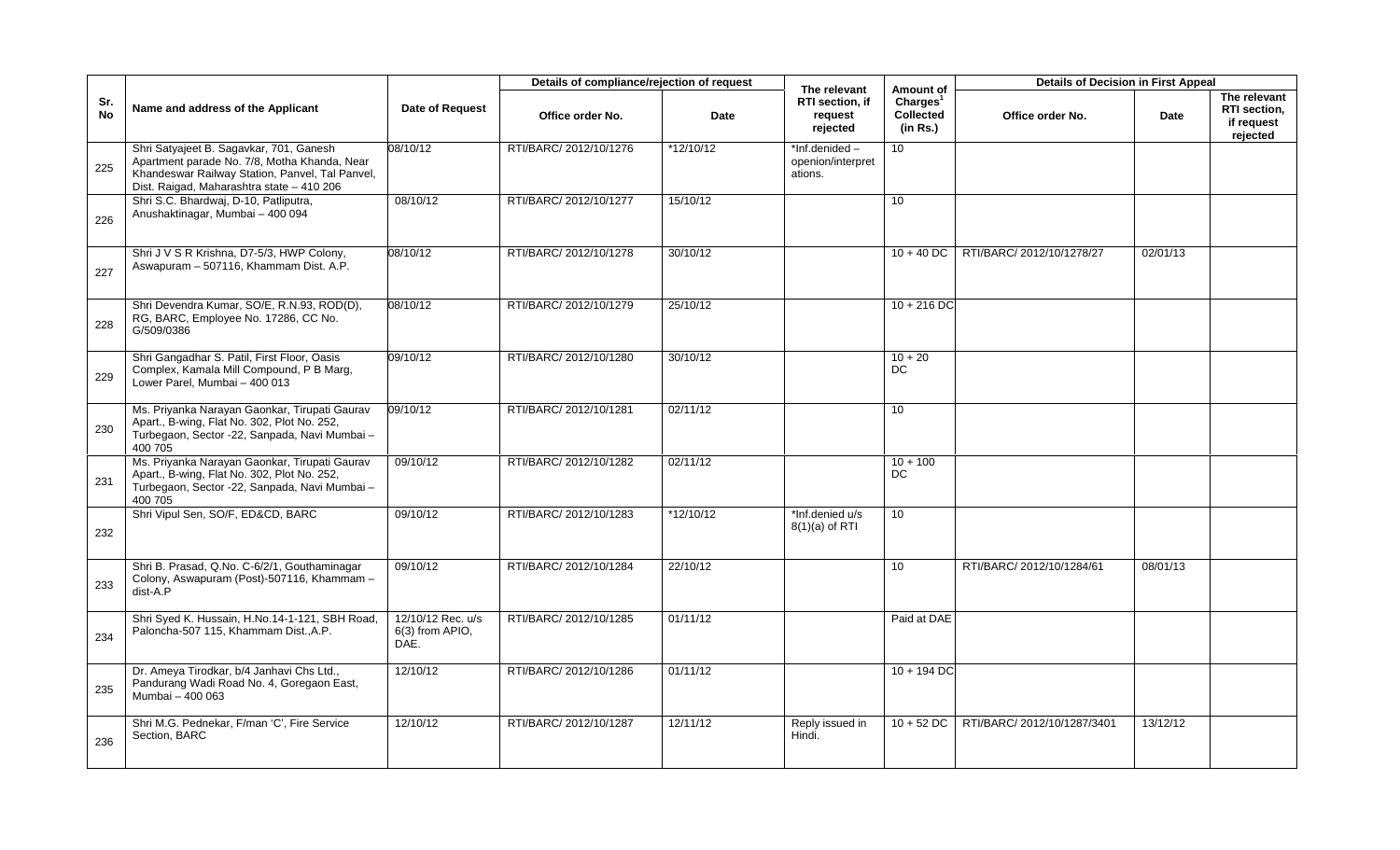| Sr. No | Name and address of the Applicant | Date of Request | Details of compliance/rejection of request | | The relevant RTI section, if request rejected | Amount of Charges[1] Collected (in Rs.) | Details of Decision in First Appeal | | |
|---|---|---|---|---|---|---|---|---|---|
| | | | Office order No. | Date | | | Office order No. | Date | The relevant RTI section, if request rejected |
| 225 | Shri Satyajeet B. Sagavkar, 701, Ganesh Apartment parade No. 7/8, Motha Khanda, Near Khandeswar Railway Station, Panvel, Tal Panvel, Dist. Raigad, Maharashtra state – 410 206 | 08/10/12 | RTI/BARC/ 2012/10/1276 | *12/10/12 | *Inf.denided – openion/interpretations. | 10 | | | |
| 226 | Shri S.C. Bhardwaj, D-10, Patliputra, Anushaktinagar, Mumbai – 400 094 | 08/10/12 | RTI/BARC/ 2012/10/1277 | 15/10/12 | | 10 | | | |
| 227 | Shri J V S R Krishna, D7-5/3, HWP Colony, Aswapuram – 507116, Khammam Dist. A.P. | 08/10/12 | RTI/BARC/ 2012/10/1278 | 30/10/12 | | 10 + 40 DC | RTI/BARC/ 2012/10/1278/27 | 02/01/13 | |
| 228 | Shri Devendra Kumar, SO/E, R.N.93, ROD(D), RG, BARC, Employee No. 17286, CC No. G/509/0386 | 08/10/12 | RTI/BARC/ 2012/10/1279 | 25/10/12 | | 10 + 216 DC | | | |
| 229 | Shri Gangadhar S. Patil, First Floor, Oasis Complex, Kamala Mill Compound, P B Marg, Lower Parel, Mumbai – 400 013 | 09/10/12 | RTI/BARC/ 2012/10/1280 | 30/10/12 | | 10 + 20 DC | | | |
| 230 | Ms. Priyanka Narayan Gaonkar, Tirupati Gaurav Apart., B-wing, Flat No. 302, Plot No. 252, Turbegaon, Sector -22, Sanpada, Navi Mumbai – 400 705 | 09/10/12 | RTI/BARC/ 2012/10/1281 | 02/11/12 | | 10 | | | |
| 231 | Ms. Priyanka Narayan Gaonkar, Tirupati Gaurav Apart., B-wing, Flat No. 302, Plot No. 252, Turbegaon, Sector -22, Sanpada, Navi Mumbai – 400 705 | 09/10/12 | RTI/BARC/ 2012/10/1282 | 02/11/12 | | 10 + 100 DC | | | |
| 232 | Shri Vipul Sen, SO/F, ED&CD, BARC | 09/10/12 | RTI/BARC/ 2012/10/1283 | *12/10/12 | *Inf.denied u/s 8(1)(a) of RTI | 10 | | | |
| 233 | Shri B. Prasad, Q.No. C-6/2/1, Gouthaminagar Colony, Aswapuram (Post)-507116, Khammam – dist-A.P | 09/10/12 | RTI/BARC/ 2012/10/1284 | 22/10/12 | | 10 | RTI/BARC/ 2012/10/1284/61 | 08/01/13 | |
| 234 | Shri Syed K. Hussain, H.No.14-1-121, SBH Road, Paloncha-507 115, Khammam Dist.,A.P. | 12/10/12 Rec. u/s 6(3) from APIO, DAE. | RTI/BARC/ 2012/10/1285 | 01/11/12 | | Paid at DAE | | | |
| 235 | Dr. Ameya Tirodkar, b/4 Janhavi Chs Ltd., Pandurang Wadi Road No. 4, Goregaon East, Mumbai – 400 063 | 12/10/12 | RTI/BARC/ 2012/10/1286 | 01/11/12 | | 10 + 194 DC | | | |
| 236 | Shri M.G. Pednekar, F/man 'C', Fire Service Section, BARC | 12/10/12 | RTI/BARC/ 2012/10/1287 | 12/11/12 | Reply issued in Hindi. | 10 + 52 DC | RTI/BARC/ 2012/10/1287/3401 | 13/12/12 | |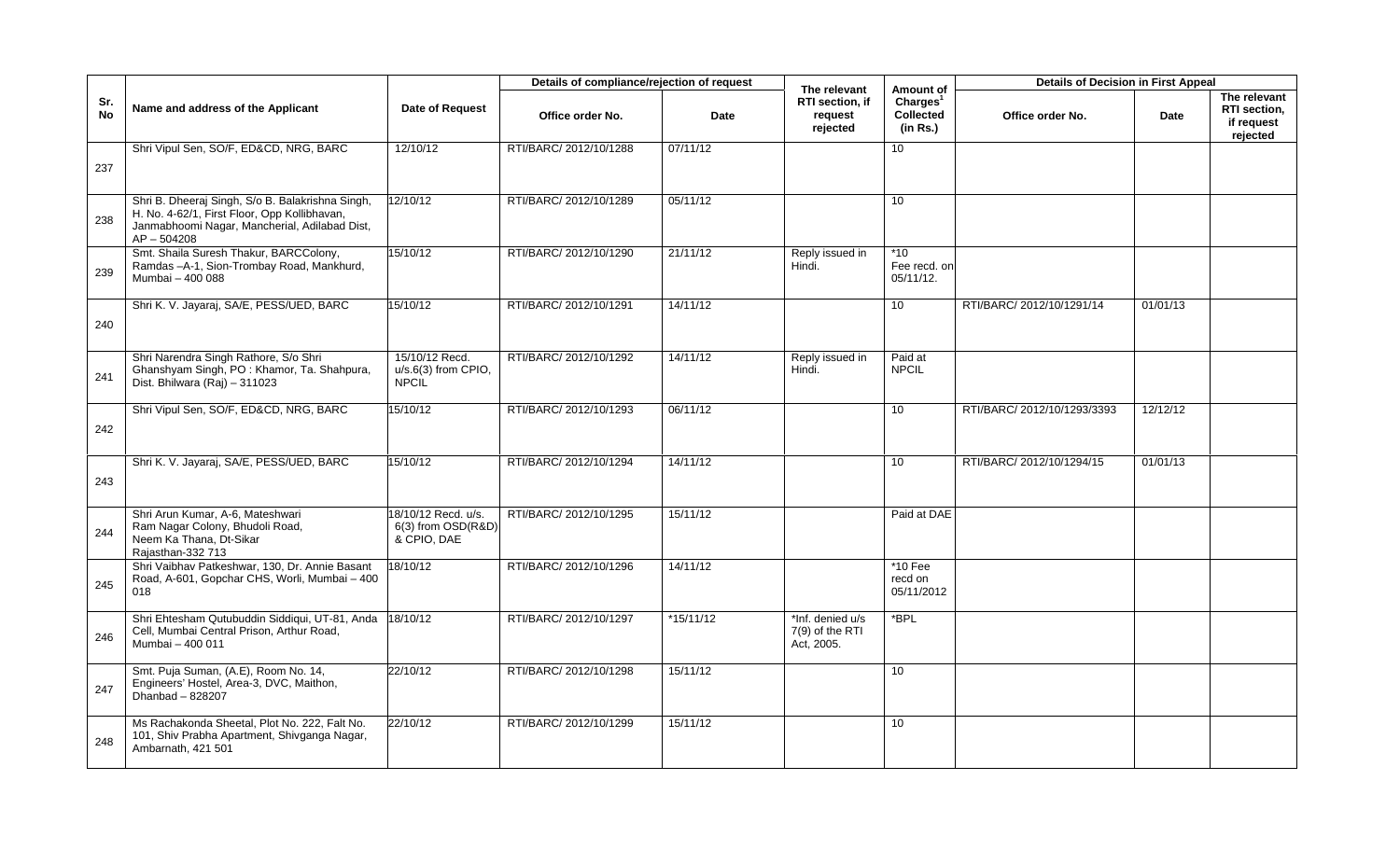| Sr. No | Name and address of the Applicant | Date of Request | Details of compliance/rejection of request | | The relevant RTI section, if request rejected | Amount of Charges[1] Collected (in Rs.) | Details of Decision in First Appeal | | |
|---|---|---|---|---|---|---|---|---|---|
| | | | Office order No. | Date | | | Office order No. | Date | The relevant RTI section, if request rejected |
| 237 | Shri Vipul Sen, SO/F, ED&CD, NRG, BARC | 12/10/12 | RTI/BARC/ 2012/10/1288 | 07/11/12 | | 10 | | | |
| 238 | Shri B. Dheeraj Singh, S/o B. Balakrishna Singh, H. No. 4-62/1, First Floor, Opp Kollibhavan, Janmabhoomi Nagar, Mancherial, Adilabad Dist, AP – 504208 | 12/10/12 | RTI/BARC/ 2012/10/1289 | 05/11/12 | | 10 | | | |
| 239 | Smt. Shaila Suresh Thakur, BARCColony, Ramdas –A-1, Sion-Trombay Road, Mankhurd, Mumbai – 400 088 | 15/10/12 | RTI/BARC/ 2012/10/1290 | 21/11/12 | Reply issued in Hindi. | *10 Fee recd. on 05/11/12. | | | |
| 240 | Shri K. V. Jayaraj, SA/E, PESS/UED, BARC | 15/10/12 | RTI/BARC/ 2012/10/1291 | 14/11/12 | | 10 | RTI/BARC/ 2012/10/1291/14 | 01/01/13 | |
| 241 | Shri Narendra Singh Rathore, S/o Shri Ghanshyam Singh, PO : Khamor, Ta. Shahpura, Dist. Bhilwara (Raj) – 311023 | 15/10/12 Recd. u/s.6(3) from CPIO, NPCIL | RTI/BARC/ 2012/10/1292 | 14/11/12 | Reply issued in Hindi. | Paid at NPCIL | | | |
| 242 | Shri Vipul Sen, SO/F, ED&CD, NRG, BARC | 15/10/12 | RTI/BARC/ 2012/10/1293 | 06/11/12 | | 10 | RTI/BARC/ 2012/10/1293/3393 | 12/12/12 | |
| 243 | Shri K. V. Jayaraj, SA/E, PESS/UED, BARC | 15/10/12 | RTI/BARC/ 2012/10/1294 | 14/11/12 | | 10 | RTI/BARC/ 2012/10/1294/15 | 01/01/13 | |
| 244 | Shri Arun Kumar, A-6, Mateshwari Ram Nagar Colony, Bhudoli Road, Neem Ka Thana, Dt-Sikar Rajasthan-332 713 | 18/10/12 Recd. u/s. 6(3) from OSD(R&D) & CPIO, DAE | RTI/BARC/ 2012/10/1295 | 15/11/12 | | Paid at DAE | | | |
| 245 | Shri Vaibhav Patkeshwar, 130, Dr. Annie Basant Road, A-601, Gopchar CHS, Worli, Mumbai – 400 018 | 18/10/12 | RTI/BARC/ 2012/10/1296 | 14/11/12 | | *10 Fee recd on 05/11/2012 | | | |
| 246 | Shri Ehtesham Qutubuddin Siddiqui, UT-81, Anda Cell, Mumbai Central Prison, Arthur Road, Mumbai – 400 011 | 18/10/12 | RTI/BARC/ 2012/10/1297 | *15/11/12 | *Inf. denied u/s 7(9) of the RTI Act, 2005. | *BPL | | | |
| 247 | Smt. Puja Suman, (A.E), Room No. 14, Engineers' Hostel, Area-3, DVC, Maithon, Dhanbad – 828207 | 22/10/12 | RTI/BARC/ 2012/10/1298 | 15/11/12 | | 10 | | | |
| 248 | Ms Rachakonda Sheetal, Plot No. 222, Falt No. 101, Shiv Prabha Apartment, Shivganga Nagar, Ambarnath, 421 501 | 22/10/12 | RTI/BARC/ 2012/10/1299 | 15/11/12 | | 10 | | | |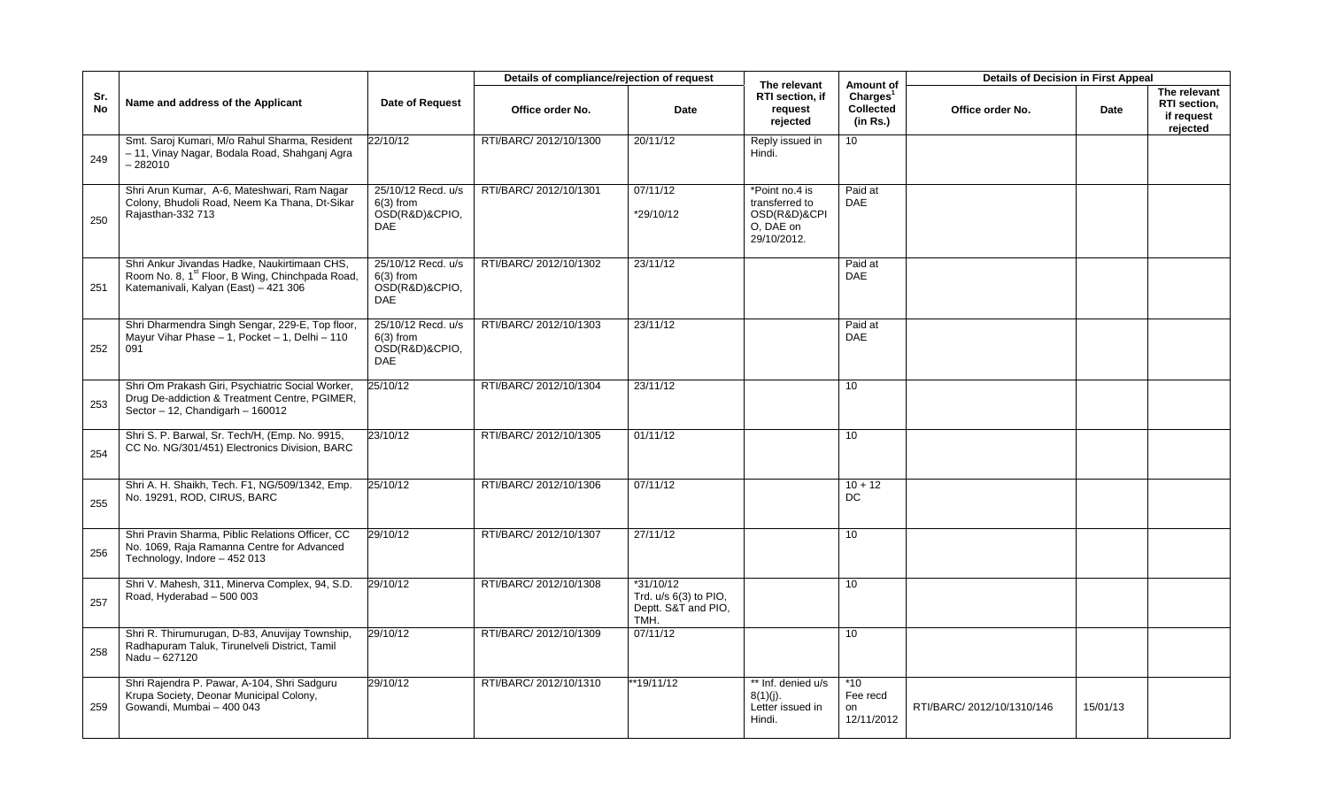| Sr. No | Name and address of the Applicant | Date of Request | Details of compliance/rejection of request | | The relevant RTI section, if request rejected | Amount of Charges[1] Collected (in Rs.) | Details of Decision in First Appeal | | |
|---|---|---|---|---|---|---|---|---|---|
| | | | Office order No. | Date | | | Office order No. | Date | The relevant RTI section, if request rejected |
| 249 | Smt. Saroj Kumari, M/o Rahul Sharma, Resident – 11, Vinay Nagar, Bodala Road, Shahganj Agra – 282010 | 22/10/12 | RTI/BARC/ 2012/10/1300 | 20/11/12 | Reply issued in Hindi. | 10 | | | |
| 250 | Shri Arun Kumar, A-6, Mateshwari, Ram Nagar Colony, Bhudoli Road, Neem Ka Thana, Dt-Sikar Rajasthan-332 713 | 25/10/12 Recd. u/s 6(3) from OSD(R&D)&CPIO, DAE | RTI/BARC/ 2012/10/1301 | 07/11/12 *29/10/12 | *Point no.4 is transferred to OSD(R&D)&CPIO, DAE on 29/10/2012. | Paid at DAE | | | |
| 251 | Shri Ankur Jivandas Hadke, Naukirtimaan CHS, Room No. 8, 1st Floor, B Wing, Chinchpada Road, Katemanivali, Kalyan (East) – 421 306 | 25/10/12 Recd. u/s 6(3) from OSD(R&D)&CPIO, DAE | RTI/BARC/ 2012/10/1302 | 23/11/12 | | Paid at DAE | | | |
| 252 | Shri Dharmendra Singh Sengar, 229-E, Top floor, Mayur Vihar Phase – 1, Pocket – 1, Delhi – 110 091 | 25/10/12 Recd. u/s 6(3) from OSD(R&D)&CPIO, DAE | RTI/BARC/ 2012/10/1303 | 23/11/12 | | Paid at DAE | | | |
| 253 | Shri Om Prakash Giri, Psychiatric Social Worker, Drug De-addiction & Treatment Centre, PGIMER, Sector – 12, Chandigarh – 160012 | 25/10/12 | RTI/BARC/ 2012/10/1304 | 23/11/12 | | 10 | | | |
| 254 | Shri S. P. Barwal, Sr. Tech/H, (Emp. No. 9915, CC No. NG/301/451) Electronics Division, BARC | 23/10/12 | RTI/BARC/ 2012/10/1305 | 01/11/12 | | 10 | | | |
| 255 | Shri A. H. Shaikh, Tech. F1, NG/509/1342, Emp. No. 19291, ROD, CIRUS, BARC | 25/10/12 | RTI/BARC/ 2012/10/1306 | 07/11/12 | | 10 + 12 DC | | | |
| 256 | Shri Pravin Sharma, Piblic Relations Officer, CC No. 1069, Raja Ramanna Centre for Advanced Technology, Indore – 452 013 | 29/10/12 | RTI/BARC/ 2012/10/1307 | 27/11/12 | | 10 | | | |
| 257 | Shri V. Mahesh, 311, Minerva Complex, 94, S.D. Road, Hyderabad – 500 003 | 29/10/12 | RTI/BARC/ 2012/10/1308 | *31/10/12 Trd. u/s 6(3) to PIO, Deptt. S&T and PIO, TMH. | | 10 | | | |
| 258 | Shri R. Thirumurugan, D-83, Anuvijay Township, Radhapuram Taluk, Tirunelveli District, Tamil Nadu – 627120 | 29/10/12 | RTI/BARC/ 2012/10/1309 | 07/11/12 | | 10 | | | |
| 259 | Shri Rajendra P. Pawar, A-104, Shri Sadguru Krupa Society, Deonar Municipal Colony, Gowandi, Mumbai – 400 043 | 29/10/12 | RTI/BARC/ 2012/10/1310 | **19/11/12 | ** Inf. denied u/s 8(1)(j). Letter issued in Hindi. | *10 Fee recd on 12/11/2012 | RTI/BARC/ 2012/10/1310/146 | 15/01/13 | |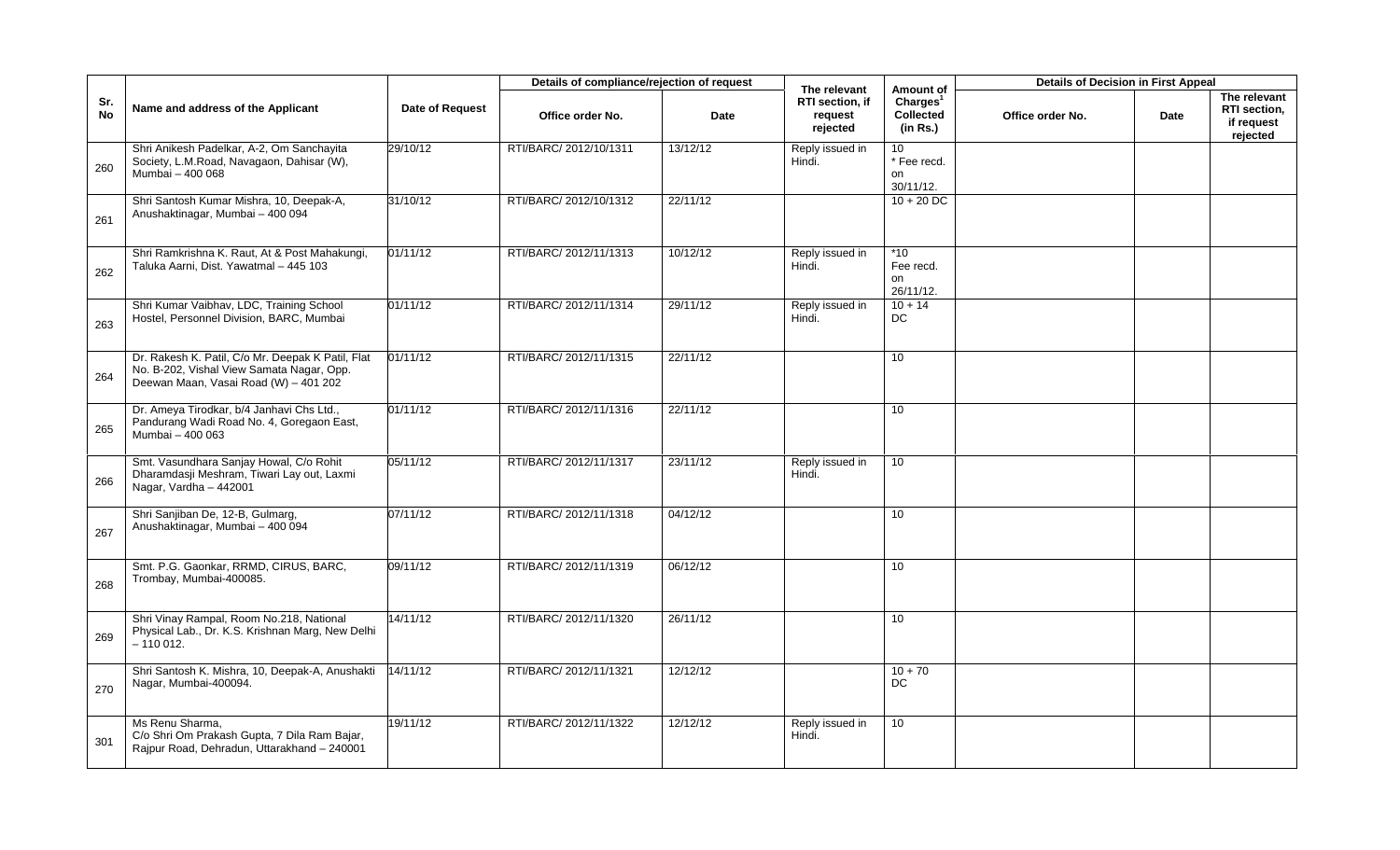| Sr. No | Name and address of the Applicant | Date of Request | Details of compliance/rejection of request | | The relevant RTI section, if request rejected | Amount of Charges[1] Collected (in Rs.) | Details of Decision in First Appeal | | |
|---|---|---|---|---|---|---|---|---|---|
| | | | Office order No. | Date | | | Office order No. | Date | The relevant RTI section, if request rejected |
| 260 | Shri Anikesh Padelkar, A-2, Om Sanchayita Society, L.M.Road, Navagaon, Dahisar (W), Mumbai – 400 068 | 29/10/12 | RTI/BARC/ 2012/10/1311 | 13/12/12 | Reply issued in Hindi. | 10 * Fee recd. on 30/11/12. | | | |
| 261 | Shri Santosh Kumar Mishra, 10, Deepak-A, Anushaktinagar, Mumbai – 400 094 | 31/10/12 | RTI/BARC/ 2012/10/1312 | 22/11/12 | | 10 + 20 DC | | | |
| 262 | Shri Ramkrishna K. Raut, At & Post Mahakungi, Taluka Aarni, Dist. Yawatmal – 445 103 | 01/11/12 | RTI/BARC/ 2012/11/1313 | 10/12/12 | Reply issued in Hindi. | *10 Fee recd. on 26/11/12. | | | |
| 263 | Shri Kumar Vaibhav, LDC, Training School Hostel, Personnel Division, BARC, Mumbai | 01/11/12 | RTI/BARC/ 2012/11/1314 | 29/11/12 | Reply issued in Hindi. | 10 + 14 DC | | | |
| 264 | Dr. Rakesh K. Patil, C/o Mr. Deepak K Patil, Flat No. B-202, Vishal View Samata Nagar, Opp. Deewan Maan, Vasai Road (W) – 401 202 | 01/11/12 | RTI/BARC/ 2012/11/1315 | 22/11/12 | | 10 | | | |
| 265 | Dr. Ameya Tirodkar, b/4 Janhavi Chs Ltd., Pandurang Wadi Road No. 4, Goregaon East, Mumbai – 400 063 | 01/11/12 | RTI/BARC/ 2012/11/1316 | 22/11/12 | | 10 | | | |
| 266 | Smt. Vasundhara Sanjay Howal, C/o Rohit Dharamdasji Meshram, Tiwari Lay out, Laxmi Nagar, Vardha – 442001 | 05/11/12 | RTI/BARC/ 2012/11/1317 | 23/11/12 | Reply issued in Hindi. | 10 | | | |
| 267 | Shri Sanjiban De, 12-B, Gulmarg, Anushaktinagar, Mumbai – 400 094 | 07/11/12 | RTI/BARC/ 2012/11/1318 | 04/12/12 | | 10 | | | |
| 268 | Smt. P.G. Gaonkar, RRMD, CIRUS, BARC, Trombay, Mumbai-400085. | 09/11/12 | RTI/BARC/ 2012/11/1319 | 06/12/12 | | 10 | | | |
| 269 | Shri Vinay Rampal, Room No.218, National Physical Lab., Dr. K.S. Krishnan Marg, New Delhi – 110 012. | 14/11/12 | RTI/BARC/ 2012/11/1320 | 26/11/12 | | 10 | | | |
| 270 | Shri Santosh K. Mishra, 10, Deepak-A, Anushakti Nagar, Mumbai-400094. | 14/11/12 | RTI/BARC/ 2012/11/1321 | 12/12/12 | | 10 + 70 DC | | | |
| 301 | Ms Renu Sharma, C/o Shri Om Prakash Gupta, 7 Dila Ram Bajar, Rajpur Road, Dehradun, Uttarakhand – 240001 | 19/11/12 | RTI/BARC/ 2012/11/1322 | 12/12/12 | Reply issued in Hindi. | 10 | | | |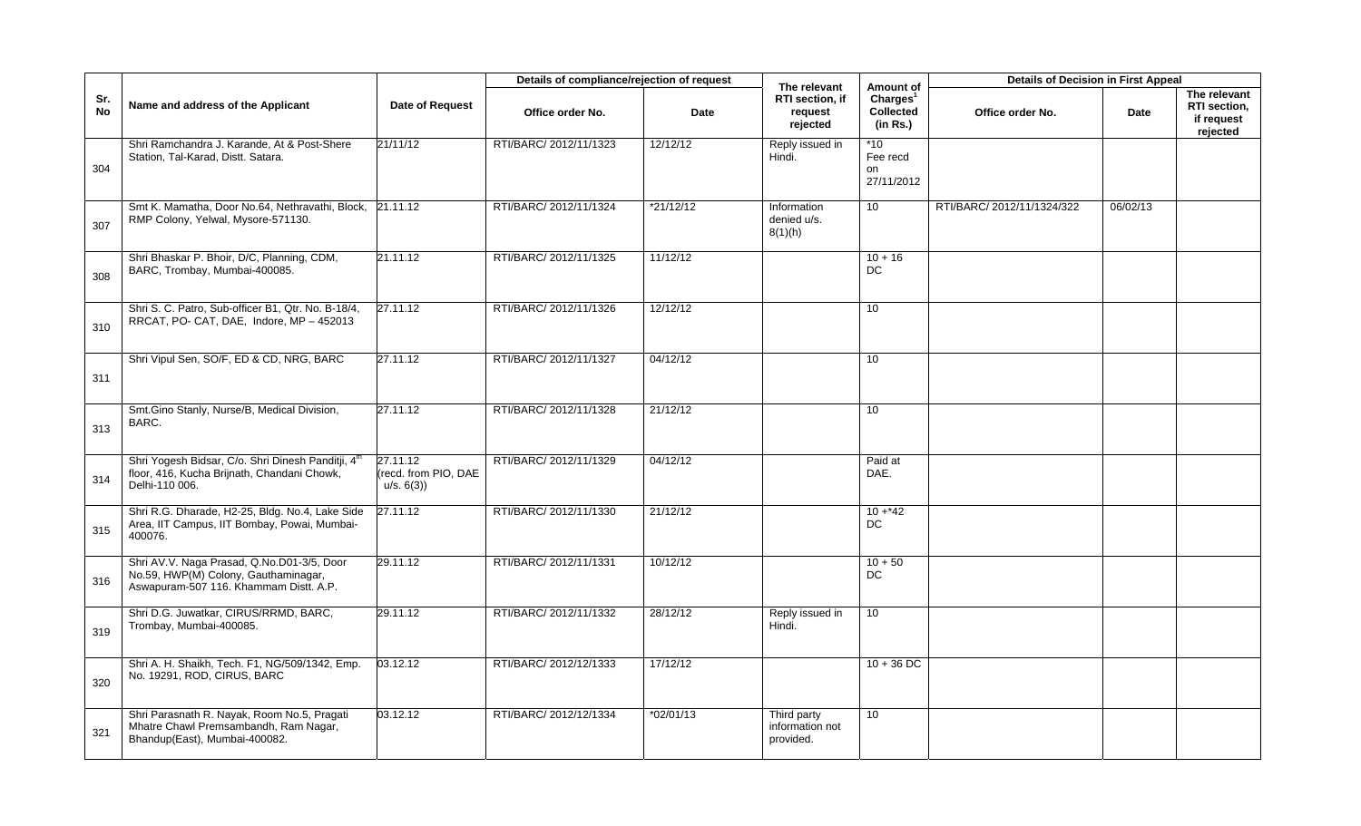| Sr. No | Name and address of the Applicant | Date of Request | Details of compliance/rejection of request | | The relevant RTI section, if request rejected | Amount of Charges[1] Collected (in Rs.) | Details of Decision in First Appeal | | |
|---|---|---|---|---|---|---|---|---|---|
| | | | Office order No. | Date | | | Office order No. | Date | The relevant RTI section, if request rejected |
| 304 | Shri Ramchandra J. Karande, At & Post-Shere Station, Tal-Karad, Distt. Satara. | 21/11/12 | RTI/BARC/ 2012/11/1323 | 12/12/12 | Reply issued in Hindi. | *10 Fee recd on 27/11/2012 | | | |
| 307 | Smt K. Mamatha, Door No.64, Nethravathi, Block, RMP Colony, Yelwal, Mysore-571130. | 21.11.12 | RTI/BARC/ 2012/11/1324 | *21/12/12 | Information denied u/s. 8(1)(h) | 10 | RTI/BARC/ 2012/11/1324/322 | 06/02/13 | |
| 308 | Shri Bhaskar P. Bhoir, D/C, Planning, CDM, BARC, Trombay, Mumbai-400085. | 21.11.12 | RTI/BARC/ 2012/11/1325 | 11/12/12 | | 10 + 16 DC | | | |
| 310 | Shri S. C. Patro, Sub-officer B1, Qtr. No. B-18/4, RRCAT, PO- CAT, DAE, Indore, MP – 452013 | 27.11.12 | RTI/BARC/ 2012/11/1326 | 12/12/12 | | 10 | | | |
| 311 | Shri Vipul Sen, SO/F, ED & CD, NRG, BARC | 27.11.12 | RTI/BARC/ 2012/11/1327 | 04/12/12 | | 10 | | | |
| 313 | Smt.Gino Stanly, Nurse/B, Medical Division, BARC. | 27.11.12 | RTI/BARC/ 2012/11/1328 | 21/12/12 | | 10 | | | |
| 314 | Shri Yogesh Bidsar, C/o. Shri Dinesh Panditji, 4th floor, 416, Kucha Brijnath, Chandani Chowk, Delhi-110 006. | 27.11.12 (recd. from PIO, DAE u/s. 6(3)) | RTI/BARC/ 2012/11/1329 | 04/12/12 | | Paid at DAE. | | | |
| 315 | Shri R.G. Dharade, H2-25, Bldg. No.4, Lake Side Area, IIT Campus, IIT Bombay, Powai, Mumbai-400076. | 27.11.12 | RTI/BARC/ 2012/11/1330 | 21/12/12 | | 10 +*42 DC | | | |
| 316 | Shri AV.V. Naga Prasad, Q.No.D01-3/5, Door No.59, HWP(M) Colony, Gauthaminagar, Aswapuram-507 116. Khammam Distt. A.P. | 29.11.12 | RTI/BARC/ 2012/11/1331 | 10/12/12 | | 10 + 50 DC | | | |
| 319 | Shri D.G. Juwatkar, CIRUS/RRMD, BARC, Trombay, Mumbai-400085. | 29.11.12 | RTI/BARC/ 2012/11/1332 | 28/12/12 | Reply issued in Hindi. | 10 | | | |
| 320 | Shri A. H. Shaikh, Tech. F1, NG/509/1342, Emp. No. 19291, ROD, CIRUS, BARC | 03.12.12 | RTI/BARC/ 2012/12/1333 | 17/12/12 | | 10 + 36 DC | | | |
| 321 | Shri Parasnath R. Nayak, Room No.5, Pragati Mhatre Chawl Premsambandh, Ram Nagar, Bhandup(East), Mumbai-400082. | 03.12.12 | RTI/BARC/ 2012/12/1334 | *02/01/13 | Third party information not provided. | 10 | | | |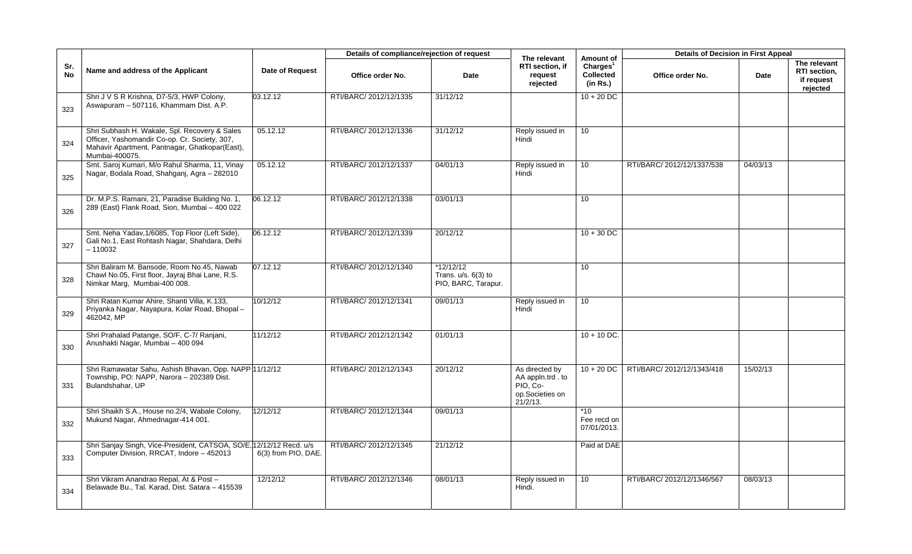| Sr. No | Name and address of the Applicant | Date of Request | Details of compliance/rejection of request | | The relevant RTI section, if request rejected | Amount of Charges[1] Collected (in Rs.) | Details of Decision in First Appeal | | |
|---|---|---|---|---|---|---|---|---|---|
| | | | Office order No. | Date | | | Office order No. | Date | The relevant RTI section, if request rejected |
| 323 | Shri J V S R Krishna, D7-5/3, HWP Colony, Aswapuram – 507116, Khammam Dist. A.P. | 03.12.12 | RTI/BARC/ 2012/12/1335 | 31/12/12 | | 10 + 20 DC | | | |
| 324 | Shri Subhash H. Wakale, Spl. Recovery & Sales Officer, Yashomandir Co-op. Cr. Society, 307, Mahavir Apartment, Pantnagar, Ghatkopar(East), Mumbai-400075. | 05.12.12 | RTI/BARC/ 2012/12/1336 | 31/12/12 | Reply issued in Hindi | 10 | | | |
| 325 | Smt. Saroj Kumari, M/o Rahul Sharma, 11, Vinay Nagar, Bodala Road, Shahganj, Agra – 282010 | 05.12.12 | RTI/BARC/ 2012/12/1337 | 04/01/13 | Reply issued in Hindi | 10 | RTI/BARC/ 2012/12/1337/538 | 04/03/13 | |
| 326 | Dr. M.P.S. Ramani, 21, Paradise Building No. 1, 289 (East) Flank Road, Sion, Mumbai – 400 022 | 06.12.12 | RTI/BARC/ 2012/12/1338 | 03/01/13 | | 10 | | | |
| 327 | Smt. Neha Yadav,1/6085, Top Floor (Left Side), Gali No.1, East Rohtash Nagar, Shahdara, Delhi – 110032 | 06.12.12 | RTI/BARC/ 2012/12/1339 | 20/12/12 | | 10 + 30 DC | | | |
| 328 | Shri Baliram M. Bansode, Room No.45, Nawab Chawl No.05, First floor, Jayraj Bhai Lane, R.S. Nimkar Marg, Mumbai-400 008. | 07.12.12 | RTI/BARC/ 2012/12/1340 | *12/12/12 Trans. u/s. 6(3) to PIO, BARC, Tarapur. | | 10 | | | |
| 329 | Shri Ratan Kumar Ahire, Shanti Villa, K.133, Priyanka Nagar, Nayapura, Kolar Road, Bhopal – 462042, MP | 10/12/12 | RTI/BARC/ 2012/12/1341 | 09/01/13 | Reply issued in Hindi | 10 | | | |
| 330 | Shri Prahalad Patange, SO/F, C-7/ Ranjani, Anushakti Nagar, Mumbai – 400 094 | 11/12/12 | RTI/BARC/ 2012/12/1342 | 01/01/13 | | 10 + 10 DC. | | | |
| 331 | Shri Ramawatar Sahu, Ashish Bhavan, Opp. NAPP Township, PO: NAPP, Narora – 202389 Dist. Bulandshahar, UP | 11/12/12 | RTI/BARC/ 2012/12/1343 | 20/12/12 | As directed by AA appln.trd . to PIO, Co-op.Societies on 21/2/13. | 10 + 20 DC | RTI/BARC/ 2012/12/1343/418 | 15/02/13 | |
| 332 | Shri Shaikh S.A., House no.2/4, Wabale Colony, Mukund Nagar, Ahmednagar-414 001. | 12/12/12 | RTI/BARC/ 2012/12/1344 | 09/01/13 | | *10 Fee recd on 07/01/2013. | | | |
| 333 | Shri Sanjay Singh, Vice-President, CATSOA, SO/E, Computer Division, RRCAT, Indore – 452013 | 12/12/12 Recd. u/s 6(3) from PIO, DAE. | RTI/BARC/ 2012/12/1345 | 21/12/12 | | Paid at DAE | | | |
| 334 | Shri Vikram Anandrao Repal, At & Post – Belawade Bu., Tal. Karad, Dist. Satara – 415539 | 12/12/12 | RTI/BARC/ 2012/12/1346 | 08/01/13 | Reply issued in Hindi. | 10 | RTI/BARC/ 2012/12/1346/567 | 08/03/13 | |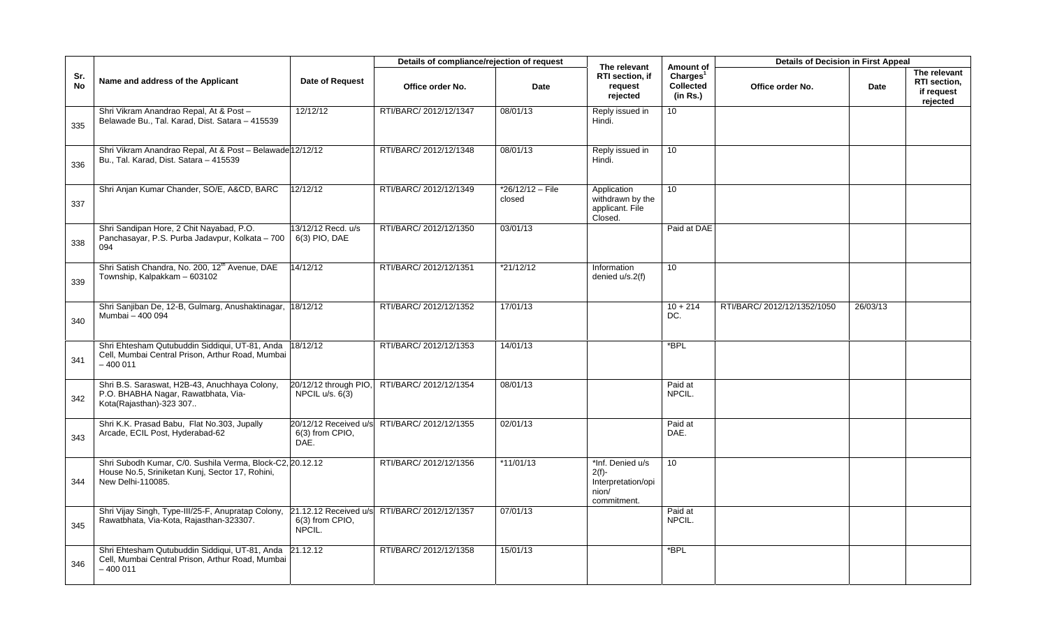| Sr. No | Name and address of the Applicant | Date of Request | Details of compliance/rejection of request | | The relevant RTI section, if request rejected | Amount of Charges[1] Collected (in Rs.) | Details of Decision in First Appeal | | |
|---|---|---|---|---|---|---|---|---|---|
| | | | Office order No. | Date | | | Office order No. | Date | The relevant RTI section, if request rejected |
| 335 | Shri Vikram Anandrao Repal, At & Post – Belawade Bu., Tal. Karad, Dist. Satara – 415539 | 12/12/12 | RTI/BARC/ 2012/12/1347 | 08/01/13 | Reply issued in Hindi. | 10 | | | |
| 336 | Shri Vikram Anandrao Repal, At & Post – Belawade Bu., Tal. Karad, Dist. Satara – 415539 | 12/12/12 | RTI/BARC/ 2012/12/1348 | 08/01/13 | Reply issued in Hindi. | 10 | | | |
| 337 | Shri Anjan Kumar Chander, SO/E, A&CD, BARC | 12/12/12 | RTI/BARC/ 2012/12/1349 | *26/12/12 – File closed | Application withdrawn by the applicant. File Closed. | 10 | | | |
| 338 | Shri Sandipan Hore, 2 Chit Nayabad, P.O. Panchasayar, P.S. Purba Jadavpur, Kolkata – 700 094 | 13/12/12 Recd. u/s 6(3) PIO, DAE | RTI/BARC/ 2012/12/1350 | 03/01/13 | | Paid at DAE | | | |
| 339 | Shri Satish Chandra, No. 200, 12[th] Avenue, DAE Township, Kalpakkam – 603102 | 14/12/12 | RTI/BARC/ 2012/12/1351 | *21/12/12 | Information denied u/s.2(f) | 10 | | | |
| 340 | Shri Sanjiban De, 12-B, Gulmarg, Anushaktinagar, Mumbai – 400 094 | 18/12/12 | RTI/BARC/ 2012/12/1352 | 17/01/13 | | 10 + 214 DC. | RTI/BARC/ 2012/12/1352/1050 | 26/03/13 | |
| 341 | Shri Ehtesham Qutubuddin Siddiqui, UT-81, Anda Cell, Mumbai Central Prison, Arthur Road, Mumbai – 400 011 | 18/12/12 | RTI/BARC/ 2012/12/1353 | 14/01/13 | | *BPL | | | |
| 342 | Shri B.S. Saraswat, H2B-43, Anuchhaya Colony, P.O. BHABHA Nagar, Rawatbhata, Via-Kota(Rajasthan)-323 307.. | 20/12/12 through PIO, NPCIL u/s. 6(3) | RTI/BARC/ 2012/12/1354 | 08/01/13 | | Paid at NPCIL. | | | |
| 343 | Shri K.K. Prasad Babu, Flat No.303, Jupally Arcade, ECIL Post, Hyderabad-62 | 20/12/12 Received u/s 6(3) from CPIO, DAE. | RTI/BARC/ 2012/12/1355 | 02/01/13 | | Paid at DAE. | | | |
| 344 | Shri Subodh Kumar, C/0. Sushila Verma, Block-C2, House No.5, Sriniketan Kunj, Sector 17, Rohini, New Delhi-110085. | 20.12.12 | RTI/BARC/ 2012/12/1356 | *11/01/13 | *Inf. Denied u/s 2(f)- Interpretation/opinion/ commitment. | 10 | | | |
| 345 | Shri Vijay Singh, Type-III/25-F, Anupratap Colony, Rawatbhata, Via-Kota, Rajasthan-323307. | 21.12.12 Received u/s 6(3) from CPIO, NPCIL. | RTI/BARC/ 2012/12/1357 | 07/01/13 | | Paid at NPCIL. | | | |
| 346 | Shri Ehtesham Qutubuddin Siddiqui, UT-81, Anda Cell, Mumbai Central Prison, Arthur Road, Mumbai – 400 011 | 21.12.12 | RTI/BARC/ 2012/12/1358 | 15/01/13 | | *BPL | | | |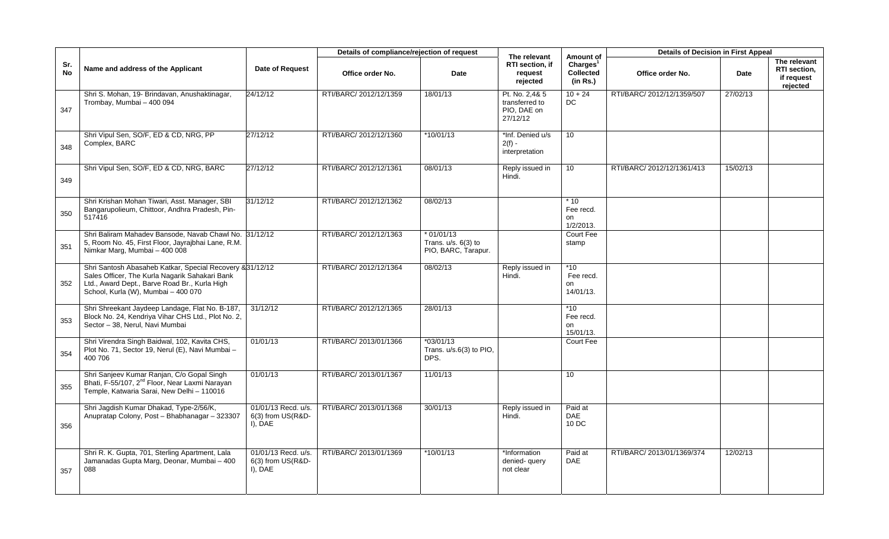| Sr. No | Name and address of the Applicant | Date of Request | Details of compliance/rejection of request | | The relevant RTI section, if request rejected | Amount of Charges[1] Collected (in Rs.) | Details of Decision in First Appeal | | |
|---|---|---|---|---|---|---|---|---|---|
| | | | Office order No. | Date | | | Office order No. | Date | The relevant RTI section, if request rejected |
| 347 | Shri S. Mohan, 19- Brindavan, Anushaktinagar, Trombay, Mumbai – 400 094 | 24/12/12 | RTI/BARC/ 2012/12/1359 | 18/01/13 | Pt. No. 2,4& 5 transferred to PIO, DAE on 27/12/12 | 10 + 24 DC | RTI/BARC/ 2012/12/1359/507 | 27/02/13 | |
| 348 | Shri Vipul Sen, SO/F, ED & CD, NRG, PP Complex, BARC | 27/12/12 | RTI/BARC/ 2012/12/1360 | *10/01/13 | *Inf. Denied u/s 2(f) - interpretation | 10 | | | |
| 349 | Shri Vipul Sen, SO/F, ED & CD, NRG, BARC | 27/12/12 | RTI/BARC/ 2012/12/1361 | 08/01/13 | Reply issued in Hindi. | 10 | RTI/BARC/ 2012/12/1361/413 | 15/02/13 | |
| 350 | Shri Krishan Mohan Tiwari, Asst. Manager, SBI Bangarupolieum, Chittoor, Andhra Pradesh, Pin-517416 | 31/12/12 | RTI/BARC/ 2012/12/1362 | 08/02/13 | | * 10 Fee recd. on 1/2/2013. | | | |
| 351 | Shri Baliram Mahadev Bansode, Navab Chawl No. 5, Room No. 45, First Floor, Jayrajbhai Lane, R.M. Nimkar Marg, Mumbai – 400 008 | 31/12/12 | RTI/BARC/ 2012/12/1363 | * 01/01/13 Trans. u/s. 6(3) to PIO, BARC, Tarapur. | | Court Fee stamp | | | |
| 352 | Shri Santosh Abasaheb Katkar, Special Recovery & Sales Officer, The Kurla Nagarik Sahakari Bank Ltd., Award Dept., Barve Road Br., Kurla High School, Kurla (W), Mumbai – 400 070 | 31/12/12 | RTI/BARC/ 2012/12/1364 | 08/02/13 | Reply issued in Hindi. | *10 Fee recd. on 14/01/13. | | | |
| 353 | Shri Shreekant Jaydeep Landage, Flat No. B-187, Block No. 24, Kendriya Vihar CHS Ltd., Plot No. 2, Sector – 38, Nerul, Navi Mumbai | 31/12/12 | RTI/BARC/ 2012/12/1365 | 28/01/13 | | *10 Fee recd. on 15/01/13. | | | |
| 354 | Shri Virendra Singh Baidwal, 102, Kavita CHS, Plot No. 71, Sector 19, Nerul (E), Navi Mumbai – 400 706 | 01/01/13 | RTI/BARC/ 2013/01/1366 | *03/01/13 Trans. u/s.6(3) to PIO, DPS. | | Court Fee | | | |
| 355 | Shri Sanjeev Kumar Ranjan, C/o Gopal Singh Bhati, F-55/107, 2nd Floor, Near Laxmi Narayan Temple, Katwaria Sarai, New Delhi – 110016 | 01/01/13 | RTI/BARC/ 2013/01/1367 | 11/01/13 | | 10 | | | |
| 356 | Shri Jagdish Kumar Dhakad, Type-2/56/K, Anupratap Colony, Post – Bhabhanagar – 323307 | 01/01/13 Recd. u/s. 6(3) from US(R&D-I), DAE | RTI/BARC/ 2013/01/1368 | 30/01/13 | Reply issued in Hindi. | Paid at DAE 10 DC | | | |
| 357 | Shri R. K. Gupta, 701, Sterling Apartment, Lala Jamanadas Gupta Marg, Deonar, Mumbai – 400 088 | 01/01/13 Recd. u/s. 6(3) from US(R&D-I), DAE | RTI/BARC/ 2013/01/1369 | *10/01/13 | *Information denied- query not clear | Paid at DAE | RTI/BARC/ 2013/01/1369/374 | 12/02/13 | |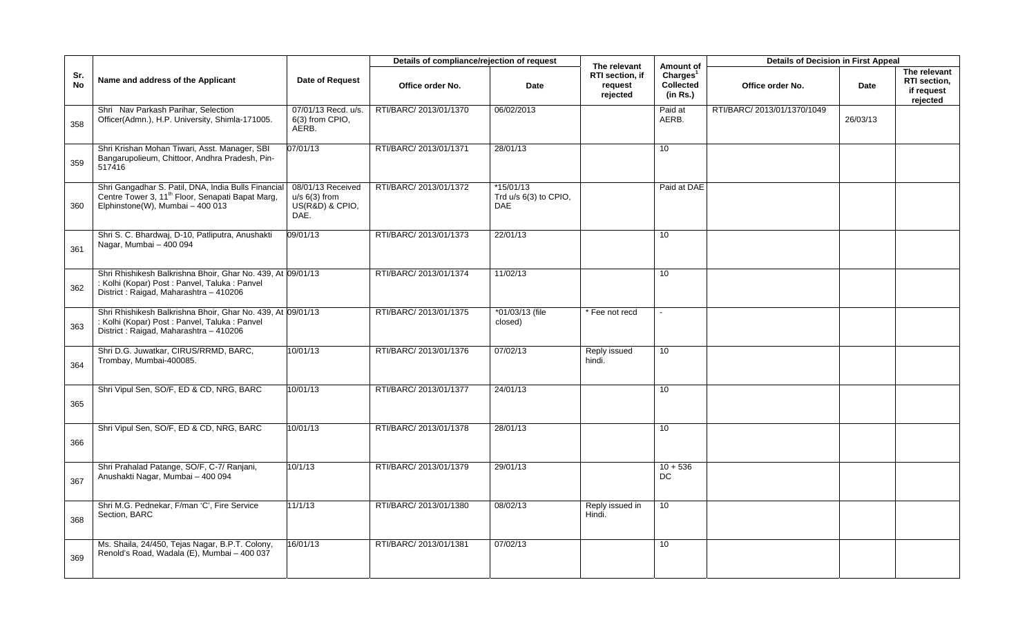| Sr. No | Name and address of the Applicant | Date of Request | Details of compliance/rejection of request | | The relevant RTI section, if request rejected | Amount of Charges[1] Collected (in Rs.) | Details of Decision in First Appeal | | |
|---|---|---|---|---|---|---|---|---|---|
| | | | Office order No. | Date | | | Office order No. | Date | The relevant RTI section, if request rejected |
| 358 | Shri Nav Parkash Parihar, Selection Officer(Admn.), H.P. University, Shimla-171005. | 07/01/13 Recd. u/s. 6(3) from CPIO, AERB. | RTI/BARC/ 2013/01/1370 | 06/02/2013 | | Paid at AERB. | RTI/BARC/ 2013/01/1370/1049 | 26/03/13 | |
| 359 | Shri Krishan Mohan Tiwari, Asst. Manager, SBI Bangarupolieum, Chittoor, Andhra Pradesh, Pin-517416 | 07/01/13 | RTI/BARC/ 2013/01/1371 | 28/01/13 | | 10 | | | |
| 360 | Shri Gangadhar S. Patil, DNA, India Bulls Financial Centre Tower 3, 11[th] Floor, Senapati Bapat Marg, Elphinstone(W), Mumbai – 400 013 | 08/01/13 Received u/s 6(3) from US(R&D) & CPIO, DAE. | RTI/BARC/ 2013/01/1372 | *15/01/13 Trd u/s 6(3) to CPIO, DAE | | Paid at DAE | | | |
| 361 | Shri S. C. Bhardwaj, D-10, Patliputra, Anushakti Nagar, Mumbai – 400 094 | 09/01/13 | RTI/BARC/ 2013/01/1373 | 22/01/13 | | 10 | | | |
| 362 | Shri Rhishikesh Balkrishna Bhoir, Ghar No. 439, At : Kolhi (Kopar) Post : Panvel, Taluka : Panvel District : Raigad, Maharashtra – 410206 | 09/01/13 | RTI/BARC/ 2013/01/1374 | 11/02/13 | | 10 | | | |
| 363 | Shri Rhishikesh Balkrishna Bhoir, Ghar No. 439, At : Kolhi (Kopar) Post : Panvel, Taluka : Panvel District : Raigad, Maharashtra – 410206 | 09/01/13 | RTI/BARC/ 2013/01/1375 | *01/03/13 (file closed) | * Fee not recd | - | | | |
| 364 | Shri D.G. Juwatkar, CIRUS/RRMD, BARC, Trombay, Mumbai-400085. | 10/01/13 | RTI/BARC/ 2013/01/1376 | 07/02/13 | Reply issued hindi. | 10 | | | |
| 365 | Shri Vipul Sen, SO/F, ED & CD, NRG, BARC | 10/01/13 | RTI/BARC/ 2013/01/1377 | 24/01/13 | | 10 | | | |
| 366 | Shri Vipul Sen, SO/F, ED & CD, NRG, BARC | 10/01/13 | RTI/BARC/ 2013/01/1378 | 28/01/13 | | 10 | | | |
| 367 | Shri Prahalad Patange, SO/F, C-7/ Ranjani, Anushakti Nagar, Mumbai – 400 094 | 10/1/13 | RTI/BARC/ 2013/01/1379 | 29/01/13 | | 10 + 536 DC | | | |
| 368 | Shri M.G. Pednekar, F/man 'C', Fire Service Section, BARC | 11/1/13 | RTI/BARC/ 2013/01/1380 | 08/02/13 | Reply issued in Hindi. | 10 | | | |
| 369 | Ms. Shaila, 24/450, Tejas Nagar, B.P.T. Colony, Renold's Road, Wadala (E), Mumbai – 400 037 | 16/01/13 | RTI/BARC/ 2013/01/1381 | 07/02/13 | | 10 | | | |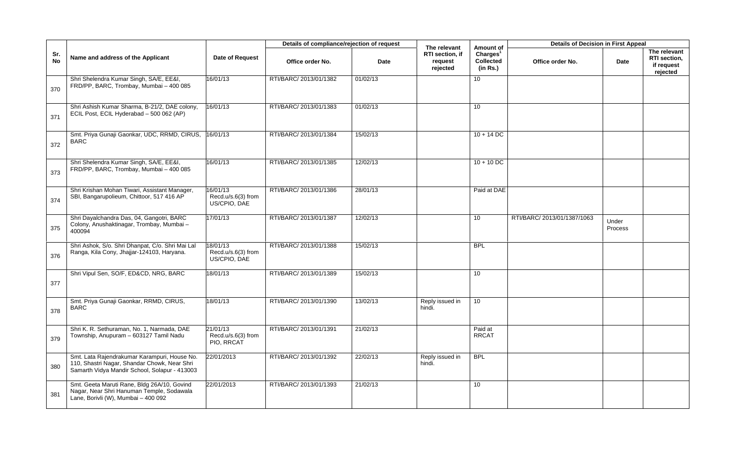| Sr. No | Name and address of the Applicant | Date of Request | Details of compliance/rejection of request | | The relevant RTI section, if request rejected | Amount of Charges[1] Collected (in Rs.) | Details of Decision in First Appeal | | |
|---|---|---|---|---|---|---|---|---|---|
| | | | Office order No. | Date | | | Office order No. | Date | The relevant RTI section, if request rejected |
| 370 | Shri Shelendra Kumar Singh, SA/E, EE&I, FRD/PP, BARC, Trombay, Mumbai – 400 085 | 16/01/13 | RTI/BARC/ 2013/01/1382 | 01/02/13 | | 10 | | | |
| 371 | Shri Ashish Kumar Sharma, B-21/2, DAE colony, ECIL Post, ECIL Hyderabad – 500 062 (AP) | 16/01/13 | RTI/BARC/ 2013/01/1383 | 01/02/13 | | 10 | | | |
| 372 | Smt. Priya Gunaji Gaonkar, UDC, RRMD, CIRUS, BARC | 16/01/13 | RTI/BARC/ 2013/01/1384 | 15/02/13 | | 10 + 14 DC | | | |
| 373 | Shri Shelendra Kumar Singh, SA/E, EE&I, FRD/PP, BARC, Trombay, Mumbai – 400 085 | 16/01/13 | RTI/BARC/ 2013/01/1385 | 12/02/13 | | 10 + 10 DC | | | |
| 374 | Shri Krishan Mohan Tiwari, Assistant Manager, SBI, Bangarupolieum, Chittoor, 517 416 AP | 16/01/13 Recd.u/s.6(3) from US/CPIO, DAE | RTI/BARC/ 2013/01/1386 | 28/01/13 | | Paid at DAE | | | |
| 375 | Shri Dayalchandra Das, 04, Gangotri, BARC Colony, Anushaktinagar, Trombay, Mumbai – 400094 | 17/01/13 | RTI/BARC/ 2013/01/1387 | 12/02/13 | | 10 | RTI/BARC/ 2013/01/1387/1063 | Under Process | |
| 376 | Shri Ashok, S/o. Shri Dhanpat, C/o. Shri Mai Lal Ranga, Kila Cony, Jhajjar-124103, Haryana. | 18/01/13 Recd.u/s.6(3) from US/CPIO, DAE | RTI/BARC/ 2013/01/1388 | 15/02/13 | | BPL | | | |
| 377 | Shri Vipul Sen, SO/F, ED&CD, NRG, BARC | 18/01/13 | RTI/BARC/ 2013/01/1389 | 15/02/13 | | 10 | | | |
| 378 | Smt. Priya Gunaji Gaonkar, RRMD, CIRUS, BARC | 18/01/13 | RTI/BARC/ 2013/01/1390 | 13/02/13 | Reply issued in hindi. | 10 | | | |
| 379 | Shri K. R. Sethuraman, No. 1, Narmada, DAE Township, Anupuram – 603127 Tamil Nadu | 21/01/13 Recd.u/s.6(3) from PIO, RRCAT | RTI/BARC/ 2013/01/1391 | 21/02/13 | | Paid at RRCAT | | | |
| 380 | Smt. Lata Rajendrakumar Karampuri, House No. 110, Shastri Nagar, Shandar Chowk, Near Shri Samarth Vidya Mandir School, Solapur - 413003 | 22/01/2013 | RTI/BARC/ 2013/01/1392 | 22/02/13 | Reply issued in hindi. | BPL | | | |
| 381 | Smt. Geeta Maruti Rane, Bldg 26A/10, Govind Nagar, Near Shri Hanuman Temple, Sodawala Lane, Borivli (W), Mumbai – 400 092 | 22/01/2013 | RTI/BARC/ 2013/01/1393 | 21/02/13 | | 10 | | | |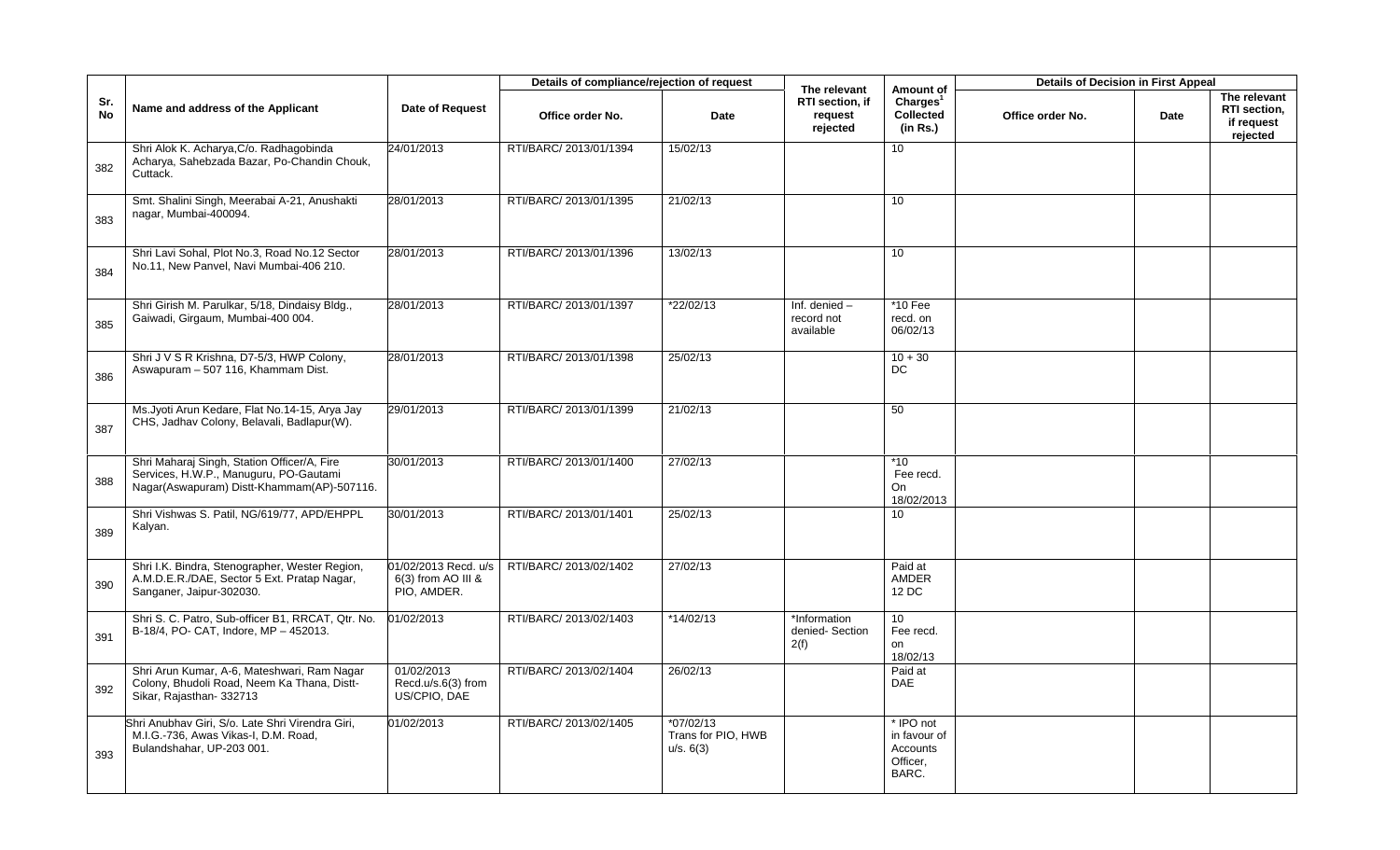| Sr. No | Name and address of the Applicant | Date of Request | Details of compliance/rejection of request | | The relevant RTI section, if request rejected | Amount of Charges[1] Collected (in Rs.) | Details of Decision in First Appeal | | |
|---|---|---|---|---|---|---|---|---|---|
| | | | Office order No. | Date | | | Office order No. | Date | The relevant RTI section, if request rejected |
| 382 | Shri Alok K. Acharya,C/o. Radhagobinda Acharya, Sahebzada Bazar, Po-Chandin Chouk, Cuttack. | 24/01/2013 | RTI/BARC/ 2013/01/1394 | 15/02/13 | | 10 | | | |
| 383 | Smt. Shalini Singh, Meerabai A-21, Anushakti nagar, Mumbai-400094. | 28/01/2013 | RTI/BARC/ 2013/01/1395 | 21/02/13 | | 10 | | | |
| 384 | Shri Lavi Sohal, Plot No.3, Road No.12 Sector No.11, New Panvel, Navi Mumbai-406 210. | 28/01/2013 | RTI/BARC/ 2013/01/1396 | 13/02/13 | | 10 | | | |
| 385 | Shri Girish M. Parulkar, 5/18, Dindaisy Bldg., Gaiwadi, Girgaum, Mumbai-400 004. | 28/01/2013 | RTI/BARC/ 2013/01/1397 | *22/02/13 | Inf. denied – record not available | *10 Fee recd. on 06/02/13 | | | |
| 386 | Shri J V S R Krishna, D7-5/3, HWP Colony, Aswapuram – 507 116, Khammam Dist. | 28/01/2013 | RTI/BARC/ 2013/01/1398 | 25/02/13 | | 10 + 30 DC | | | |
| 387 | Ms.Jyoti Arun Kedare, Flat No.14-15, Arya Jay CHS, Jadhav Colony, Belavali, Badlapur(W). | 29/01/2013 | RTI/BARC/ 2013/01/1399 | 21/02/13 | | 50 | | | |
| 388 | Shri Maharaj Singh, Station Officer/A, Fire Services, H.W.P., Manuguru, PO-Gautami Nagar(Aswapuram) Distt-Khammam(AP)-507116. | 30/01/2013 | RTI/BARC/ 2013/01/1400 | 27/02/13 | | *10 Fee recd. On 18/02/2013 | | | |
| 389 | Shri Vishwas S. Patil, NG/619/77, APD/EHPPL Kalyan. | 30/01/2013 | RTI/BARC/ 2013/01/1401 | 25/02/13 | | 10 | | | |
| 390 | Shri I.K. Bindra, Stenographer, Wester Region, A.M.D.E.R./DAE, Sector 5 Ext. Pratap Nagar, Sanganer, Jaipur-302030. | 01/02/2013 Recd. u/s 6(3) from AO III & PIO, AMDER. | RTI/BARC/ 2013/02/1402 | 27/02/13 | | Paid at AMDER 12 DC | | | |
| 391 | Shri S. C. Patro, Sub-officer B1, RRCAT, Qtr. No. B-18/4, PO- CAT, Indore, MP – 452013. | 01/02/2013 | RTI/BARC/ 2013/02/1403 | *14/02/13 | *Information denied- Section 2(f) | 10 Fee recd. on 18/02/13 | | | |
| 392 | Shri Arun Kumar, A-6, Mateshwari, Ram Nagar Colony, Bhudoli Road, Neem Ka Thana, Distt-Sikar, Rajasthan- 332713 | 01/02/2013 Recd.u/s.6(3) from US/CPIO, DAE | RTI/BARC/ 2013/02/1404 | 26/02/13 | | Paid at DAE | | | |
| 393 | Shri Anubhav Giri, S/o. Late Shri Virendra Giri, M.I.G.-736, Awas Vikas-I, D.M. Road, Bulandshahar, UP-203 001. | 01/02/2013 | RTI/BARC/ 2013/02/1405 | *07/02/13 Trans for PIO, HWB u/s. 6(3) | | * IPO not in favour of Accounts Officer, BARC. | | | |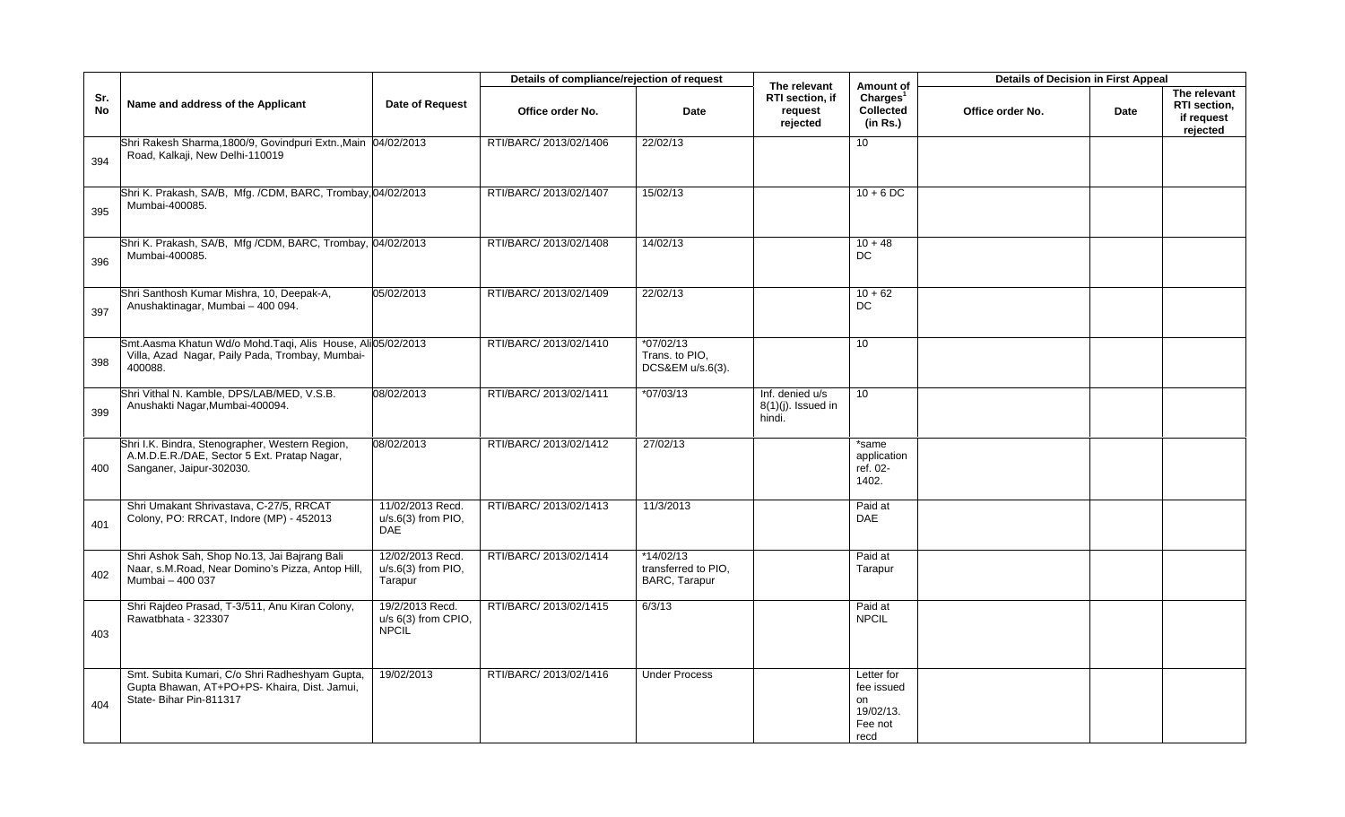| Sr. No | Name and address of the Applicant | Date of Request | Details of compliance/rejection of request | | The relevant RTI section, if request rejected | Amount of Charges[1] Collected (in Rs.) | Details of Decision in First Appeal | | |
|---|---|---|---|---|---|---|---|---|---|
| | | | Office order No. | Date | | | Office order No. | Date | The relevant RTI section, if request rejected |
| 394 | Shri Rakesh Sharma,1800/9, Govindpuri Extn.,Main Road, Kalkaji, New Delhi-110019 | 04/02/2013 | RTI/BARC/ 2013/02/1406 | 22/02/13 | | 10 | | | |
| 395 | Shri K. Prakash, SA/B, Mfg. /CDM, BARC, Trombay, Mumbai-400085. | 04/02/2013 | RTI/BARC/ 2013/02/1407 | 15/02/13 | | 10 + 6 DC | | | |
| 396 | Shri K. Prakash, SA/B, Mfg /CDM, BARC, Trombay, Mumbai-400085. | 04/02/2013 | RTI/BARC/ 2013/02/1408 | 14/02/13 | | 10 + 48 DC | | | |
| 397 | Shri Santhosh Kumar Mishra, 10, Deepak-A, Anushaktinagar, Mumbai – 400 094. | 05/02/2013 | RTI/BARC/ 2013/02/1409 | 22/02/13 | | 10 + 62 DC | | | |
| 398 | Smt.Aasma Khatun Wd/o Mohd.Taqi, Alis House, Ali Villa, Azad Nagar, Paily Pada, Trombay, Mumbai-400088. | 05/02/2013 | RTI/BARC/ 2013/02/1410 | *07/02/13 Trans. to PIO, DCS&EM u/s.6(3). | | 10 | | | |
| 399 | Shri Vithal N. Kamble, DPS/LAB/MED, V.S.B. Anushakti Nagar,Mumbai-400094. | 08/02/2013 | RTI/BARC/ 2013/02/1411 | *07/03/13 | Inf. denied u/s 8(1)(j). Issued in hindi. | 10 | | | |
| 400 | Shri I.K. Bindra, Stenographer, Western Region, A.M.D.E.R./DAE, Sector 5 Ext. Pratap Nagar, Sanganer, Jaipur-302030. | 08/02/2013 | RTI/BARC/ 2013/02/1412 | 27/02/13 | | *same application ref. 02-1402. | | | |
| 401 | Shri Umakant Shrivastava, C-27/5, RRCAT Colony, PO: RRCAT, Indore (MP) - 452013 | 11/02/2013 Recd. u/s.6(3) from PIO, DAE | RTI/BARC/ 2013/02/1413 | 11/3/2013 | | Paid at DAE | | | |
| 402 | Shri Ashok Sah, Shop No.13, Jai Bajrang Bali Naar, s.M.Road, Near Domino's Pizza, Antop Hill, Mumbai – 400 037 | 12/02/2013 Recd. u/s.6(3) from PIO, Tarapur | RTI/BARC/ 2013/02/1414 | *14/02/13 transferred to PIO, BARC, Tarapur | | Paid at Tarapur | | | |
| 403 | Shri Rajdeo Prasad, T-3/511, Anu Kiran Colony, Rawatbhata - 323307 | 19/2/2013 Recd. u/s 6(3) from CPIO, NPCIL | RTI/BARC/ 2013/02/1415 | 6/3/13 | | Paid at NPCIL | | | |
| 404 | Smt. Subita Kumari, C/o Shri Radheshyam Gupta, Gupta Bhawan, AT+PO+PS- Khaira, Dist. Jamui, State- Bihar Pin-811317 | 19/02/2013 | RTI/BARC/ 2013/02/1416 | Under Process | | Letter for fee issued on 19/02/13. Fee not recd | | | |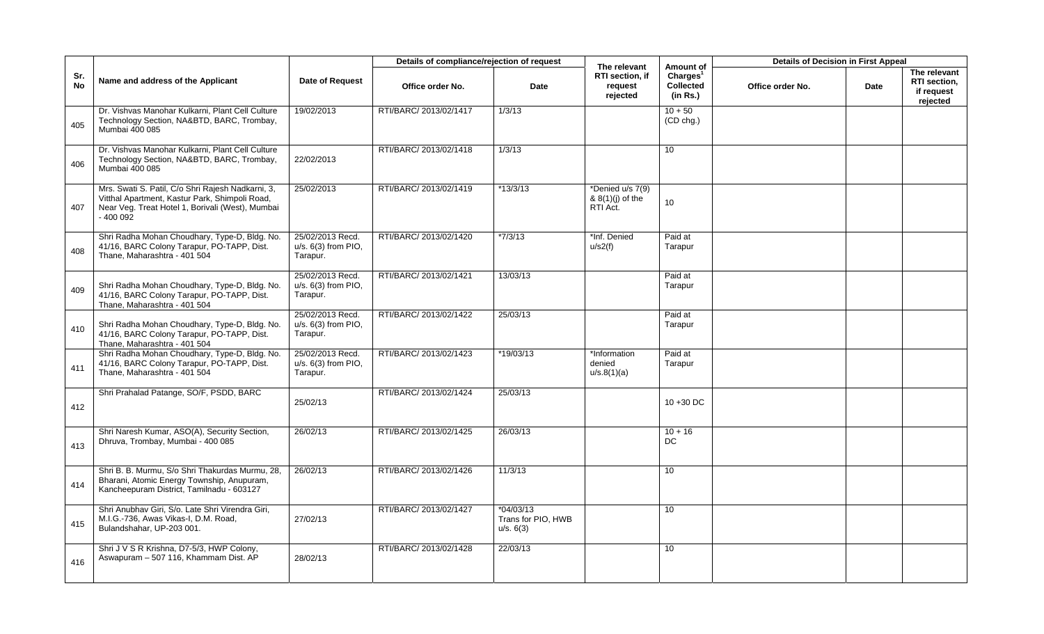| Sr. No | Name and address of the Applicant | Date of Request | Details of compliance/rejection of request | | The relevant RTI section, if request rejected | Amount of Charges[1] Collected (in Rs.) | Details of Decision in First Appeal | | |
|---|---|---|---|---|---|---|---|---|---|
| | | | Office order No. | Date | | | Office order No. | Date | The relevant RTI section, if request rejected |
| 405 | Dr. Vishvas Manohar Kulkarni, Plant Cell Culture Technology Section, NA&BTD, BARC, Trombay, Mumbai 400 085 | 19/02/2013 | RTI/BARC/ 2013/02/1417 | 1/3/13 | | 10 + 50 (CD chg.) | | | |
| 406 | Dr. Vishvas Manohar Kulkarni, Plant Cell Culture Technology Section, NA&BTD, BARC, Trombay, Mumbai 400 085 | 22/02/2013 | RTI/BARC/ 2013/02/1418 | 1/3/13 | | 10 | | | |
| 407 | Mrs. Swati S. Patil, C/o Shri Rajesh Nadkarni, 3, Vitthal Apartment, Kastur Park, Shimpoli Road, Near Veg. Treat Hotel 1, Borivali (West), Mumbai - 400 092 | 25/02/2013 | RTI/BARC/ 2013/02/1419 | *13/3/13 | *Denied u/s 7(9) & 8(1)(j) of the RTI Act. | 10 | | | |
| 408 | Shri Radha Mohan Choudhary, Type-D, Bldg. No. 41/16, BARC Colony Tarapur, PO-TAPP, Dist. Thane, Maharashtra - 401 504 | 25/02/2013 Recd. u/s. 6(3) from PIO, Tarapur. | RTI/BARC/ 2013/02/1420 | *7/3/13 | *Inf. Denied u/s2(f) | Paid at Tarapur | | | |
| 409 | Shri Radha Mohan Choudhary, Type-D, Bldg. No. 41/16, BARC Colony Tarapur, PO-TAPP, Dist. Thane, Maharashtra - 401 504 | 25/02/2013 Recd. u/s. 6(3) from PIO, Tarapur. | RTI/BARC/ 2013/02/1421 | 13/03/13 | | Paid at Tarapur | | | |
| 410 | Shri Radha Mohan Choudhary, Type-D, Bldg. No. 41/16, BARC Colony Tarapur, PO-TAPP, Dist. Thane, Maharashtra - 401 504 | 25/02/2013 Recd. u/s. 6(3) from PIO, Tarapur. | RTI/BARC/ 2013/02/1422 | 25/03/13 | | Paid at Tarapur | | | |
| 411 | Shri Radha Mohan Choudhary, Type-D, Bldg. No. 41/16, BARC Colony Tarapur, PO-TAPP, Dist. Thane, Maharashtra - 401 504 | 25/02/2013 Recd. u/s. 6(3) from PIO, Tarapur. | RTI/BARC/ 2013/02/1423 | *19/03/13 | *Information denied u/s.8(1)(a) | Paid at Tarapur | | | |
| 412 | Shri Prahalad Patange, SO/F, PSDD, BARC | 25/02/13 | RTI/BARC/ 2013/02/1424 | 25/03/13 | | 10 +30 DC | | | |
| 413 | Shri Naresh Kumar, ASO(A), Security Section, Dhruva, Trombay, Mumbai - 400 085 | 26/02/13 | RTI/BARC/ 2013/02/1425 | 26/03/13 | | 10 + 16 DC | | | |
| 414 | Shri B. B. Murmu, S/o Shri Thakurdas Murmu, 28, Bharani, Atomic Energy Township, Anupuram, Kancheepuram District, Tamilnadu - 603127 | 26/02/13 | RTI/BARC/ 2013/02/1426 | 11/3/13 | | 10 | | | |
| 415 | Shri Anubhav Giri, S/o. Late Shri Virendra Giri, M.I.G.-736, Awas Vikas-I, D.M. Road, Bulandshahar, UP-203 001. | 27/02/13 | RTI/BARC/ 2013/02/1427 | *04/03/13 Trans for PIO, HWB u/s. 6(3) | | 10 | | | |
| 416 | Shri J V S R Krishna, D7-5/3, HWP Colony, Aswapuram – 507 116, Khammam Dist. AP | 28/02/13 | RTI/BARC/ 2013/02/1428 | 22/03/13 | | 10 | | | |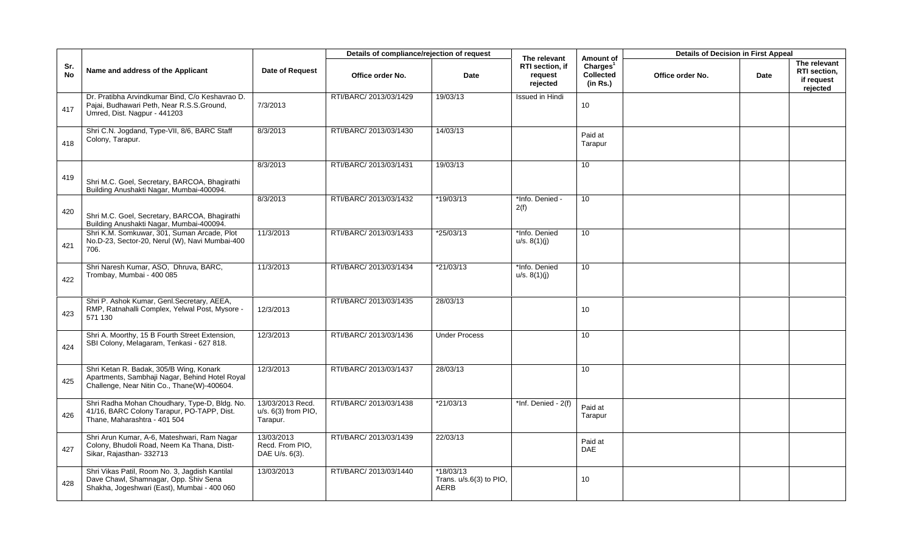| Sr. No | Name and address of the Applicant | Date of Request | Details of compliance/rejection of request | | The relevant RTI section, if request rejected | Amount of Charges[1] Collected (in Rs.) | Details of Decision in First Appeal | | |
|---|---|---|---|---|---|---|---|---|---|
| | | | Office order No. | Date | | | Office order No. | Date | The relevant RTI section, if request rejected |
| 417 | Dr. Pratibha Arvindkumar Bind, C/o Keshavrao D. Pajai, Budhawari Peth, Near R.S.S.Ground, Umred, Dist. Nagpur - 441203 | 7/3/2013 | RTI/BARC/ 2013/03/1429 | 19/03/13 | Issued in Hindi | 10 | | | |
| 418 | Shri C.N. Jogdand, Type-VII, 8/6, BARC Staff Colony, Tarapur. | 8/3/2013 | RTI/BARC/ 2013/03/1430 | 14/03/13 | | Paid at Tarapur | | | |
| 419 | Shri M.C. Goel, Secretary, BARCOA, Bhagirathi Building Anushakti Nagar, Mumbai-400094. | 8/3/2013 | RTI/BARC/ 2013/03/1431 | 19/03/13 | | 10 | | | |
| 420 | Shri M.C. Goel, Secretary, BARCOA, Bhagirathi Building Anushakti Nagar, Mumbai-400094. | 8/3/2013 | RTI/BARC/ 2013/03/1432 | *19/03/13 | *Info. Denied - 2(f) | 10 | | | |
| 421 | Shri K.M. Somkuwar, 301, Suman Arcade, Plot No.D-23, Sector-20, Nerul (W), Navi Mumbai-400 706. | 11/3/2013 | RTI/BARC/ 2013/03/1433 | *25/03/13 | *Info. Denied u/s. 8(1)(j) | 10 | | | |
| 422 | Shri Naresh Kumar, ASO, Dhruva, BARC, Trombay, Mumbai - 400 085 | 11/3/2013 | RTI/BARC/ 2013/03/1434 | *21/03/13 | *Info. Denied u/s. 8(1)(j) | 10 | | | |
| 423 | Shri P. Ashok Kumar, Genl.Secretary, AEEA, RMP, Ratnahalli Complex, Yelwal Post, Mysore - 571 130 | 12/3/2013 | RTI/BARC/ 2013/03/1435 | 28/03/13 | | 10 | | | |
| 424 | Shri A. Moorthy, 15 B Fourth Street Extension, SBI Colony, Melagaram, Tenkasi - 627 818. | 12/3/2013 | RTI/BARC/ 2013/03/1436 | Under Process | | 10 | | | |
| 425 | Shri Ketan R. Badak, 305/B Wing, Konark Apartments, Sambhaji Nagar, Behind Hotel Royal Challenge, Near Nitin Co., Thane(W)-400604. | 12/3/2013 | RTI/BARC/ 2013/03/1437 | 28/03/13 | | 10 | | | |
| 426 | Shri Radha Mohan Choudhary, Type-D, Bldg. No. 41/16, BARC Colony Tarapur, PO-TAPP, Dist. Thane, Maharashtra - 401 504 | 13/03/2013 Recd. u/s. 6(3) from PIO, Tarapur. | RTI/BARC/ 2013/03/1438 | *21/03/13 | *Inf. Denied - 2(f) | Paid at Tarapur | | | |
| 427 | Shri Arun Kumar, A-6, Mateshwari, Ram Nagar Colony, Bhudoli Road, Neem Ka Thana, Distt-Sikar, Rajasthan- 332713 | 13/03/2013 Recd. From PIO, DAE U/s. 6(3). | RTI/BARC/ 2013/03/1439 | 22/03/13 | | Paid at DAE | | | |
| 428 | Shri Vikas Patil, Room No. 3, Jagdish Kantilal Dave Chawl, Shamnagar, Opp. Shiv Sena Shakha, Jogeshwari (East), Mumbai - 400 060 | 13/03/2013 | RTI/BARC/ 2013/03/1440 | *18/03/13 Trans. u/s.6(3) to PIO, AERB | | 10 | | | |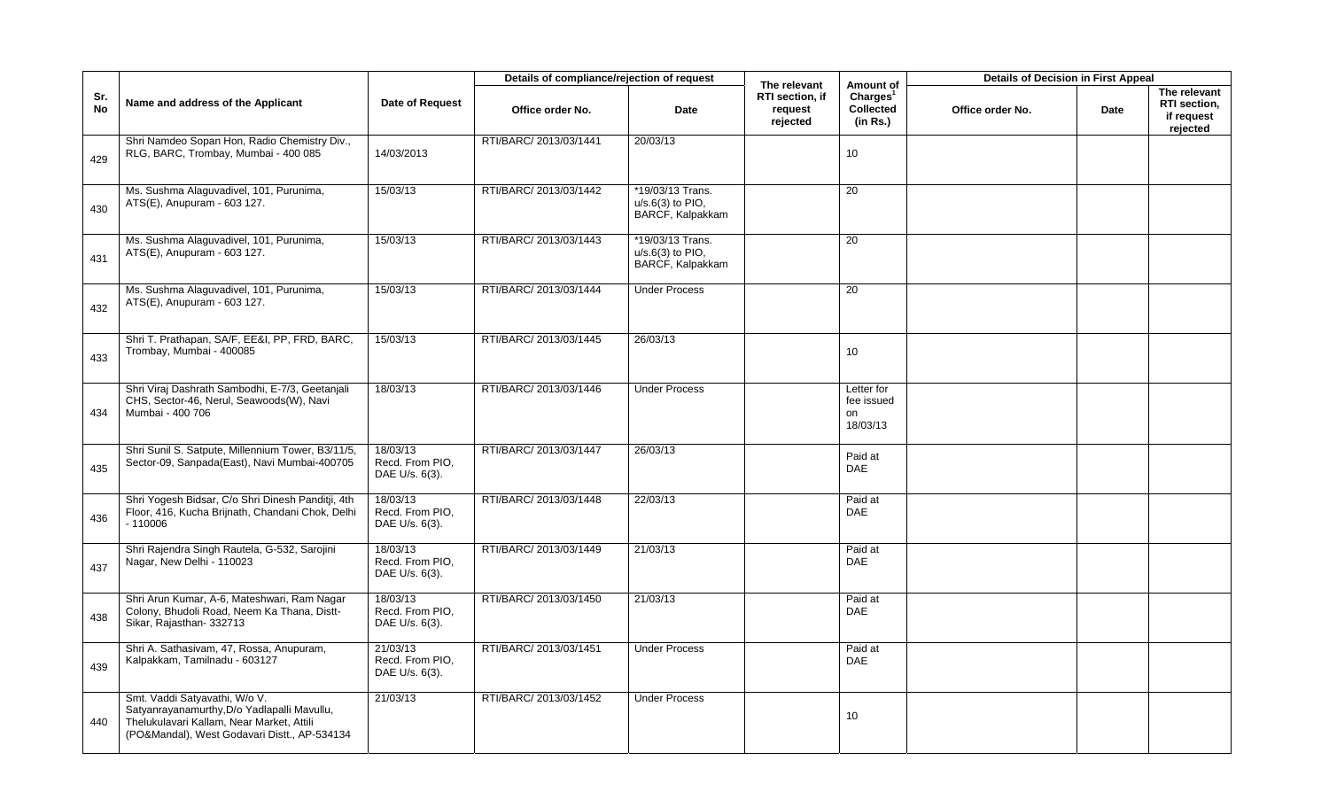| Sr. No | Name and address of the Applicant | Date of Request | Details of compliance/rejection of request | | The relevant RTI section, if request rejected | Amount of Charges[1] Collected (in Rs.) | Details of Decision in First Appeal | | |
|---|---|---|---|---|---|---|---|---|---|
| | | | Office order No. | Date | | | Office order No. | Date | The relevant RTI section, if request rejected |
| 429 | Shri Namdeo Sopan Hon, Radio Chemistry Div., RLG, BARC, Trombay, Mumbai - 400 085 | 14/03/2013 | RTI/BARC/ 2013/03/1441 | 20/03/13 | | 10 | | | |
| 430 | Ms. Sushma Alaguvadivel, 101, Purunima, ATS(E), Anupuram - 603 127. | 15/03/13 | RTI/BARC/ 2013/03/1442 | *19/03/13 Trans. u/s.6(3) to PIO, BARCF, Kalpakkam | | 20 | | | |
| 431 | Ms. Sushma Alaguvadivel, 101, Purunima, ATS(E), Anupuram - 603 127. | 15/03/13 | RTI/BARC/ 2013/03/1443 | *19/03/13 Trans. u/s.6(3) to PIO, BARCF, Kalpakkam | | 20 | | | |
| 432 | Ms. Sushma Alaguvadivel, 101, Purunima, ATS(E), Anupuram - 603 127. | 15/03/13 | RTI/BARC/ 2013/03/1444 | Under Process | | 20 | | | |
| 433 | Shri T. Prathapan, SA/F, EE&I, PP, FRD, BARC, Trombay, Mumbai - 400085 | 15/03/13 | RTI/BARC/ 2013/03/1445 | 26/03/13 | | 10 | | | |
| 434 | Shri Viraj Dashrath Sambodhi, E-7/3, Geetanjali CHS, Sector-46, Nerul, Seawoods(W), Navi Mumbai - 400 706 | 18/03/13 | RTI/BARC/ 2013/03/1446 | Under Process | | Letter for fee issued on 18/03/13 | | | |
| 435 | Shri Sunil S. Satpute, Millennium Tower, B3/11/5, Sector-09, Sanpada(East), Navi Mumbai-400705 | 18/03/13 Recd. From PIO, DAE U/s. 6(3). | RTI/BARC/ 2013/03/1447 | 26/03/13 | | Paid at DAE | | | |
| 436 | Shri Yogesh Bidsar, C/o Shri Dinesh Panditji, 4th Floor, 416, Kucha Brijnath, Chandani Chok, Delhi - 110006 | 18/03/13 Recd. From PIO, DAE U/s. 6(3). | RTI/BARC/ 2013/03/1448 | 22/03/13 | | Paid at DAE | | | |
| 437 | Shri Rajendra Singh Rautela, G-532, Sarojini Nagar, New Delhi - 110023 | 18/03/13 Recd. From PIO, DAE U/s. 6(3). | RTI/BARC/ 2013/03/1449 | 21/03/13 | | Paid at DAE | | | |
| 438 | Shri Arun Kumar, A-6, Mateshwari, Ram Nagar Colony, Bhudoli Road, Neem Ka Thana, Distt- Sikar, Rajasthan- 332713 | 18/03/13 Recd. From PIO, DAE U/s. 6(3). | RTI/BARC/ 2013/03/1450 | 21/03/13 | | Paid at DAE | | | |
| 439 | Shri A. Sathasivam, 47, Rossa, Anupuram, Kalpakkam, Tamilnadu - 603127 | 21/03/13 Recd. From PIO, DAE U/s. 6(3). | RTI/BARC/ 2013/03/1451 | Under Process | | Paid at DAE | | | |
| 440 | Smt. Vaddi Satyavathi, W/o V. Satyanrayanamurthy,D/o Yadlapalli Mavullu, Thelukulavari Kallam, Near Market, Attili (PO&Mandal), West Godavari Distt., AP-534134 | 21/03/13 | RTI/BARC/ 2013/03/1452 | Under Process | | 10 | | | |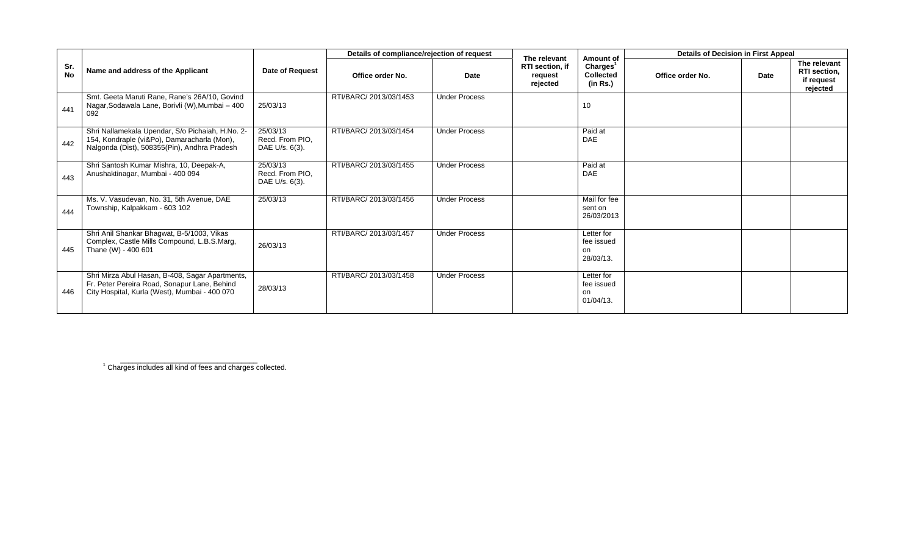| Sr. No | Name and address of the Applicant | Date of Request | Details of compliance/rejection of request | | The relevant RTI section, if request rejected | Amount of Charges[1] Collected (in Rs.) | Details of Decision in First Appeal | | |
|---|---|---|---|---|---|---|---|---|---|
| | | | Office order No. | Date | | | Office order No. | Date | The relevant RTI section, if request rejected |
| 441 | Smt. Geeta Maruti Rane, Rane's 26A/10, Govind Nagar,Sodawala Lane, Borivli (W),Mumbai – 400 092 | 25/03/13 | RTI/BARC/ 2013/03/1453 | Under Process | | 10 | | | |
| 442 | Shri Nallamekala Upendar, S/o Pichaiah, H.No. 2-154, Kondraple (vi&Po), Damaracharla (Mon), Nalgonda (Dist), 508355(Pin), Andhra Pradesh | 25/03/13 Recd. From PIO, DAE U/s. 6(3). | RTI/BARC/ 2013/03/1454 | Under Process | | Paid at DAE | | | |
| 443 | Shri Santosh Kumar Mishra, 10, Deepak-A, Anushaktinagar, Mumbai - 400 094 | 25/03/13 Recd. From PIO, DAE U/s. 6(3). | RTI/BARC/ 2013/03/1455 | Under Process | | Paid at DAE | | | |
| 444 | Ms. V. Vasudevan, No. 31, 5th Avenue, DAE Township, Kalpakkam - 603 102 | 25/03/13 | RTI/BARC/ 2013/03/1456 | Under Process | | Mail for fee sent on 26/03/2013 | | | |
| 445 | Shri Anil Shankar Bhagwat, B-5/1003, Vikas Complex, Castle Mills Compound, L.B.S.Marg, Thane (W) - 400 601 | 26/03/13 | RTI/BARC/ 2013/03/1457 | Under Process | | Letter for fee issued on 28/03/13. | | | |
| 446 | Shri Mirza Abul Hasan, B-408, Sagar Apartments, Fr. Peter Pereira Road, Sonapur Lane, Behind City Hospital, Kurla (West), Mumbai - 400 070 | 28/03/13 | RTI/BARC/ 2013/03/1458 | Under Process | | Letter for fee issued on 01/04/13. | | | |

[1] Charges includes all kind of fees and charges collected.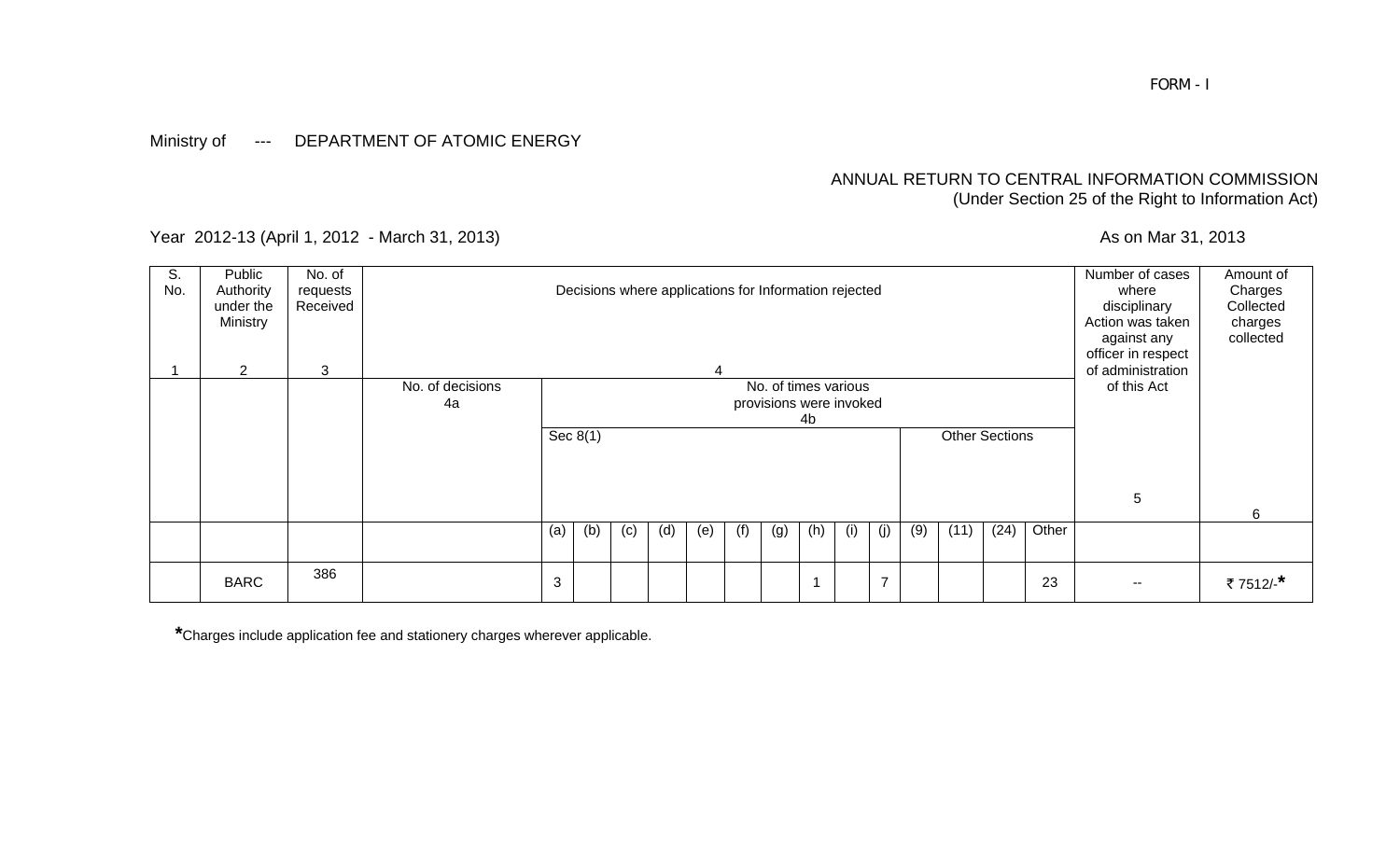FORM - I

Ministry of --- DEPARTMENT OF ATOMIC ENERGY

ANNUAL RETURN TO CENTRAL INFORMATION COMMISSION
(Under Section 25 of the Right to Information Act)

Year 2012-13 (April 1, 2012 - March 31, 2013)

As on Mar 31, 2013

| S. No. | Public Authority under the Ministry | No. of requests Received | Decisions where applications for Information rejected | | | | | | | | | | | | | | | Number of cases where disciplinary Action was taken against any officer in respect of administration of this Act | Amount of Charges Collected charges collected |
|---|---|---|---|---|---|---|---|---|---|---|---|---|---|---|---|---|---|---|---|
| 1 | 2 | 3 | 4 | | | | | | | | | | | | | | | 5 | 6 |
| | | | No. of decisions 4a | No. of times various provisions were invoked 4b | | | | | | | | | | | | | | | |
| | | | | Sec 8(1) | | | | | | | | | | Other Sections | | | | | |
| | | | | (a) | (b) | (c) | (d) | (e) | (f) | (g) | (h) | (i) | (j) | (9) | (11) | (24) | Other | | |
| | BARC | 386 | | 3 | | | | | | | 1 | | 7 | | | | 23 | -- | ₹ 7512/-* |

*Charges include application fee and stationery charges wherever applicable.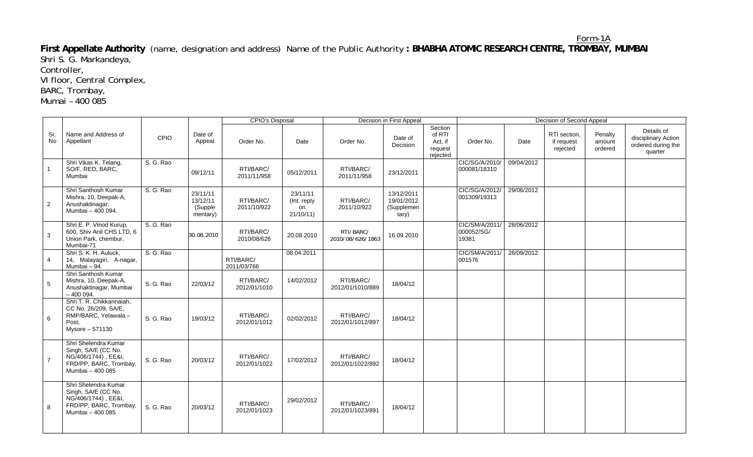Form-1A

**First Appellate Authority** (name, designation and address) Name of the Public Authority **: BHABHA ATOMIC RESEARCH CENTRE, TROMBAY, MUMBAI**

Shri S. G. Markandeya,
Controller,
VI floor, Central Complex,
BARC, Trombay,
Mumai – 400 085

| Sr. No | Name and Address of Appellant | CPIO | Date of Appeal | CPIO's Disposal | | Decision in First Appeal | | | Decision of Second Appeal | | | | |
|---|---|---|---|---|---|---|---|---|---|---|---|---|---|
| | | | | Order No. | Date | Order No. | Date of Decision | Section of RTI Act, if request rejected | Order No. | Date | RTI section, if request rejected | Penalty amount ordered | Details of disciplinary Action ordered during the quarter |
| 1 | Shri Vikas K. Telang, SO/F, RED, BARC, Mumbai | S. G. Rao | 09/12/11 | RTI/BARC/ 2011/11/958 | 05/12/2011 | RTI/BARC/ 2011/11/958 | 23/12/2011 | | CIC/SG/A/2010/ 000081/18310 | 09/04/2012 | | | |
| 2 | Shri Santhosh Kumar Mishra, 10, Deepak-A, Anushaktinagar, Mumbai – 400 094. | S. G. Rao | 23/11/11 13/12/11 (Supple mentary) | RTI/BARC/ 2011/10/922 | 23/11/11 (Int. reply on 21/10/11) | RTI/BARC/ 2011/10/922 | 13/12/2011 19/01/2012 (Supplementary) | | CIC/SG/A/2012/ 001309/19313 | 29/06/2012 | | | |
| 3 | Shri E. P. Vinod Kurup, 600, Shiv Anil CHS LTD, 6 Union Park, chembur, Mumbai-71 | S. G. Rao | 30.08.2010 | RTI/BARC/ 2010/08/626 | 20.08.2010 | RTI/BARC/ 2010/08/626/1863 | 16.09.2010 | | CIC/SM/A/2011/ 000052/SG/ 19381 | 28/06/2012 | | | |
| 4 | Shri S. K. H. Auluck, 14, Malayagiri, A-nagar, Mumbai – 94. | S. G. Rao | | RTI/BARC/ 2011/03/766 | 08.04.2011 | | | | CIC/SM/A/2011/ 001576 | 26/09/2012 | | | |
| 5 | Shri Santhosh Kumar Mishra, 10, Deepak-A, Anushaktinagar, Mumbai – 400 094. | S. G. Rao | 22/03/12 | RTI/BARC/ 2012/01/1010 | 14/02/2012 | RTI/BARC/ 2012/01/1010/889 | 18/04/12 | | | | | | |
| 6 | Shri T. R. Chikkannaiah, CC No. 26/209, SA/E, RMP/BARC, Yelawala – Post, Mysore – 571130 | S. G. Rao | 19/03/12 | RTI/BARC/ 2012/01/1012 | 02/02/2012 | RTI/BARC/ 2012/01/1012/897 | 18/04/12 | | | | | | |
| 7 | Shri Shelendra Kumar Singh, SA/E (CC No. NG/406/1744) , EE&I, FRD/PP, BARC, Trombay, Mumbai – 400 085 | S. G. Rao | 20/03/12 | RTI/BARC/ 2012/01/1022 | 17/02/2012 | RTI/BARC/ 2012/01/1022/892 | 18/04/12 | | | | | | |
| 8 | Shri Shelendra Kumar Singh, SA/E (CC No. NG/406/1744) , EE&I, FRD/PP, BARC, Trombay, Mumbai – 400 085 | S. G. Rao | 20/03/12 | RTI/BARC/ 2012/01/1023 | 29/02/2012 | RTI/BARC/ 2012/01/1023/891 | 18/04/12 | | | | | | |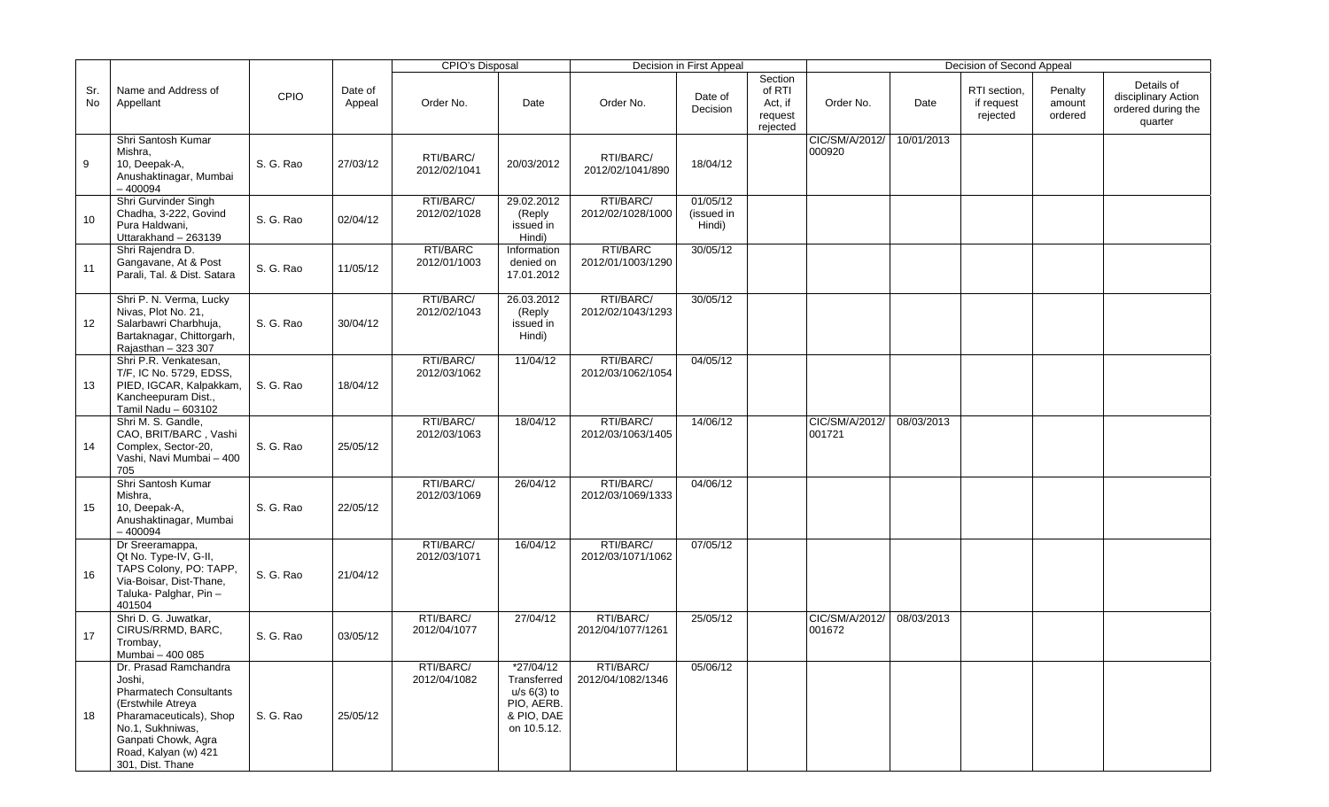| Sr. No | Name and Address of Appellant | CPIO | Date of Appeal | CPIO's Disposal | | Decision in First Appeal | | | Decision of Second Appeal | | | | |
|---|---|---|---|---|---|---|---|---|---|---|---|---|---|
| | | | | Order No. | Date | Order No. | Date of Decision | Section of RTI Act, if request rejected | Order No. | Date | RTI section, if request rejected | Penalty amount ordered | Details of disciplinary Action ordered during the quarter |
| 9 | Shri Santosh Kumar Mishra, 10, Deepak-A, Anushaktinagar, Mumbai – 400094 | S. G. Rao | 27/03/12 | RTI/BARC/ 2012/02/1041 | 20/03/2012 | RTI/BARC/ 2012/02/1041/890 | 18/04/12 | | CIC/SM/A/2012/ 000920 | 10/01/2013 | | | |
| 10 | Shri Gurvinder Singh Chadha, 3-222, Govind Pura Haldwani, Uttarakhand – 263139 | S. G. Rao | 02/04/12 | RTI/BARC/ 2012/02/1028 | 29.02.2012 (Reply issued in Hindi) | RTI/BARC/ 2012/02/1028/1000 | 01/05/12 (issued in Hindi) | | | | | | |
| 11 | Shri Rajendra D. Gangavane, At & Post Parali, Tal. & Dist. Satara | S. G. Rao | 11/05/12 | RTI/BARC 2012/01/1003 | Information denied on 17.01.2012 | RTI/BARC 2012/01/1003/1290 | 30/05/12 | | | | | | |
| 12 | Shri P. N. Verma, Lucky Nivas, Plot No. 21, Salarbawri Charbhuja, Bartaknagar, Chittorgarh, Rajasthan – 323 307 | S. G. Rao | 30/04/12 | RTI/BARC/ 2012/02/1043 | 26.03.2012 (Reply issued in Hindi) | RTI/BARC/ 2012/02/1043/1293 | 30/05/12 | | | | | | |
| 13 | Shri P.R. Venkatesan, T/F, IC No. 5729, EDSS, PIED, IGCAR, Kalpakkam, Kancheepuram Dist., Tamil Nadu – 603102 | S. G. Rao | 18/04/12 | RTI/BARC/ 2012/03/1062 | 11/04/12 | RTI/BARC/ 2012/03/1062/1054 | 04/05/12 | | | | | | |
| 14 | Shri M. S. Gandle, CAO, BRIT/BARC , Vashi Complex, Sector-20, Vashi, Navi Mumbai – 400 705 | S. G. Rao | 25/05/12 | RTI/BARC/ 2012/03/1063 | 18/04/12 | RTI/BARC/ 2012/03/1063/1405 | 14/06/12 | | CIC/SM/A/2012/ 001721 | 08/03/2013 | | | |
| 15 | Shri Santosh Kumar Mishra, 10, Deepak-A, Anushaktinagar, Mumbai – 400094 | S. G. Rao | 22/05/12 | RTI/BARC/ 2012/03/1069 | 26/04/12 | RTI/BARC/ 2012/03/1069/1333 | 04/06/12 | | | | | | |
| 16 | Dr Sreeramappa, Qt No. Type-IV, G-II, TAPS Colony, PO: TAPP, Via-Boisar, Dist-Thane, Taluka- Palghar, Pin – 401504 | S. G. Rao | 21/04/12 | RTI/BARC/ 2012/03/1071 | 16/04/12 | RTI/BARC/ 2012/03/1071/1062 | 07/05/12 | | | | | | |
| 17 | Shri D. G. Juwatkar, CIRUS/RRMD, BARC, Trombay, Mumbai – 400 085 | S. G. Rao | 03/05/12 | RTI/BARC/ 2012/04/1077 | 27/04/12 | RTI/BARC/ 2012/04/1077/1261 | 25/05/12 | | CIC/SM/A/2012/ 001672 | 08/03/2013 | | | |
| 18 | Dr. Prasad Ramchandra Joshi, Pharmatech Consultants (Erstwhile Atreya Pharamaceuticals), Shop No.1, Sukhniwas, Ganpati Chowk, Agra Road, Kalyan (w) 421 301, Dist. Thane | S. G. Rao | 25/05/12 | RTI/BARC/ 2012/04/1082 | *27/04/12 Transferred u/s 6(3) to PIO, AERB. & PIO, DAE on 10.5.12. | RTI/BARC/ 2012/04/1082/1346 | 05/06/12 | | | | | | |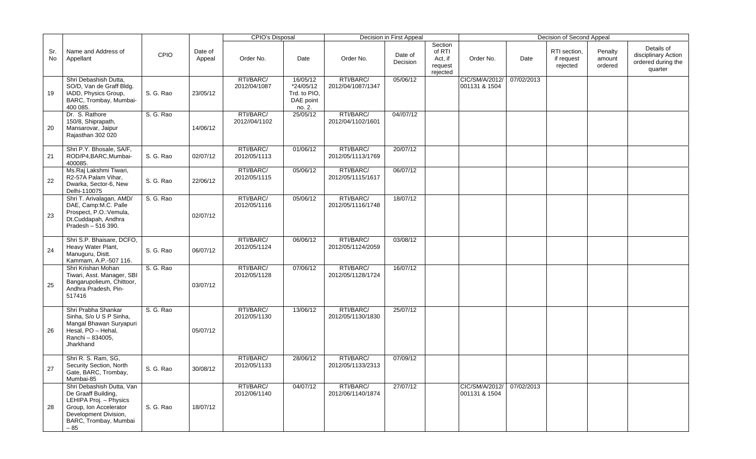| Sr. No | Name and Address of Appellant | CPIO | Date of Appeal | CPIO's Disposal | | Decision in First Appeal | | | Decision of Second Appeal | | | | |
|---|---|---|---|---|---|---|---|---|---|---|---|---|---|
| | | | | Order No. | Date | Order No. | Date of Decision | Section of RTI Act, if request rejected | Order No. | Date | RTI section, if request rejected | Penalty amount ordered | Details of disciplinary Action ordered during the quarter |
| 19 | Shri Debashish Dutta, SO/D, Van de Graff Bldg. IADD, Physics Group, BARC, Trombay, Mumbai-400 085. | S. G. Rao | 23/05/12 | RTI/BARC/ 2012/04/1087 | 16/05/12 *24/05/12 Trd. to PIO, DAE point no. 2. | RTI/BARC/ 2012/04/1087/1347 | 05/06/12 | | CIC/SM/A/2012/ 001131 & 1504 | 07/02/2013 | | | |
| 20 | Dr. S. Rathore 150/8, Shiprapath, Mansarovar, Jaipur Rajasthan 302 020 | S. G. Rao | 14/06/12 | RTI/BARC/ 2012//04/1102 | 25/05/12 | RTI/BARC/ 2012/04/1102/1601 | 04//07/12 | | | | | | |
| 21 | Shri P.Y. Bhosale, SA/F, ROD/P4,BARC,Mumbai-400085. | S. G. Rao | 02/07/12 | RTI/BARC/ 2012/05/1113 | 01/06/12 | RTI/BARC/ 2012/05/1113/1769 | 20/07/12 | | | | | | |
| 22 | Ms.Raj Lakshmi Tiwari, R2-57A Palam Vihar, Dwarka, Sector-6, New Delhi-110075 | S. G. Rao | 22/06/12 | RTI/BARC/ 2012/05/1115 | 05/06/12 | RTI/BARC/ 2012/05/1115/1617 | 06/07/12 | | | | | | |
| 23 | Shri T. Arivalagan, AMD/ DAE, Camp:M.C. Palle Prospect, P.O.:Vemula, Dt.Cuddapah, Andhra Pradesh – 516 390. | S. G. Rao | 02/07/12 | RTI/BARC/ 2012/05/1116 | 05/06/12 | RTI/BARC/ 2012/05/1116/1748 | 18/07/12 | | | | | | |
| 24 | Shri S.P. Bhaisare, DCFO, Heavy Water Plant, Manuguru, Distt. Kammam, A.P.-507 116. | S. G. Rao | 06/07/12 | RTI/BARC/ 2012/05/1124 | 06/06/12 | RTI/BARC/ 2012/05/1124/2059 | 03/08/12 | | | | | | |
| 25 | Shri Krishan Mohan Tiwari, Asst. Manager, SBI Bangarupolieum, Chittoor, Andhra Pradesh, Pin-517416 | S. G. Rao | 03/07/12 | RTI/BARC/ 2012/05/1128 | 07/06/12 | RTI/BARC/ 2012/05/1128/1724 | 16/07/12 | | | | | | |
| 26 | Shri Prabha Shankar Sinha, S/o U S P Sinha, Mangal Bhawan Suryapuri Hesal, PO – Hehal, Ranchi – 834005, Jharkhand | S. G. Rao | 05/07/12 | RTI/BARC/ 2012/05/1130 | 13/06/12 | RTI/BARC/ 2012/05/1130/1830 | 25/07/12 | | | | | | |
| 27 | Shri R. S. Ram, SG, Security Section, North Gate, BARC, Trombay, Mumbai-85 | S. G. Rao | 30/08/12 | RTI/BARC/ 2012/05/1133 | 28/06/12 | RTI/BARC/ 2012/05/1133/2313 | 07/09/12 | | | | | | |
| 28 | Shri Debashish Dutta, Van De Graaff Building, LEHIPA Proj. – Physics Group, Ion Accelerator Development Division, BARC, Trombay, Mumbai – 85 | S. G. Rao | 18/07/12 | RTI/BARC/ 2012/06/1140 | 04/07/12 | RTI/BARC/ 2012/06/1140/1874 | 27/07/12 | | CIC/SM/A/2012/ 001131 & 1504 | 07/02/2013 | | | |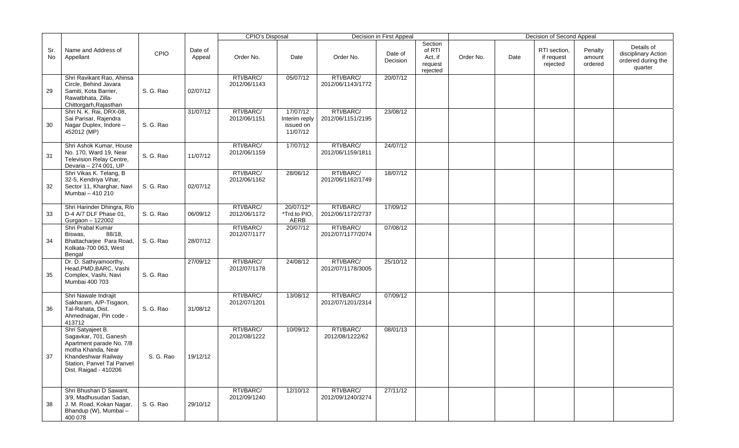| Sr. No | Name and Address of Appellant | CPIO | Date of Appeal | CPIO's Disposal | | Decision in First Appeal | | | Decision of Second Appeal | | | | |
|---|---|---|---|---|---|---|---|---|---|---|---|---|---|
| | | | | Order No. | Date | Order No. | Date of Decision | Section of RTI Act, if request rejected | Order No. | Date | RTI section, if request rejected | Penalty amount ordered | Details of disciplinary Action ordered during the quarter |
| 29 | Shri Ravikant Rao, Ahinsa Circle, Behind Javara Samiti, Kota Barrier, Rawatbhata, Zilla-Chittorgarh,Rajasthan | S. G. Rao | 02/07/12 | RTI/BARC/ 2012/06/1143 | 05/07/12 | RTI/BARC/ 2012/06/1143/1772 | 20/07/12 | | | | | | |
| 30 | Shri N. K. Rai, DRX-08, Sai Parisar, Rajendra Nagar Duplex, Indore – 452012 (MP) | S. G. Rao | 31/07/12 | RTI/BARC/ 2012/06/1151 | 17/07/12 Interim reply issued on 11/07/12 | RTI/BARC/ 2012/06/1151/2195 | 23/08/12 | | | | | | |
| 31 | Shri Ashok Kumar, House No. 170, Ward 19, Near Television Relay Centre, Devaria – 274 001, UP | S. G. Rao | 11/07/12 | RTI/BARC/ 2012/06/1159 | 17/07/12 | RTI/BARC/ 2012/06/1159/1811 | 24/07/12 | | | | | | |
| 32 | Shri Vikas K. Telang, B 32-5, Kendriya Vihar, Sector 11, Kharghar, Navi Mumbai – 410 210 | S. G. Rao | 02/07/12 | RTI/BARC/ 2012/06/1162 | 28/06/12 | RTI/BARC/ 2012/06/1162/1749 | 18/07/12 | | | | | | |
| 33 | Shri Harinder Dhingra, R/o D-4 A/7 DLF Phase 01, Gurgaon – 122002 | S. G. Rao | 06/09/12 | RTI/BARC/ 2012/06/1172 | 20/07/12* *Trd.to PIO, AERB | RTI/BARC/ 2012/06/1172/2737 | 17/09/12 | | | | | | |
| 34 | Shri Prabal Kumar Biswas, 88/18, Bhattacharjee Para Road, Kolkata-700 063, West Bengal | S. G. Rao | 28/07/12 | RTI/BARC/ 2012/07/1177 | 20/07/12 | RTI/BARC/ 2012/07/1177/2074 | 07/08/12 | | | | | | |
| 35 | Dr. D. Sathiyamoorthy, Head,PMD,BARC, Vashi Complex, Vashi, Navi Mumbai 400 703 | S. G. Rao | 27/09/12 | RTI/BARC/ 2012/07/1178 | 24/08/12 | RTI/BARC/ 2012/07/1178/3005 | 25/10/12 | | | | | | |
| 36 | Shri Nawale Indrajit Sakharam, A/P-Tisgaon, Tal-Rahata, Dist. Ahmednagar, Pin code - 413712 | S. G. Rao | 31/08/12 | RTI/BARC/ 2012/07/1201 | 13/08/12 | RTI/BARC/ 2012/07/1201/2314 | 07/09/12 | | | | | | |
| 37 | Shri Satyajeet B. Sagavkar, 701, Ganesh Apartment parade No. 7/8 motha Khanda, Near Khandeshwar Railway Station, Panvel Tal Panvel Dist. Raigad - 410206 | S. G. Rao | 19/12/12 | RTI/BARC/ 2012/08/1222 | 10/09/12 | RTI/BARC/ 2012/08/1222/62 | 08/01/13 | | | | | | |
| 38 | Shri Bhushan D Sawant, 3/9, Madhusudan Sadan, J. M. Road, Kokan Nagar, Bhandup (W), Mumbai – 400 078 | S. G. Rao | 29/10/12 | RTI/BARC/ 2012/09/1240 | 12/10/12 | RTI/BARC/ 2012/09/1240/3274 | 27/11/12 | | | | | | |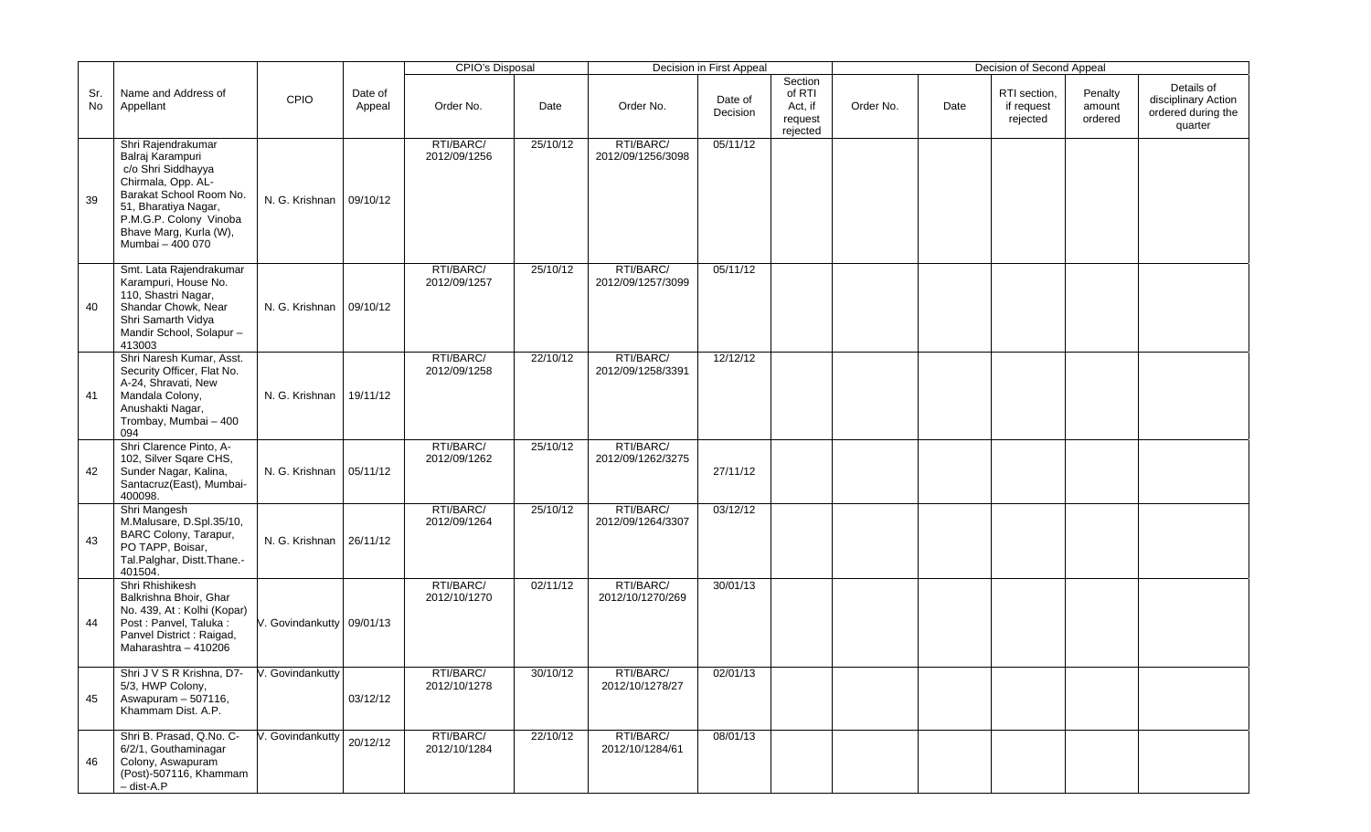| Sr. No | Name and Address of Appellant | CPIO | Date of Appeal | CPIO's Disposal | | Decision in First Appeal | | | Decision of Second Appeal | | | | |
|---|---|---|---|---|---|---|---|---|---|---|---|---|---|
| | | | | Order No. | Date | Order No. | Date of Decision | Section of RTI Act, if request rejected | Order No. | Date | RTI section, if request rejected | Penalty amount ordered | Details of disciplinary Action ordered during the quarter |
| 39 | Shri Rajendrakumar Balraj Karampuri c/o Shri Siddhayya Chirmala, Opp. AL-Barakat School Room No. 51, Bharatiya Nagar, P.M.G.P. Colony Vinoba Bhave Marg, Kurla (W), Mumbai – 400 070 | N. G. Krishnan | 09/10/12 | RTI/BARC/ 2012/09/1256 | 25/10/12 | RTI/BARC/ 2012/09/1256/3098 | 05/11/12 | | | | | | |
| 40 | Smt. Lata Rajendrakumar Karampuri, House No. 110, Shastri Nagar, Shandar Chowk, Near Shri Samarth Vidya Mandir School, Solapur – 413003 | N. G. Krishnan | 09/10/12 | RTI/BARC/ 2012/09/1257 | 25/10/12 | RTI/BARC/ 2012/09/1257/3099 | 05/11/12 | | | | | | |
| 41 | Shri Naresh Kumar, Asst. Security Officer, Flat No. A-24, Shravati, New Mandala Colony, Anushakti Nagar, Trombay, Mumbai – 400 094 | N. G. Krishnan | 19/11/12 | RTI/BARC/ 2012/09/1258 | 22/10/12 | RTI/BARC/ 2012/09/1258/3391 | 12/12/12 | | | | | | |
| 42 | Shri Clarence Pinto, A-102, Silver Sqare CHS, Sunder Nagar, Kalina, Santacruz(East), Mumbai-400098. | N. G. Krishnan | 05/11/12 | RTI/BARC/ 2012/09/1262 | 25/10/12 | RTI/BARC/ 2012/09/1262/3275 | 27/11/12 | | | | | | |
| 43 | Shri Mangesh M.Malusare, D.Spl.35/10, BARC Colony, Tarapur, PO TAPP, Boisar, Tal.Palghar, Distt.Thane.-401504. | N. G. Krishnan | 26/11/12 | RTI/BARC/ 2012/09/1264 | 25/10/12 | RTI/BARC/ 2012/09/1264/3307 | 03/12/12 | | | | | | |
| 44 | Shri Rhishikesh Balkrishna Bhoir, Ghar No. 439, At : Kolhi (Kopar) Post : Panvel, Taluka : Panvel District : Raigad, Maharashtra – 410206 | V. Govindankutty | 09/01/13 | RTI/BARC/ 2012/10/1270 | 02/11/12 | RTI/BARC/ 2012/10/1270/269 | 30/01/13 | | | | | | |
| 45 | Shri J V S R Krishna, D7-5/3, HWP Colony, Aswapuram – 507116, Khammam Dist. A.P. | V. Govindankutty | 03/12/12 | RTI/BARC/ 2012/10/1278 | 30/10/12 | RTI/BARC/ 2012/10/1278/27 | 02/01/13 | | | | | | |
| 46 | Shri B. Prasad, Q.No. C-6/2/1, Gouthaminagar Colony, Aswapuram (Post)-507116, Khammam – dist-A.P | V. Govindankutty | 20/12/12 | RTI/BARC/ 2012/10/1284 | 22/10/12 | RTI/BARC/ 2012/10/1284/61 | 08/01/13 | | | | | | |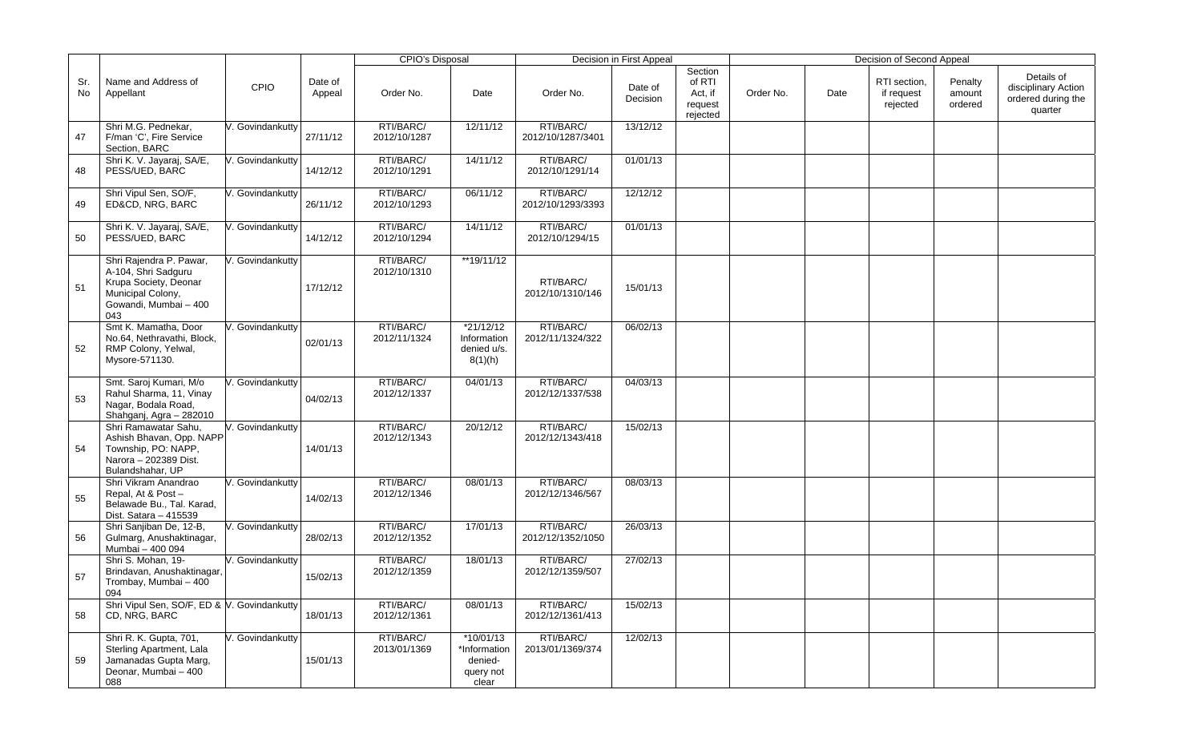| Sr. No | Name and Address of Appellant | CPIO | Date of Appeal | CPIO's Disposal | | Decision in First Appeal | | | Decision of Second Appeal | | | | |
|---|---|---|---|---|---|---|---|---|---|---|---|---|---|
| | | | | Order No. | Date | Order No. | Date of Decision | Section of RTI Act, if request rejected | Order No. | Date | RTI section, if request rejected | Penalty amount ordered | Details of disciplinary Action ordered during the quarter |
| 47 | Shri M.G. Pednekar, F/man 'C', Fire Service Section, BARC | V. Govindankutty | 27/11/12 | RTI/BARC/ 2012/10/1287 | 12/11/12 | RTI/BARC/ 2012/10/1287/3401 | 13/12/12 | | | | | | |
| 48 | Shri K. V. Jayaraj, SA/E, PESS/UED, BARC | V. Govindankutty | 14/12/12 | RTI/BARC/ 2012/10/1291 | 14/11/12 | RTI/BARC/ 2012/10/1291/14 | 01/01/13 | | | | | | |
| 49 | Shri Vipul Sen, SO/F, ED&CD, NRG, BARC | V. Govindankutty | 26/11/12 | RTI/BARC/ 2012/10/1293 | 06/11/12 | RTI/BARC/ 2012/10/1293/3393 | 12/12/12 | | | | | | |
| 50 | Shri K. V. Jayaraj, SA/E, PESS/UED, BARC | V. Govindankutty | 14/12/12 | RTI/BARC/ 2012/10/1294 | 14/11/12 | RTI/BARC/ 2012/10/1294/15 | 01/01/13 | | | | | | |
| 51 | Shri Rajendra P. Pawar, A-104, Shri Sadguru Krupa Society, Deonar Municipal Colony, Gowandi, Mumbai – 400 043 | V. Govindankutty | 17/12/12 | RTI/BARC/ 2012/10/1310 | **19/11/12 | RTI/BARC/ 2012/10/1310/146 | 15/01/13 | | | | | | |
| 52 | Smt K. Mamatha, Door No.64, Nethravathi, Block, RMP Colony, Yelwal, Mysore-571130. | V. Govindankutty | 02/01/13 | RTI/BARC/ 2012/11/1324 | *21/12/12 Information denied u/s. 8(1)(h) | RTI/BARC/ 2012/11/1324/322 | 06/02/13 | | | | | | |
| 53 | Smt. Saroj Kumari, M/o Rahul Sharma, 11, Vinay Nagar, Bodala Road, Shahganj, Agra – 282010 | V. Govindankutty | 04/02/13 | RTI/BARC/ 2012/12/1337 | 04/01/13 | RTI/BARC/ 2012/12/1337/538 | 04/03/13 | | | | | | |
| 54 | Shri Ramawatar Sahu, Ashish Bhavan, Opp. NAPP Township, PO: NAPP, Narora – 202389 Dist. Bulandshahar, UP | V. Govindankutty | 14/01/13 | RTI/BARC/ 2012/12/1343 | 20/12/12 | RTI/BARC/ 2012/12/1343/418 | 15/02/13 | | | | | | |
| 55 | Shri Vikram Anandrao Repal, At & Post – Belawade Bu., Tal. Karad, Dist. Satara – 415539 | V. Govindankutty | 14/02/13 | RTI/BARC/ 2012/12/1346 | 08/01/13 | RTI/BARC/ 2012/12/1346/567 | 08/03/13 | | | | | | |
| 56 | Shri Sanjiban De, 12-B, Gulmarg, Anushaktinagar, Mumbai – 400 094 | V. Govindankutty | 28/02/13 | RTI/BARC/ 2012/12/1352 | 17/01/13 | RTI/BARC/ 2012/12/1352/1050 | 26/03/13 | | | | | | |
| 57 | Shri S. Mohan, 19-Brindavan, Anushaktinagar, Trombay, Mumbai – 400 094 | V. Govindankutty | 15/02/13 | RTI/BARC/ 2012/12/1359 | 18/01/13 | RTI/BARC/ 2012/12/1359/507 | 27/02/13 | | | | | | |
| 58 | Shri Vipul Sen, SO/F, ED & CD, NRG, BARC | V. Govindankutty | 18/01/13 | RTI/BARC/ 2012/12/1361 | 08/01/13 | RTI/BARC/ 2012/12/1361/413 | 15/02/13 | | | | | | |
| 59 | Shri R. K. Gupta, 701, Sterling Apartment, Lala Jamanadas Gupta Marg, Deonar, Mumbai – 400 088 | V. Govindankutty | 15/01/13 | RTI/BARC/ 2013/01/1369 | *10/01/13 *Information denied-query not clear | RTI/BARC/ 2013/01/1369/374 | 12/02/13 | | | | | | |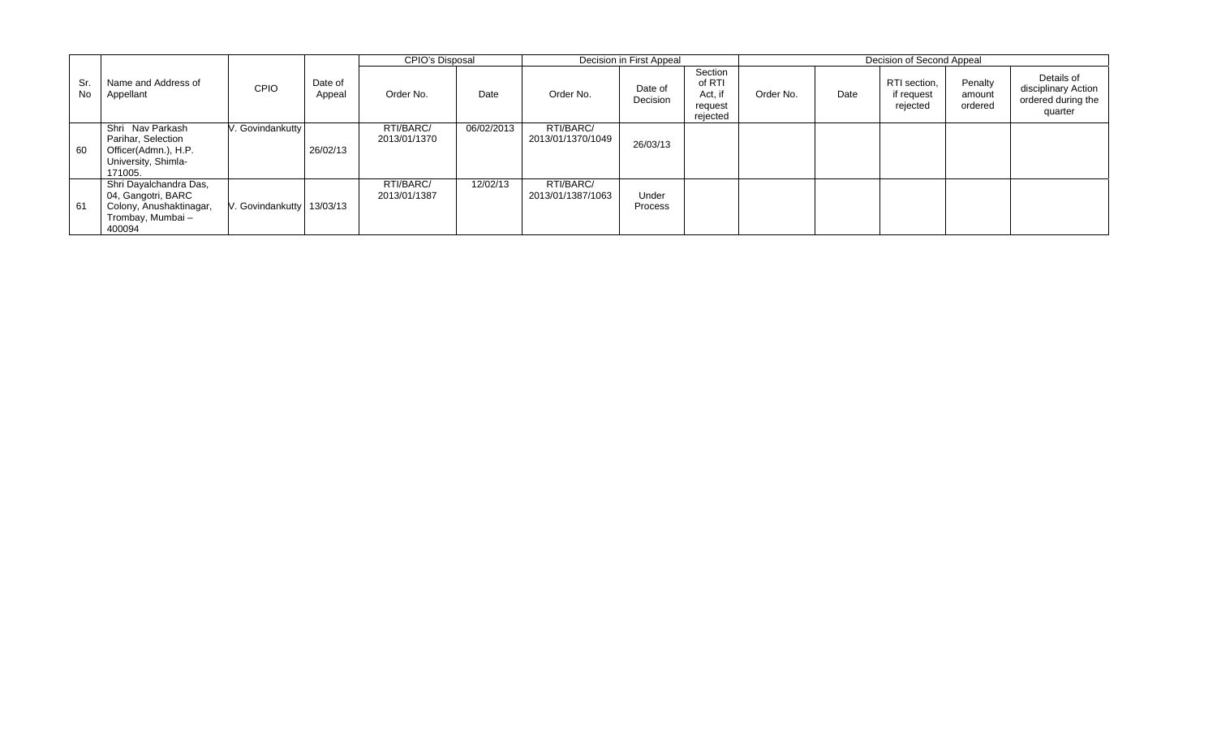| Sr. No | Name and Address of Appellant | CPIO | Date of Appeal | CPIO's Disposal | | Decision in First Appeal | | | Decision of Second Appeal | | | | |
|---|---|---|---|---|---|---|---|---|---|---|---|---|---|
| | | | | Order No. | Date | Order No. | Date of Decision | Section of RTI Act, if request rejected | Order No. | Date | RTI section, if request rejected | Penalty amount ordered | Details of disciplinary Action ordered during the quarter |
| 60 | Shri Nav Parkash Parihar, Selection Officer(Admn.), H.P. University, Shimla-171005. | V. Govindankutty | 26/02/13 | RTI/BARC/ 2013/01/1370 | 06/02/2013 | RTI/BARC/ 2013/01/1370/1049 | 26/03/13 | | | | | | |
| 61 | Shri Dayalchandra Das, 04, Gangotri, BARC Colony, Anushaktinagar, Trombay, Mumbai – 400094 | V. Govindankutty | 13/03/13 | RTI/BARC/ 2013/01/1387 | 12/02/13 | RTI/BARC/ 2013/01/1387/1063 | Under Process | | | | | | |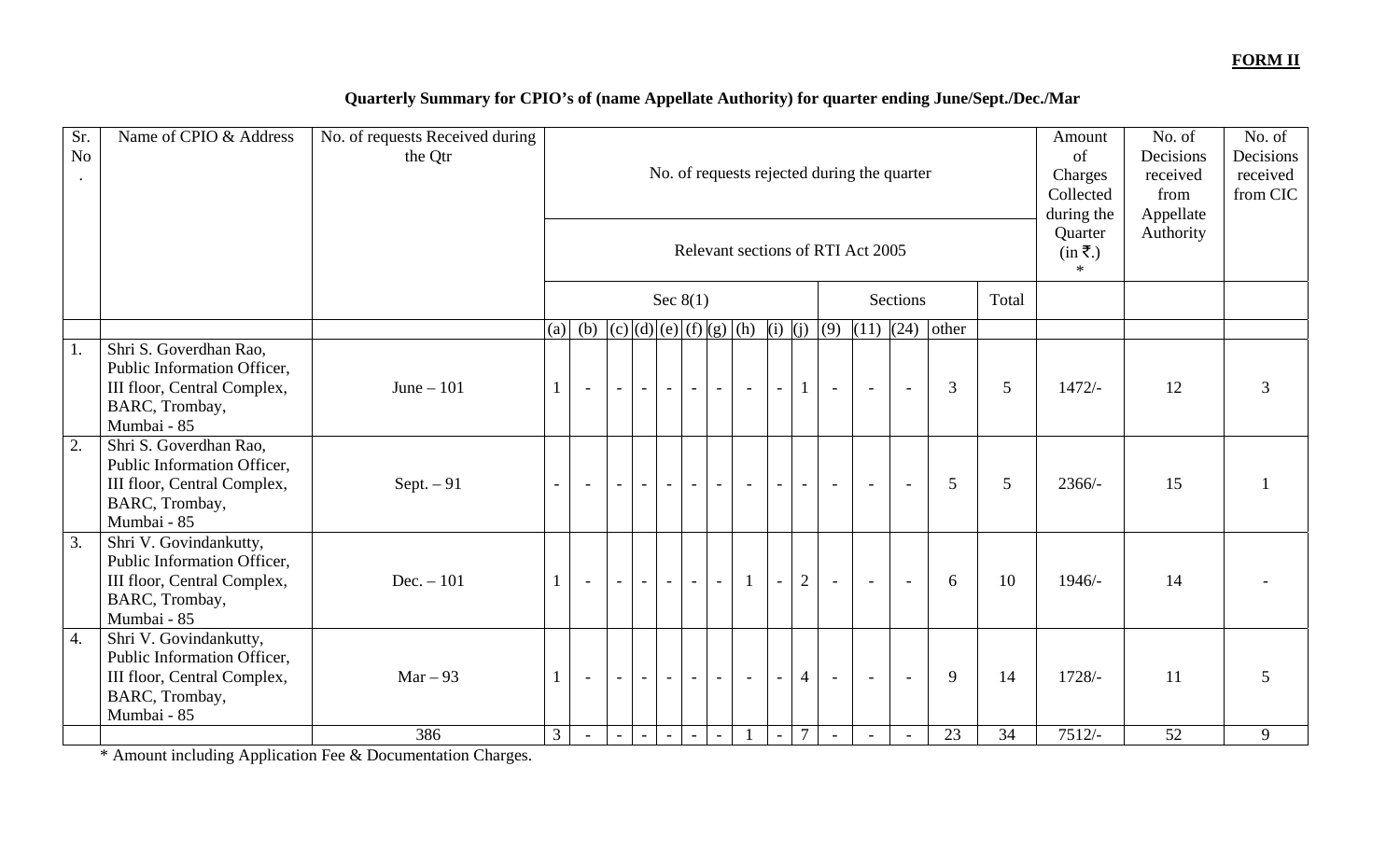**FORM II**

**Quarterly Summary for CPIO's of (name Appellate Authority) for quarter ending June/Sept./Dec./Mar**

| Sr. No. | Name of CPIO & Address | No. of requests Received during the Qtr | No. of requests rejected during the quarter | | | | | | | | | | | | | | | Amount of Charges Collected during the Quarter (in ₹.) * | No. of Decisions received from Appellate Authority | No. of Decisions received from CIC |
|---|---|---|---|---|---|---|---|---|---|---|---|---|---|---|---|---|---|---|---|---|
| | | | Relevant sections of RTI Act 2005 | | | | | | | | | | | | | | | | | |
| | | | Sec 8(1) | | | | | | | | | | Sections | | | | Total | | | |
| | | | (a) | (b) | (c) | (d) | (e) | (f) | (g) | (h) | (i) | (j) | (9) | (11) | (24) | other | | | | |
| 1. | Shri S. Goverdhan Rao, Public Information Officer, III floor, Central Complex, BARC, Trombay, Mumbai - 85 | June – 101 | 1 | - | - | - | - | - | - | - | - | 1 | - | - | - | 3 | 5 | 1472/- | 12 | 3 |
| 2. | Shri S. Goverdhan Rao, Public Information Officer, III floor, Central Complex, BARC, Trombay, Mumbai - 85 | Sept. – 91 | - | - | - | - | - | - | - | - | - | - | - | - | - | 5 | 5 | 2366/- | 15 | 1 |
| 3. | Shri V. Govindankutty, Public Information Officer, III floor, Central Complex, BARC, Trombay, Mumbai - 85 | Dec. – 101 | 1 | - | - | - | - | - | - | 1 | - | 2 | - | - | - | 6 | 10 | 1946/- | 14 | - |
| 4. | Shri V. Govindankutty, Public Information Officer, III floor, Central Complex, BARC, Trombay, Mumbai - 85 | Mar – 93 | 1 | - | - | - | - | - | - | - | - | 4 | - | - | - | 9 | 14 | 1728/- | 11 | 5 |
| | | 386 | 3 | - | - | - | - | - | - | 1 | - | 7 | - | - | - | 23 | 34 | 7512/- | 52 | 9 |

\* Amount including Application Fee & Documentation Charges.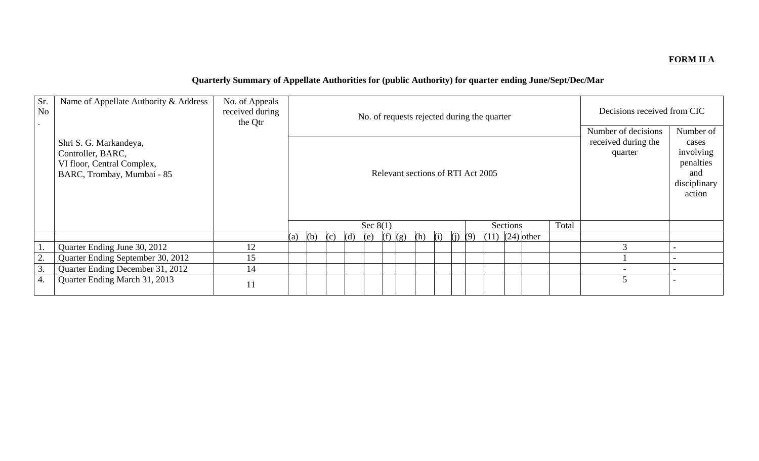**FORM II A**

**Quarterly Summary of Appellate Authorities for (public Authority) for quarter ending June/Sept/Dec/Mar**

| Sr. No. | Name of Appellate Authority & Address<br><br>Shri S. G. Markandeya,<br>Controller, BARC,<br>VI floor, Central Complex,<br>BARC, Trombay, Mumbai - 85 | No. of Appeals received during the Qtr | No. of requests rejected during the quarter | | | | | | | | | | | | | | | Decisions received from CIC | |
|---|---|---|---|---|---|---|---|---|---|---|---|---|---|---|---|---|---|---|---|
| | | | Relevant sections of RTI Act 2005 | | | | | | | | | | | | | | | Number of decisions received during the quarter | Number of cases involving penalties and disciplinary action |
| | | | Sec 8(1) | | | | | | | | | | Sections | | | | Total | | |
| | | | (a) | (b) | (c) | (d) | (e) | (f) | (g) | (h) | (i) | (j) | (9) | (11) | (24) | other | | | |
| 1. | Quarter Ending June 30, 2012 | 12 | | | | | | | | | | | | | | | | 3 | - |
| 2. | Quarter Ending September 30, 2012 | 15 | | | | | | | | | | | | | | | | 1 | - |
| 3. | Quarter Ending December 31, 2012 | 14 | | | | | | | | | | | | | | | | - | - |
| 4. | Quarter Ending March 31, 2013 | 11 | | | | | | | | | | | | | | | | 5 | - |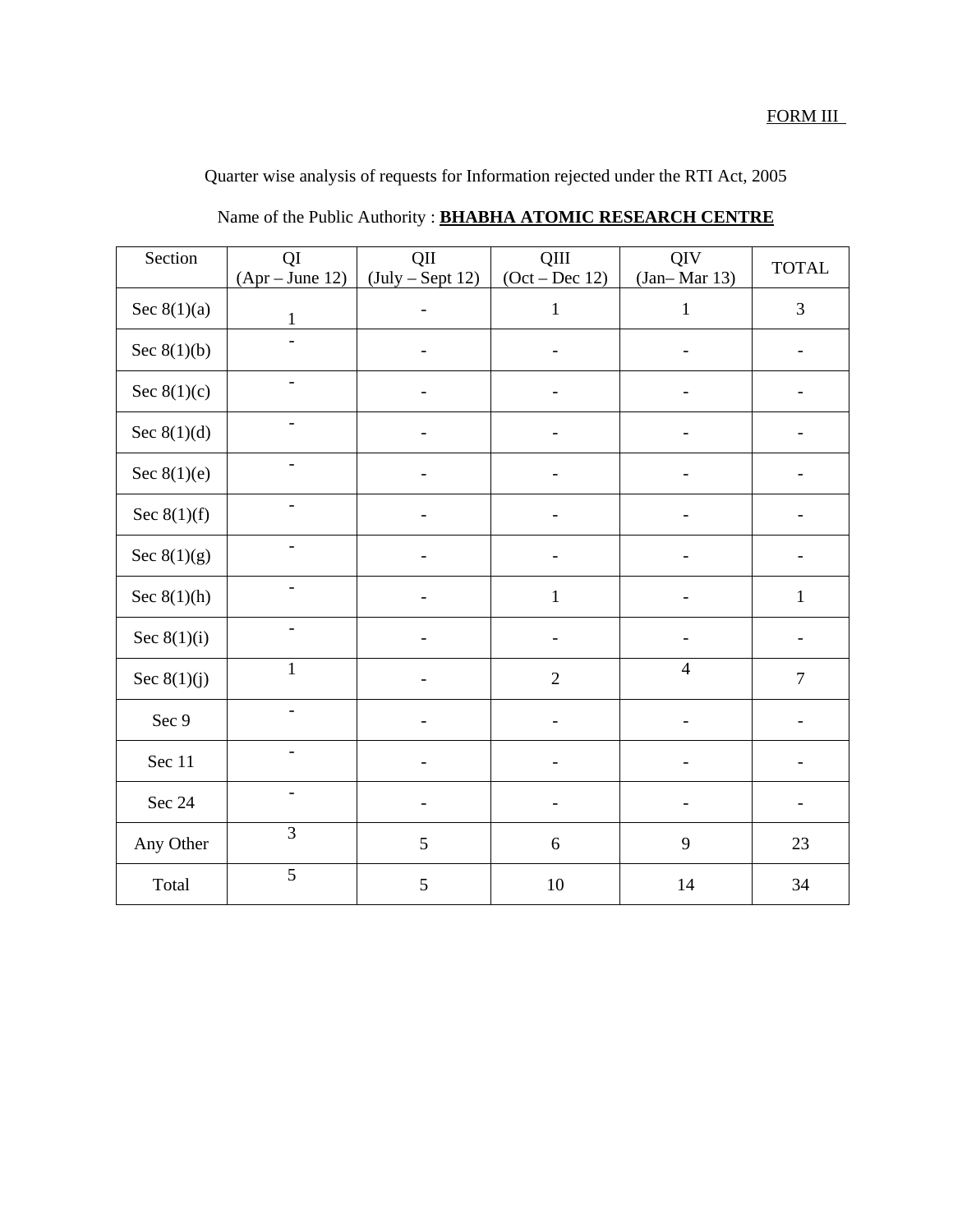FORM III

Quarter wise analysis of requests for Information rejected under the RTI Act, 2005

Name of the Public Authority : **BHABHA ATOMIC RESEARCH CENTRE**

| Section | QI (Apr – June 12) | QII (July – Sept 12) | QIII (Oct – Dec 12) | QIV (Jan– Mar 13) | TOTAL |
|---|---|---|---|---|---|
| Sec 8(1)(a) | 1 | - | 1 | 1 | 3 |
| Sec 8(1)(b) | - | - | - | - | - |
| Sec 8(1)(c) | - | - | - | - | - |
| Sec 8(1)(d) | - | - | - | - | - |
| Sec 8(1)(e) | - | - | - | - | - |
| Sec 8(1)(f) | - | - | - | - | - |
| Sec 8(1)(g) | - | - | - | - | - |
| Sec 8(1)(h) | - | - | 1 | - | 1 |
| Sec 8(1)(i) | - | - | - | - | - |
| Sec 8(1)(j) | 1 | - | 2 | 4 | 7 |
| Sec 9 | - | - | - | - | - |
| Sec 11 | - | - | - | - | - |
| Sec 24 | - | - | - | - | - |
| Any Other | 3 | 5 | 6 | 9 | 23 |
| Total | 5 | 5 | 10 | 14 | 34 |